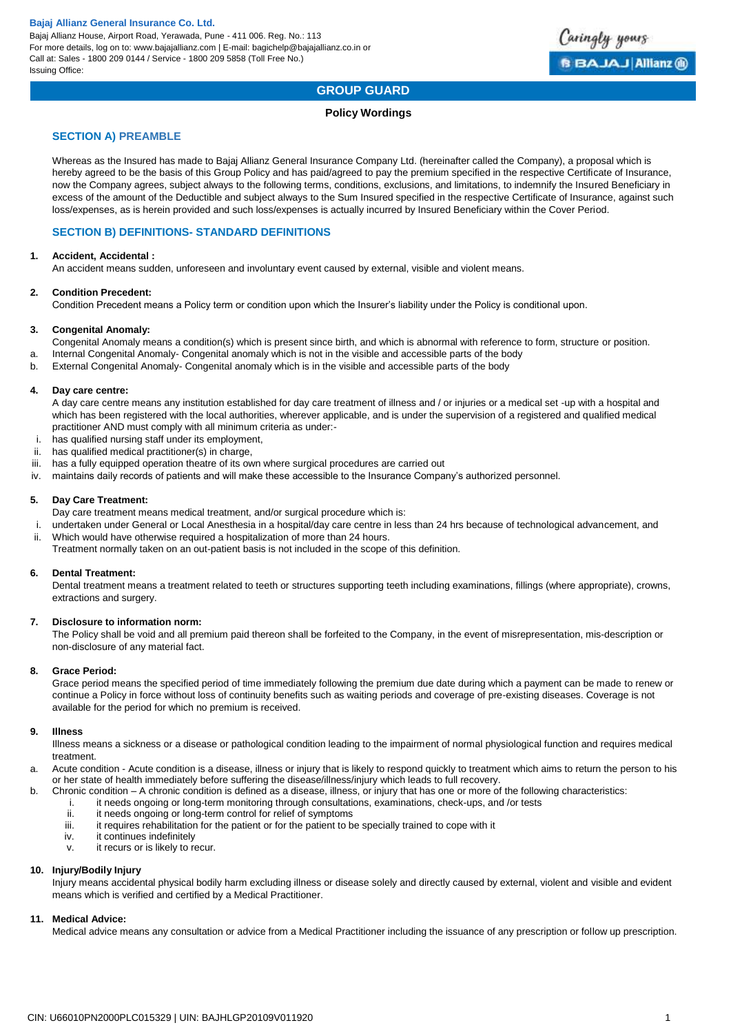**Bajaj Allianz General Insurance Co. Ltd.**
Bajaj Allianz House, Airport Road, Yerawada, Pune - 411 006. Reg. No.: 113
For more details, log on to: www.bajajallianz.com | E-mail: bagichelp@bajajallianz.co.in or
Call at: Sales - 1800 209 0144 / Service - 1800 209 5858 (Toll Free No.)
Issuing Office:

# GROUP GUARD

**Policy Wordings**

## SECTION A) PREAMBLE

Whereas as the Insured has made to Bajaj Allianz General Insurance Company Ltd. (hereinafter called the Company), a proposal which is hereby agreed to be the basis of this Group Policy and has paid/agreed to pay the premium specified in the respective Certificate of Insurance, now the Company agrees, subject always to the following terms, conditions, exclusions, and limitations, to indemnify the Insured Beneficiary in excess of the amount of the Deductible and subject always to the Sum Insured specified in the respective Certificate of Insurance, against such loss/expenses, as is herein provided and such loss/expenses is actually incurred by Insured Beneficiary within the Cover Period.

## SECTION B) DEFINITIONS- STANDARD DEFINITIONS

**1. Accident, Accidental :**
An accident means sudden, unforeseen and involuntary event caused by external, visible and violent means.

**2. Condition Precedent:**
Condition Precedent means a Policy term or condition upon which the Insurer's liability under the Policy is conditional upon.

**3. Congenital Anomaly:**
Congenital Anomaly means a condition(s) which is present since birth, and which is abnormal with reference to form, structure or position.

a. Internal Congenital Anomaly- Congenital anomaly which is not in the visible and accessible parts of the body
b. External Congenital Anomaly- Congenital anomaly which is in the visible and accessible parts of the body

**4. Day care centre:**
A day care centre means any institution established for day care treatment of illness and / or injuries or a medical set -up with a hospital and which has been registered with the local authorities, wherever applicable, and is under the supervision of a registered and qualified medical practitioner AND must comply with all minimum criteria as under:-

i. has qualified nursing staff under its employment,
ii. has qualified medical practitioner(s) in charge,
iii. has a fully equipped operation theatre of its own where surgical procedures are carried out
iv. maintains daily records of patients and will make these accessible to the Insurance Company's authorized personnel.

**5. Day Care Treatment:**
Day care treatment means medical treatment, and/or surgical procedure which is:

i. undertaken under General or Local Anesthesia in a hospital/day care centre in less than 24 hrs because of technological advancement, and
ii. Which would have otherwise required a hospitalization of more than 24 hours.

Treatment normally taken on an out-patient basis is not included in the scope of this definition.

**6. Dental Treatment:**
Dental treatment means a treatment related to teeth or structures supporting teeth including examinations, fillings (where appropriate), crowns, extractions and surgery.

**7. Disclosure to information norm:**
The Policy shall be void and all premium paid thereon shall be forfeited to the Company, in the event of misrepresentation, mis-description or non-disclosure of any material fact.

**8. Grace Period:**
Grace period means the specified period of time immediately following the premium due date during which a payment can be made to renew or continue a Policy in force without loss of continuity benefits such as waiting periods and coverage of pre-existing diseases. Coverage is not available for the period for which no premium is received.

**9. Illness**
Illness means a sickness or a disease or pathological condition leading to the impairment of normal physiological function and requires medical treatment.

a. Acute condition - Acute condition is a disease, illness or injury that is likely to respond quickly to treatment which aims to return the person to his or her state of health immediately before suffering the disease/illness/injury which leads to full recovery.
b. Chronic condition – A chronic condition is defined as a disease, illness, or injury that has one or more of the following characteristics:
   i. it needs ongoing or long-term monitoring through consultations, examinations, check-ups, and /or tests
   ii. it needs ongoing or long-term control for relief of symptoms
   iii. it requires rehabilitation for the patient or for the patient to be specially trained to cope with it
   iv. it continues indefinitely
   v. it recurs or is likely to recur.

**10. Injury/Bodily Injury**
Injury means accidental physical bodily harm excluding illness or disease solely and directly caused by external, violent and visible and evident means which is verified and certified by a Medical Practitioner.

**11. Medical Advice:**
Medical advice means any consultation or advice from a Medical Practitioner including the issuance of any prescription or follow up prescription.

CIN: U66010PN2000PLC015329 | UIN: BAJHLGP20109V011920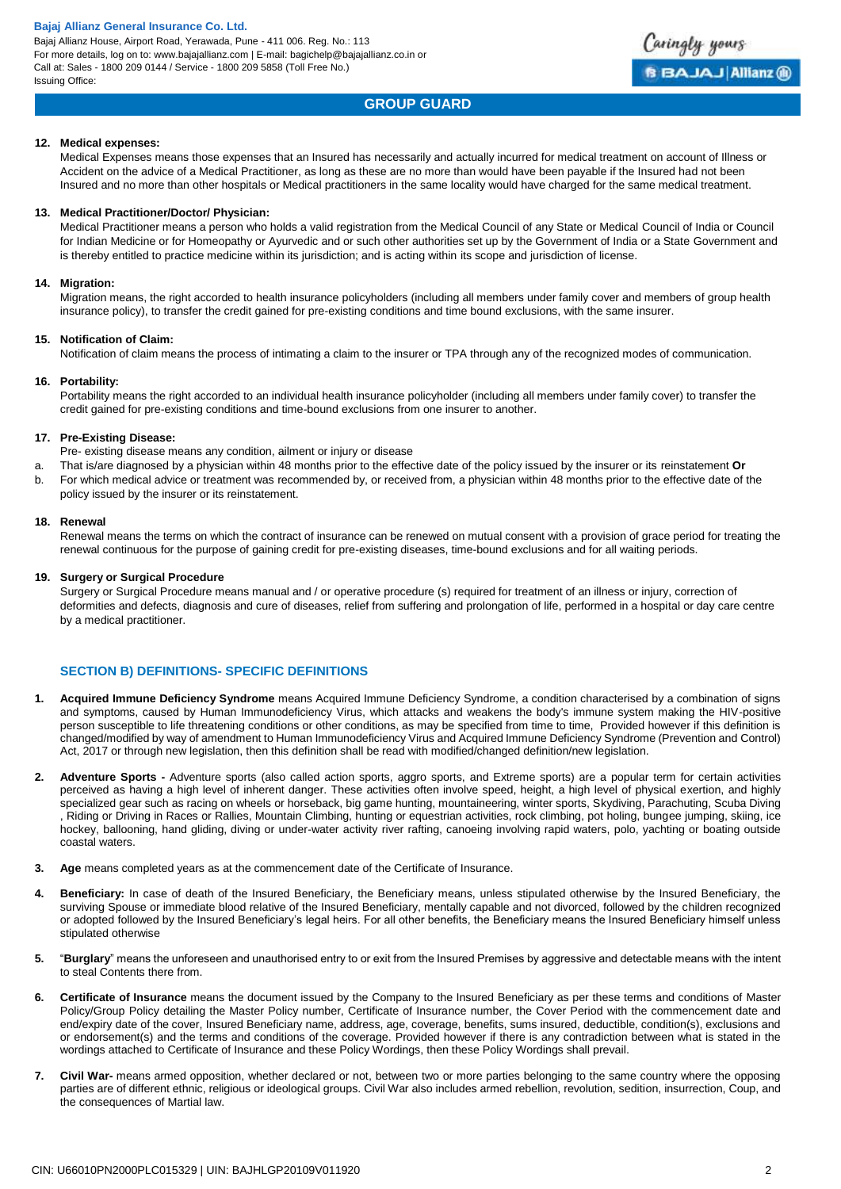**12. Medical expenses:**

Medical Expenses means those expenses that an Insured has necessarily and actually incurred for medical treatment on account of Illness or Accident on the advice of a Medical Practitioner, as long as these are no more than would have been payable if the Insured had not been Insured and no more than other hospitals or Medical practitioners in the same locality would have charged for the same medical treatment.

**13. Medical Practitioner/Doctor/ Physician:**

Medical Practitioner means a person who holds a valid registration from the Medical Council of any State or Medical Council of India or Council for Indian Medicine or for Homeopathy or Ayurvedic and or such other authorities set up by the Government of India or a State Government and is thereby entitled to practice medicine within its jurisdiction; and is acting within its scope and jurisdiction of license.

**14. Migration:**

Migration means, the right accorded to health insurance policyholders (including all members under family cover and members of group health insurance policy), to transfer the credit gained for pre-existing conditions and time bound exclusions, with the same insurer.

**15. Notification of Claim:**

Notification of claim means the process of intimating a claim to the insurer or TPA through any of the recognized modes of communication.

**16. Portability:**

Portability means the right accorded to an individual health insurance policyholder (including all members under family cover) to transfer the credit gained for pre-existing conditions and time-bound exclusions from one insurer to another.

**17. Pre-Existing Disease:**

Pre- existing disease means any condition, ailment or injury or disease

a. That is/are diagnosed by a physician within 48 months prior to the effective date of the policy issued by the insurer or its reinstatement **Or**
b. For which medical advice or treatment was recommended by, or received from, a physician within 48 months prior to the effective date of the policy issued by the insurer or its reinstatement.

**18. Renewal**

Renewal means the terms on which the contract of insurance can be renewed on mutual consent with a provision of grace period for treating the renewal continuous for the purpose of gaining credit for pre-existing diseases, time-bound exclusions and for all waiting periods.

**19. Surgery or Surgical Procedure**

Surgery or Surgical Procedure means manual and / or operative procedure (s) required for treatment of an illness or injury, correction of deformities and defects, diagnosis and cure of diseases, relief from suffering and prolongation of life, performed in a hospital or day care centre by a medical practitioner.

## SECTION B) DEFINITIONS- SPECIFIC DEFINITIONS

1. **Acquired Immune Deficiency Syndrome** means Acquired Immune Deficiency Syndrome, a condition characterised by a combination of signs and symptoms, caused by Human Immunodeficiency Virus, which attacks and weakens the body's immune system making the HIV-positive person susceptible to life threatening conditions or other conditions, as may be specified from time to time, Provided however if this definition is changed/modified by way of amendment to Human Immunodeficiency Virus and Acquired Immune Deficiency Syndrome (Prevention and Control) Act, 2017 or through new legislation, then this definition shall be read with modified/changed definition/new legislation.

2. **Adventure Sports -** Adventure sports (also called action sports, aggro sports, and Extreme sports) are a popular term for certain activities perceived as having a high level of inherent danger. These activities often involve speed, height, a high level of physical exertion, and highly specialized gear such as racing on wheels or horseback, big game hunting, mountaineering, winter sports, Skydiving, Parachuting, Scuba Diving , Riding or Driving in Races or Rallies, Mountain Climbing, hunting or equestrian activities, rock climbing, pot holing, bungee jumping, skiing, ice hockey, ballooning, hand gliding, diving or under-water activity river rafting, canoeing involving rapid waters, polo, yachting or boating outside coastal waters.

3. **Age** means completed years as at the commencement date of the Certificate of Insurance.

4. **Beneficiary:** In case of death of the Insured Beneficiary, the Beneficiary means, unless stipulated otherwise by the Insured Beneficiary, the surviving Spouse or immediate blood relative of the Insured Beneficiary, mentally capable and not divorced, followed by the children recognized or adopted followed by the Insured Beneficiary's legal heirs. For all other benefits, the Beneficiary means the Insured Beneficiary himself unless stipulated otherwise

5. "**Burglary**" means the unforeseen and unauthorised entry to or exit from the Insured Premises by aggressive and detectable means with the intent to steal Contents there from.

6. **Certificate of Insurance** means the document issued by the Company to the Insured Beneficiary as per these terms and conditions of Master Policy/Group Policy detailing the Master Policy number, Certificate of Insurance number, the Cover Period with the commencement date and end/expiry date of the cover, Insured Beneficiary name, address, age, coverage, benefits, sums insured, deductible, condition(s), exclusions and or endorsement(s) and the terms and conditions of the coverage. Provided however if there is any contradiction between what is stated in the wordings attached to Certificate of Insurance and these Policy Wordings, then these Policy Wordings shall prevail.

7. **Civil War-** means armed opposition, whether declared or not, between two or more parties belonging to the same country where the opposing parties are of different ethnic, religious or ideological groups. Civil War also includes armed rebellion, revolution, sedition, insurrection, Coup, and the consequences of Martial law.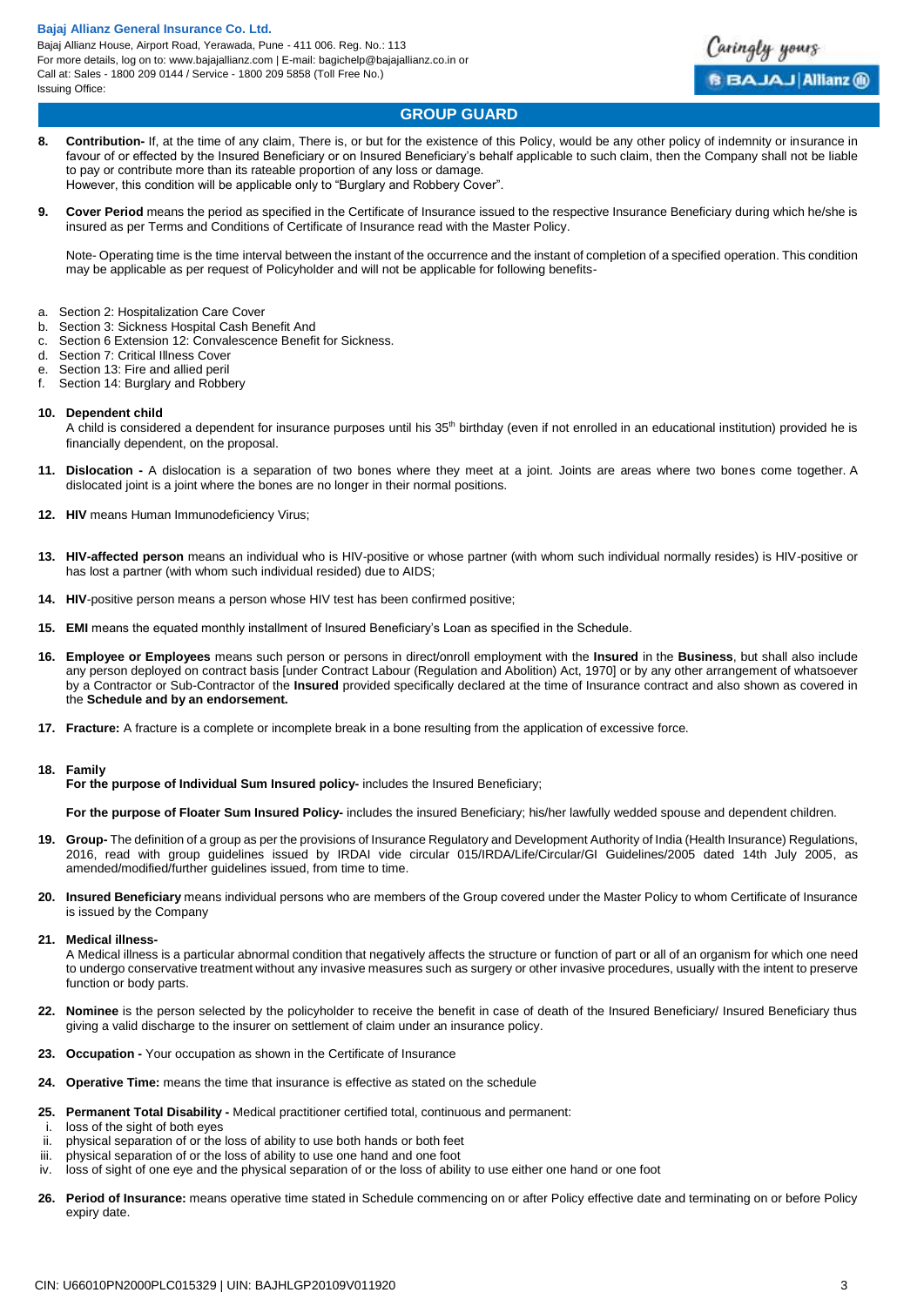## GROUP GUARD

8. **Contribution-** If, at the time of any claim, There is, or but for the existence of this Policy, would be any other policy of indemnity or insurance in favour of or effected by the Insured Beneficiary or on Insured Beneficiary's behalf applicable to such claim, then the Company shall not be liable to pay or contribute more than its rateable proportion of any loss or damage.
   However, this condition will be applicable only to "Burglary and Robbery Cover".

9. **Cover Period** means the period as specified in the Certificate of Insurance issued to the respective Insurance Beneficiary during which he/she is insured as per Terms and Conditions of Certificate of Insurance read with the Master Policy.

   Note- Operating time is the time interval between the instant of the occurrence and the instant of completion of a specified operation. This condition may be applicable as per request of Policyholder and will not be applicable for following benefits-

a. Section 2: Hospitalization Care Cover
b. Section 3: Sickness Hospital Cash Benefit And
c. Section 6 Extension 12: Convalescence Benefit for Sickness.
d. Section 7: Critical Illness Cover
e. Section 13: Fire and allied peril
f. Section 14: Burglary and Robbery

10. **Dependent child**
    A child is considered a dependent for insurance purposes until his 35th birthday (even if not enrolled in an educational institution) provided he is financially dependent, on the proposal.

11. **Dislocation -** A dislocation is a separation of two bones where they meet at a joint. Joints are areas where two bones come together. A dislocated joint is a joint where the bones are no longer in their normal positions.

12. **HIV** means Human Immunodeficiency Virus;

13. **HIV-affected person** means an individual who is HIV-positive or whose partner (with whom such individual normally resides) is HIV-positive or has lost a partner (with whom such individual resided) due to AIDS;

14. **HIV**-positive person means a person whose HIV test has been confirmed positive;

15. **EMI** means the equated monthly installment of Insured Beneficiary's Loan as specified in the Schedule.

16. **Employee or Employees** means such person or persons in direct/onroll employment with the **Insured** in the **Business**, but shall also include any person deployed on contract basis [under Contract Labour (Regulation and Abolition) Act, 1970] or by any other arrangement of whatsoever by a Contractor or Sub-Contractor of the **Insured** provided specifically declared at the time of Insurance contract and also shown as covered in the **Schedule and by an endorsement.**

17. **Fracture:** A fracture is a complete or incomplete break in a bone resulting from the application of excessive force.

18. **Family**
    **For the purpose of Individual Sum Insured policy-** includes the Insured Beneficiary;

    **For the purpose of Floater Sum Insured Policy-** includes the insured Beneficiary; his/her lawfully wedded spouse and dependent children.

19. **Group-** The definition of a group as per the provisions of Insurance Regulatory and Development Authority of India (Health Insurance) Regulations, 2016, read with group guidelines issued by IRDAI vide circular 015/IRDA/Life/Circular/GI Guidelines/2005 dated 14th July 2005, as amended/modified/further guidelines issued, from time to time.

20. **Insured Beneficiary** means individual persons who are members of the Group covered under the Master Policy to whom Certificate of Insurance is issued by the Company

21. **Medical illness-**
    A Medical illness is a particular abnormal condition that negatively affects the structure or function of part or all of an organism for which one need to undergo conservative treatment without any invasive measures such as surgery or other invasive procedures, usually with the intent to preserve function or body parts.

22. **Nominee** is the person selected by the policyholder to receive the benefit in case of death of the Insured Beneficiary/ Insured Beneficiary thus giving a valid discharge to the insurer on settlement of claim under an insurance policy.

23. **Occupation -** Your occupation as shown in the Certificate of Insurance

24. **Operative Time:** means the time that insurance is effective as stated on the schedule

25. **Permanent Total Disability -** Medical practitioner certified total, continuous and permanent:
    i. loss of the sight of both eyes
    ii. physical separation of or the loss of ability to use both hands or both feet
    iii. physical separation of or the loss of ability to use one hand and one foot
    iv. loss of sight of one eye and the physical separation of or the loss of ability to use either one hand or one foot

26. **Period of Insurance:** means operative time stated in Schedule commencing on or after Policy effective date and terminating on or before Policy expiry date.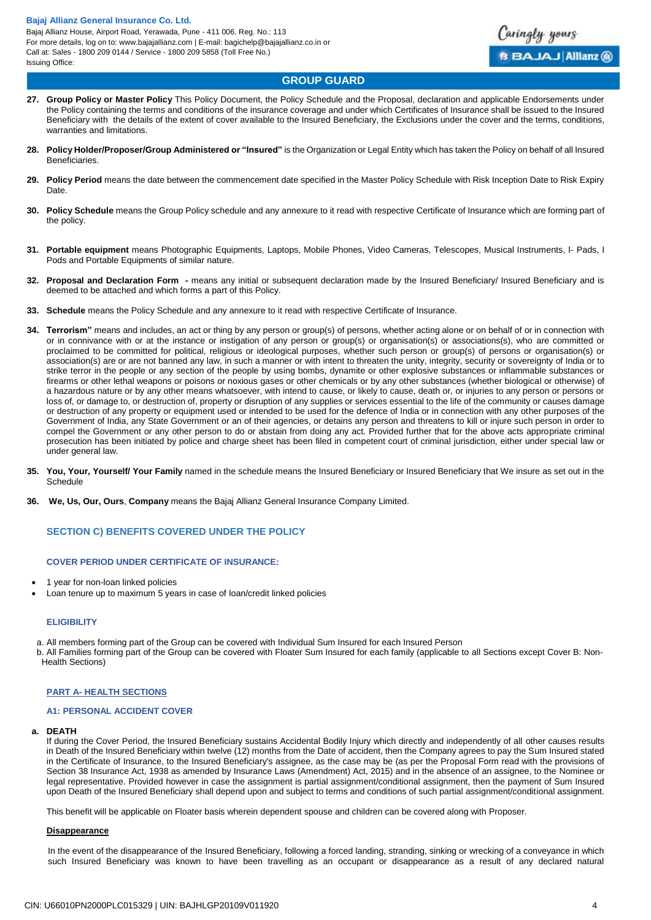27. **Group Policy or Master Policy** This Policy Document, the Policy Schedule and the Proposal, declaration and applicable Endorsements under the Policy containing the terms and conditions of the insurance coverage and under which Certificates of Insurance shall be issued to the Insured Beneficiary with the details of the extent of cover available to the Insured Beneficiary, the Exclusions under the cover and the terms, conditions, warranties and limitations.

28. **Policy Holder/Proposer/Group Administered or "Insured"** is the Organization or Legal Entity which has taken the Policy on behalf of all Insured Beneficiaries.

29. **Policy Period** means the date between the commencement date specified in the Master Policy Schedule with Risk Inception Date to Risk Expiry Date.

30. **Policy Schedule** means the Group Policy schedule and any annexure to it read with respective Certificate of Insurance which are forming part of the policy.

31. **Portable equipment** means Photographic Equipments, Laptops, Mobile Phones, Video Cameras, Telescopes, Musical Instruments, I- Pads, I Pods and Portable Equipments of similar nature.

32. **Proposal and Declaration Form -** means any initial or subsequent declaration made by the Insured Beneficiary/ Insured Beneficiary and is deemed to be attached and which forms a part of this Policy.

33. **Schedule** means the Policy Schedule and any annexure to it read with respective Certificate of Insurance.

34. **Terrorism"** means and includes, an act or thing by any person or group(s) of persons, whether acting alone or on behalf of or in connection with or in connivance with or at the instance or instigation of any person or group(s) or organisation(s) or associations(s), who are committed or proclaimed to be committed for political, religious or ideological purposes, whether such person or group(s) of persons or organisation(s) or association(s) are or are not banned any law, in such a manner or with intent to threaten the unity, integrity, security or sovereignty of India or to strike terror in the people or any section of the people by using bombs, dynamite or other explosive substances or inflammable substances or firearms or other lethal weapons or poisons or noxious gases or other chemicals or by any other substances (whether biological or otherwise) of a hazardous nature or by any other means whatsoever, with intend to cause, or likely to cause, death or, or injuries to any person or persons or loss of, or damage to, or destruction of, property or disruption of any supplies or services essential to the life of the community or causes damage or destruction of any property or equipment used or intended to be used for the defence of India or in connection with any other purposes of the Government of India, any State Government or an of their agencies, or detains any person and threatens to kill or injure such person in order to compel the Government or any other person to do or abstain from doing any act. Provided further that for the above acts appropriate criminal prosecution has been initiated by police and charge sheet has been filed in competent court of criminal jurisdiction, either under special law or under general law.

35. **You, Your, Yourself/ Your Family** named in the schedule means the Insured Beneficiary or Insured Beneficiary that We insure as set out in the Schedule

36. **We, Us, Our, Ours**, **Company** means the Bajaj Allianz General Insurance Company Limited.

## SECTION C) BENEFITS COVERED UNDER THE POLICY

### COVER PERIOD UNDER CERTIFICATE OF INSURANCE:

- 1 year for non-loan linked policies
- Loan tenure up to maximum 5 years in case of loan/credit linked policies

### ELIGIBILITY

a. All members forming part of the Group can be covered with Individual Sum Insured for each Insured Person
b. All Families forming part of the Group can be covered with Floater Sum Insured for each family (applicable to all Sections except Cover B: Non-Health Sections)

### PART A- HEALTH SECTIONS

### A1: PERSONAL ACCIDENT COVER

**a. DEATH**

If during the Cover Period, the Insured Beneficiary sustains Accidental Bodily Injury which directly and independently of all other causes results in Death of the Insured Beneficiary within twelve (12) months from the Date of accident, then the Company agrees to pay the Sum Insured stated in the Certificate of Insurance, to the Insured Beneficiary's assignee, as the case may be (as per the Proposal Form read with the provisions of Section 38 Insurance Act, 1938 as amended by Insurance Laws (Amendment) Act, 2015) and in the absence of an assignee, to the Nominee or legal representative. Provided however in case the assignment is partial assignment/conditional assignment, then the payment of Sum Insured upon Death of the Insured Beneficiary shall depend upon and subject to terms and conditions of such partial assignment/conditional assignment.

This benefit will be applicable on Floater basis wherein dependent spouse and children can be covered along with Proposer.

**Disappearance**

In the event of the disappearance of the Insured Beneficiary, following a forced landing, stranding, sinking or wrecking of a conveyance in which such Insured Beneficiary was known to have been travelling as an occupant or disappearance as a result of any declared natural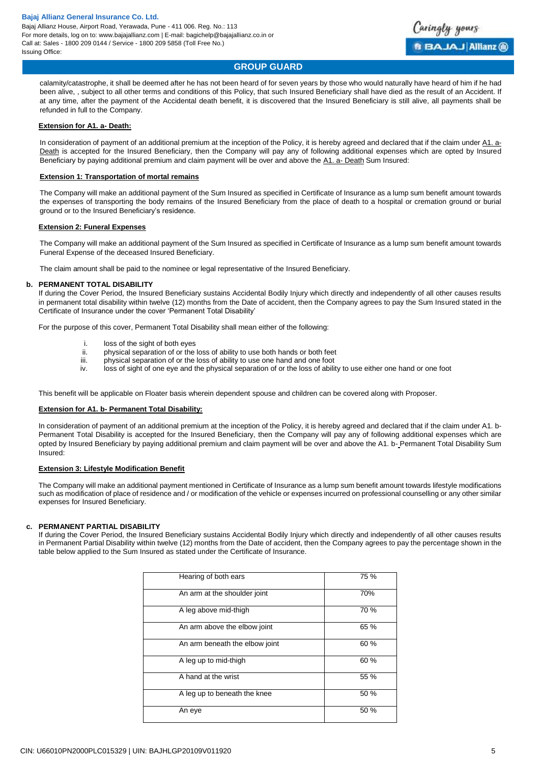calamity/catastrophe, it shall be deemed after he has not been heard of for seven years by those who would naturally have heard of him if he had been alive, , subject to all other terms and conditions of this Policy, that such Insured Beneficiary shall have died as the result of an Accident. If at any time, after the payment of the Accidental death benefit, it is discovered that the Insured Beneficiary is still alive, all payments shall be refunded in full to the Company.

**Extension for A1. a- Death:**

In consideration of payment of an additional premium at the inception of the Policy, it is hereby agreed and declared that if the claim under A1. a- Death is accepted for the Insured Beneficiary, then the Company will pay any of following additional expenses which are opted by Insured Beneficiary by paying additional premium and claim payment will be over and above the A1. a- Death Sum Insured:

**Extension 1: Transportation of mortal remains**

The Company will make an additional payment of the Sum Insured as specified in Certificate of Insurance as a lump sum benefit amount towards the expenses of transporting the body remains of the Insured Beneficiary from the place of death to a hospital or cremation ground or burial ground or to the Insured Beneficiary's residence.

**Extension 2: Funeral Expenses**

The Company will make an additional payment of the Sum Insured as specified in Certificate of Insurance as a lump sum benefit amount towards Funeral Expense of the deceased Insured Beneficiary.

The claim amount shall be paid to the nominee or legal representative of the Insured Beneficiary.

**b. PERMANENT TOTAL DISABILITY**

If during the Cover Period, the Insured Beneficiary sustains Accidental Bodily Injury which directly and independently of all other causes results in permanent total disability within twelve (12) months from the Date of accident, then the Company agrees to pay the Sum Insured stated in the Certificate of Insurance under the cover 'Permanent Total Disability'

For the purpose of this cover, Permanent Total Disability shall mean either of the following:

i. loss of the sight of both eyes
ii. physical separation of or the loss of ability to use both hands or both feet
iii. physical separation of or the loss of ability to use one hand and one foot
iv. loss of sight of one eye and the physical separation of or the loss of ability to use either one hand or one foot

This benefit will be applicable on Floater basis wherein dependent spouse and children can be covered along with Proposer.

**Extension for A1. b- Permanent Total Disability:**

In consideration of payment of an additional premium at the inception of the Policy, it is hereby agreed and declared that if the claim under A1. b- Permanent Total Disability is accepted for the Insured Beneficiary, then the Company will pay any of following additional expenses which are opted by Insured Beneficiary by paying additional premium and claim payment will be over and above the A1. b- Permanent Total Disability Sum Insured:

**Extension 3: Lifestyle Modification Benefit**

The Company will make an additional payment mentioned in Certificate of Insurance as a lump sum benefit amount towards lifestyle modifications such as modification of place of residence and / or modification of the vehicle or expenses incurred on professional counselling or any other similar expenses for Insured Beneficiary.

**c. PERMANENT PARTIAL DISABILITY**

If during the Cover Period, the Insured Beneficiary sustains Accidental Bodily Injury which directly and independently of all other causes results in Permanent Partial Disability within twelve (12) months from the Date of accident, then the Company agrees to pay the percentage shown in the table below applied to the Sum Insured as stated under the Certificate of Insurance.

| | |
|---|---|
| Hearing of both ears | 75 % |
| An arm at the shoulder joint | 70% |
| A leg above mid-thigh | 70 % |
| An arm above the elbow joint | 65 % |
| An arm beneath the elbow joint | 60 % |
| A leg up to mid-thigh | 60 % |
| A hand at the wrist | 55 % |
| A leg up to beneath the knee | 50 % |
| An eye | 50 % |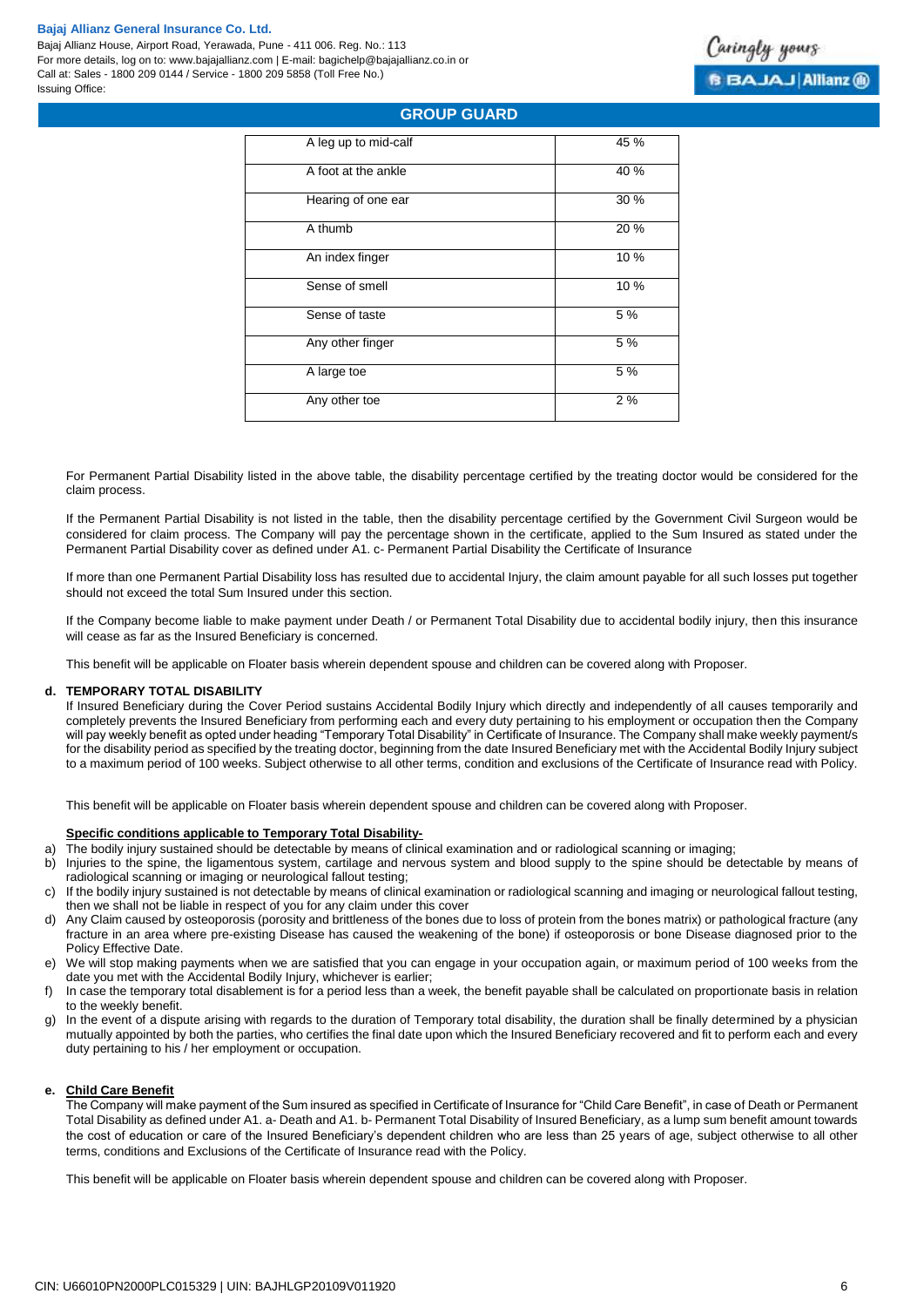| A leg up to mid-calf | 45 % |
|---|---|
| A foot at the ankle | 40 % |
| Hearing of one ear | 30 % |
| A thumb | 20 % |
| An index finger | 10 % |
| Sense of smell | 10 % |
| Sense of taste | 5 % |
| Any other finger | 5 % |
| A large toe | 5 % |
| Any other toe | 2 % |

For Permanent Partial Disability listed in the above table, the disability percentage certified by the treating doctor would be considered for the claim process.

If the Permanent Partial Disability is not listed in the table, then the disability percentage certified by the Government Civil Surgeon would be considered for claim process. The Company will pay the percentage shown in the certificate, applied to the Sum Insured as stated under the Permanent Partial Disability cover as defined under A1. c- Permanent Partial Disability the Certificate of Insurance

If more than one Permanent Partial Disability loss has resulted due to accidental Injury, the claim amount payable for all such losses put together should not exceed the total Sum Insured under this section.

If the Company become liable to make payment under Death / or Permanent Total Disability due to accidental bodily injury, then this insurance will cease as far as the Insured Beneficiary is concerned.

This benefit will be applicable on Floater basis wherein dependent spouse and children can be covered along with Proposer.

**d. TEMPORARY TOTAL DISABILITY**

If Insured Beneficiary during the Cover Period sustains Accidental Bodily Injury which directly and independently of all causes temporarily and completely prevents the Insured Beneficiary from performing each and every duty pertaining to his employment or occupation then the Company will pay weekly benefit as opted under heading "Temporary Total Disability" in Certificate of Insurance. The Company shall make weekly payment/s for the disability period as specified by the treating doctor, beginning from the date Insured Beneficiary met with the Accidental Bodily Injury subject to a maximum period of 100 weeks. Subject otherwise to all other terms, condition and exclusions of the Certificate of Insurance read with Policy.

This benefit will be applicable on Floater basis wherein dependent spouse and children can be covered along with Proposer.

**Specific conditions applicable to Temporary Total Disability-**

a) The bodily injury sustained should be detectable by means of clinical examination and or radiological scanning or imaging;
b) Injuries to the spine, the ligamentous system, cartilage and nervous system and blood supply to the spine should be detectable by means of radiological scanning or imaging or neurological fallout testing;
c) If the bodily injury sustained is not detectable by means of clinical examination or radiological scanning and imaging or neurological fallout testing, then we shall not be liable in respect of you for any claim under this cover
d) Any Claim caused by osteoporosis (porosity and brittleness of the bones due to loss of protein from the bones matrix) or pathological fracture (any fracture in an area where pre-existing Disease has caused the weakening of the bone) if osteoporosis or bone Disease diagnosed prior to the Policy Effective Date.
e) We will stop making payments when we are satisfied that you can engage in your occupation again, or maximum period of 100 weeks from the date you met with the Accidental Bodily Injury, whichever is earlier;
f) In case the temporary total disablement is for a period less than a week, the benefit payable shall be calculated on proportionate basis in relation to the weekly benefit.
g) In the event of a dispute arising with regards to the duration of Temporary total disability, the duration shall be finally determined by a physician mutually appointed by both the parties, who certifies the final date upon which the Insured Beneficiary recovered and fit to perform each and every duty pertaining to his / her employment or occupation.

**e. Child Care Benefit**

The Company will make payment of the Sum insured as specified in Certificate of Insurance for "Child Care Benefit", in case of Death or Permanent Total Disability as defined under A1. a- Death and A1. b- Permanent Total Disability of Insured Beneficiary, as a lump sum benefit amount towards the cost of education or care of the Insured Beneficiary's dependent children who are less than 25 years of age, subject otherwise to all other terms, conditions and Exclusions of the Certificate of Insurance read with the Policy.

This benefit will be applicable on Floater basis wherein dependent spouse and children can be covered along with Proposer.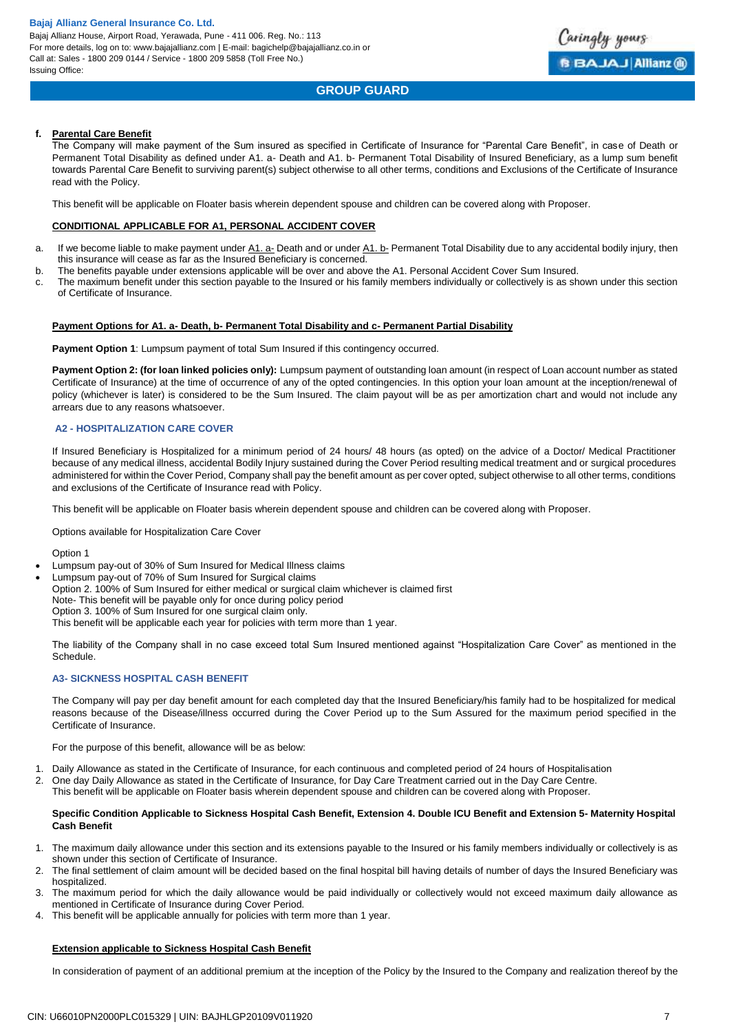**f. Parental Care Benefit**

The Company will make payment of the Sum insured as specified in Certificate of Insurance for "Parental Care Benefit", in case of Death or Permanent Total Disability as defined under A1. a- Death and A1. b- Permanent Total Disability of Insured Beneficiary, as a lump sum benefit towards Parental Care Benefit to surviving parent(s) subject otherwise to all other terms, conditions and Exclusions of the Certificate of Insurance read with the Policy.

This benefit will be applicable on Floater basis wherein dependent spouse and children can be covered along with Proposer.

**CONDITIONAL APPLICABLE FOR A1, PERSONAL ACCIDENT COVER**

a. If we become liable to make payment under A1. a- Death and or under A1. b- Permanent Total Disability due to any accidental bodily injury, then this insurance will cease as far as the Insured Beneficiary is concerned.
b. The benefits payable under extensions applicable will be over and above the A1. Personal Accident Cover Sum Insured.
c. The maximum benefit under this section payable to the Insured or his family members individually or collectively is as shown under this section of Certificate of Insurance.

**Payment Options for A1. a- Death, b- Permanent Total Disability and c- Permanent Partial Disability**

**Payment Option 1**: Lumpsum payment of total Sum Insured if this contingency occurred.

**Payment Option 2: (for loan linked policies only):** Lumpsum payment of outstanding loan amount (in respect of Loan account number as stated Certificate of Insurance) at the time of occurrence of any of the opted contingencies. In this option your loan amount at the inception/renewal of policy (whichever is later) is considered to be the Sum Insured. The claim payout will be as per amortization chart and would not include any arrears due to any reasons whatsoever.

## A2 - HOSPITALIZATION CARE COVER

If Insured Beneficiary is Hospitalized for a minimum period of 24 hours/ 48 hours (as opted) on the advice of a Doctor/ Medical Practitioner because of any medical illness, accidental Bodily Injury sustained during the Cover Period resulting medical treatment and or surgical procedures administered for within the Cover Period, Company shall pay the benefit amount as per cover opted, subject otherwise to all other terms, conditions and exclusions of the Certificate of Insurance read with Policy.

This benefit will be applicable on Floater basis wherein dependent spouse and children can be covered along with Proposer.

Options available for Hospitalization Care Cover

Option 1

- Lumpsum pay-out of 30% of Sum Insured for Medical Illness claims
- Lumpsum pay-out of 70% of Sum Insured for Surgical claims

Option 2. 100% of Sum Insured for either medical or surgical claim whichever is claimed first
Note- This benefit will be payable only for once during policy period
Option 3. 100% of Sum Insured for one surgical claim only.
This benefit will be applicable each year for policies with term more than 1 year.

The liability of the Company shall in no case exceed total Sum Insured mentioned against "Hospitalization Care Cover" as mentioned in the Schedule.

## A3- SICKNESS HOSPITAL CASH BENEFIT

The Company will pay per day benefit amount for each completed day that the Insured Beneficiary/his family had to be hospitalized for medical reasons because of the Disease/illness occurred during the Cover Period up to the Sum Assured for the maximum period specified in the Certificate of Insurance.

For the purpose of this benefit, allowance will be as below:

1. Daily Allowance as stated in the Certificate of Insurance, for each continuous and completed period of 24 hours of Hospitalisation
2. One day Daily Allowance as stated in the Certificate of Insurance, for Day Care Treatment carried out in the Day Care Centre.

This benefit will be applicable on Floater basis wherein dependent spouse and children can be covered along with Proposer.

**Specific Condition Applicable to Sickness Hospital Cash Benefit, Extension 4. Double ICU Benefit and Extension 5- Maternity Hospital Cash Benefit**

1. The maximum daily allowance under this section and its extensions payable to the Insured or his family members individually or collectively is as shown under this section of Certificate of Insurance.
2. The final settlement of claim amount will be decided based on the final hospital bill having details of number of days the Insured Beneficiary was hospitalized.
3. The maximum period for which the daily allowance would be paid individually or collectively would not exceed maximum daily allowance as mentioned in Certificate of Insurance during Cover Period.
4. This benefit will be applicable annually for policies with term more than 1 year.

**Extension applicable to Sickness Hospital Cash Benefit**

In consideration of payment of an additional premium at the inception of the Policy by the Insured to the Company and realization thereof by the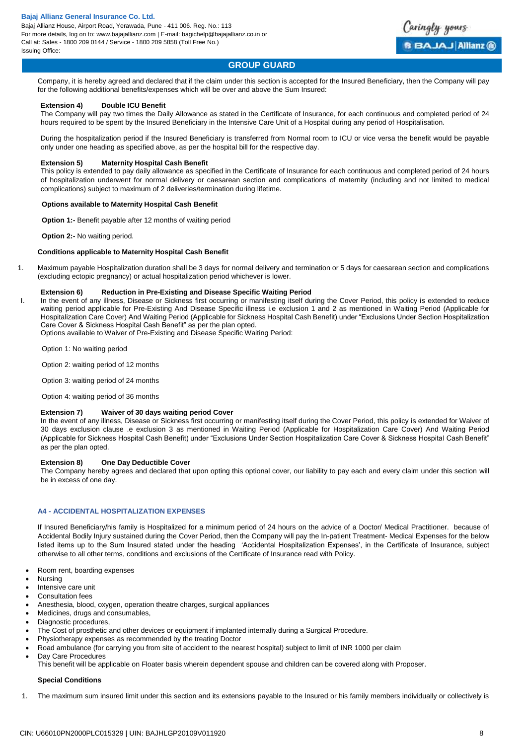Company, it is hereby agreed and declared that if the claim under this section is accepted for the Insured Beneficiary, then the Company will pay for the following additional benefits/expenses which will be over and above the Sum Insured:

**Extension 4) Double ICU Benefit**

The Company will pay two times the Daily Allowance as stated in the Certificate of Insurance, for each continuous and completed period of 24 hours required to be spent by the Insured Beneficiary in the Intensive Care Unit of a Hospital during any period of Hospitalisation.

During the hospitalization period if the Insured Beneficiary is transferred from Normal room to ICU or vice versa the benefit would be payable only under one heading as specified above, as per the hospital bill for the respective day.

**Extension 5) Maternity Hospital Cash Benefit**

This policy is extended to pay daily allowance as specified in the Certificate of Insurance for each continuous and completed period of 24 hours of hospitalization underwent for normal delivery or caesarean section and complications of maternity (including and not limited to medical complications) subject to maximum of 2 deliveries/termination during lifetime.

**Options available to Maternity Hospital Cash Benefit**

**Option 1:-** Benefit payable after 12 months of waiting period

**Option 2:-** No waiting period.

**Conditions applicable to Maternity Hospital Cash Benefit**

1. Maximum payable Hospitalization duration shall be 3 days for normal delivery and termination or 5 days for caesarean section and complications (excluding ectopic pregnancy) or actual hospitalization period whichever is lower.

**Extension 6) Reduction in Pre-Existing and Disease Specific Waiting Period**

I. In the event of any illness, Disease or Sickness first occurring or manifesting itself during the Cover Period, this policy is extended to reduce waiting period applicable for Pre-Existing And Disease Specific illness i.e exclusion 1 and 2 as mentioned in Waiting Period (Applicable for Hospitalization Care Cover) And Waiting Period (Applicable for Sickness Hospital Cash Benefit) under "Exclusions Under Section Hospitalization Care Cover & Sickness Hospital Cash Benefit" as per the plan opted.
Options available to Waiver of Pre-Existing and Disease Specific Waiting Period:

Option 1: No waiting period

Option 2: waiting period of 12 months

Option 3: waiting period of 24 months

Option 4: waiting period of 36 months

**Extension 7) Waiver of 30 days waiting period Cover**

In the event of any illness, Disease or Sickness first occurring or manifesting itself during the Cover Period, this policy is extended for Waiver of 30 days exclusion clause .e exclusion 3 as mentioned in Waiting Period (Applicable for Hospitalization Care Cover) And Waiting Period (Applicable for Sickness Hospital Cash Benefit) under "Exclusions Under Section Hospitalization Care Cover & Sickness Hospital Cash Benefit" as per the plan opted.

**Extension 8) One Day Deductible Cover**

The Company hereby agrees and declared that upon opting this optional cover, our liability to pay each and every claim under this section will be in excess of one day.

### A4 - ACCIDENTAL HOSPITALIZATION EXPENSES

If Insured Beneficiary/his family is Hospitalized for a minimum period of 24 hours on the advice of a Doctor/ Medical Practitioner. because of Accidental Bodily Injury sustained during the Cover Period, then the Company will pay the In-patient Treatment- Medical Expenses for the below listed items up to the Sum Insured stated under the heading 'Accidental Hospitalization Expenses', in the Certificate of Insurance, subject otherwise to all other terms, conditions and exclusions of the Certificate of Insurance read with Policy.

- Room rent, boarding expenses
- Nursing
- Intensive care unit
- Consultation fees
- Anesthesia, blood, oxygen, operation theatre charges, surgical appliances
- Medicines, drugs and consumables,
- Diagnostic procedures,
- The Cost of prosthetic and other devices or equipment if implanted internally during a Surgical Procedure.
- Physiotherapy expenses as recommended by the treating Doctor
- Road ambulance (for carrying you from site of accident to the nearest hospital) subject to limit of INR 1000 per claim
- Day Care Procedures

This benefit will be applicable on Floater basis wherein dependent spouse and children can be covered along with Proposer.

**Special Conditions**

1. The maximum sum insured limit under this section and its extensions payable to the Insured or his family members individually or collectively is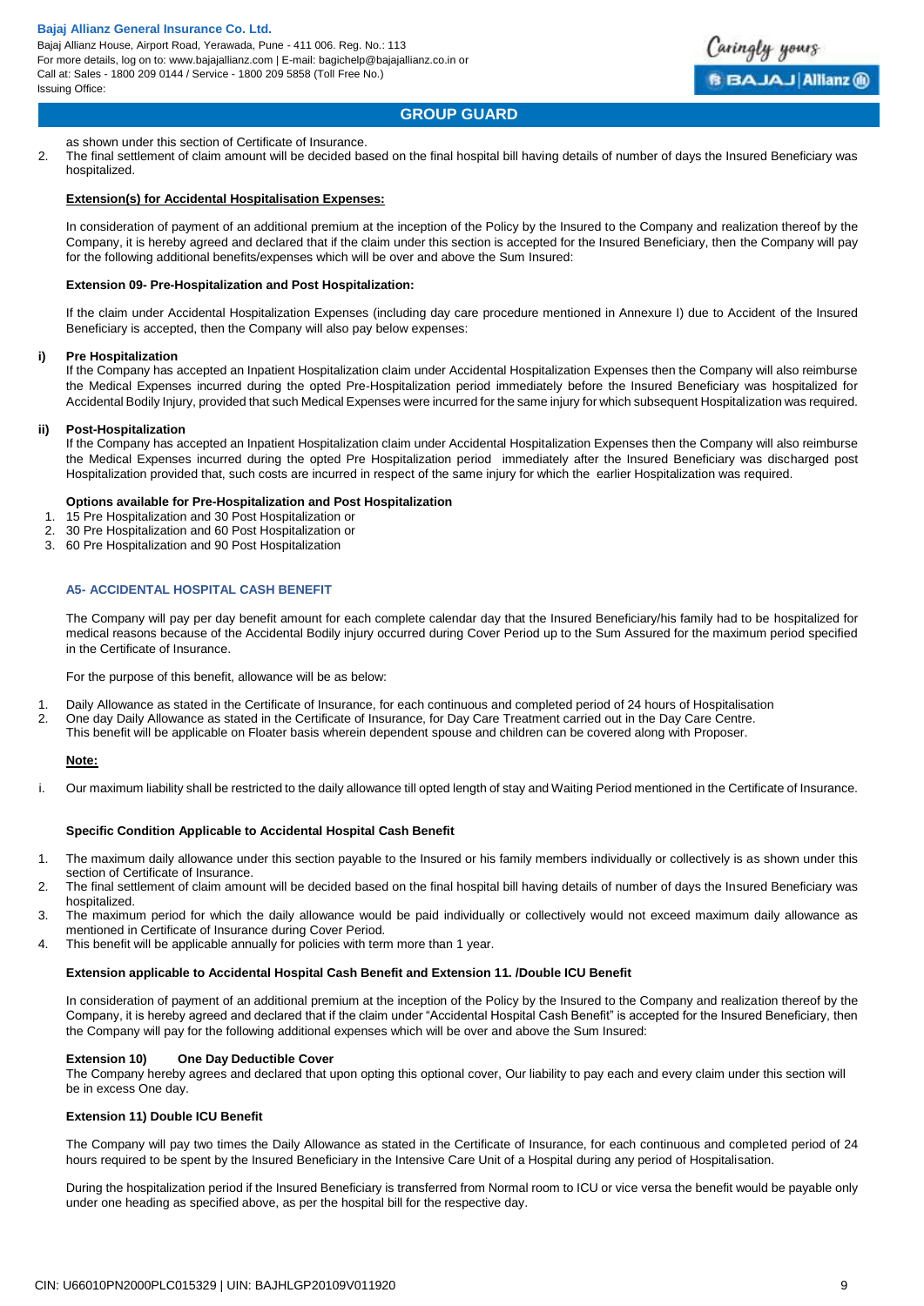as shown under this section of Certificate of Insurance.

2. The final settlement of claim amount will be decided based on the final hospital bill having details of number of days the Insured Beneficiary was hospitalized.

**Extension(s) for Accidental Hospitalisation Expenses:**

In consideration of payment of an additional premium at the inception of the Policy by the Insured to the Company and realization thereof by the Company, it is hereby agreed and declared that if the claim under this section is accepted for the Insured Beneficiary, then the Company will pay for the following additional benefits/expenses which will be over and above the Sum Insured:

**Extension 09- Pre-Hospitalization and Post Hospitalization:**

If the claim under Accidental Hospitalization Expenses (including day care procedure mentioned in Annexure I) due to Accident of the Insured Beneficiary is accepted, then the Company will also pay below expenses:

**i) Pre Hospitalization**

If the Company has accepted an Inpatient Hospitalization claim under Accidental Hospitalization Expenses then the Company will also reimburse the Medical Expenses incurred during the opted Pre-Hospitalization period immediately before the Insured Beneficiary was hospitalized for Accidental Bodily Injury, provided that such Medical Expenses were incurred for the same injury for which subsequent Hospitalization was required.

**ii) Post-Hospitalization**

If the Company has accepted an Inpatient Hospitalization claim under Accidental Hospitalization Expenses then the Company will also reimburse the Medical Expenses incurred during the opted Pre Hospitalization period immediately after the Insured Beneficiary was discharged post Hospitalization provided that, such costs are incurred in respect of the same injury for which the earlier Hospitalization was required.

**Options available for Pre-Hospitalization and Post Hospitalization**

1. 15 Pre Hospitalization and 30 Post Hospitalization or
2. 30 Pre Hospitalization and 60 Post Hospitalization or
3. 60 Pre Hospitalization and 90 Post Hospitalization

## A5- ACCIDENTAL HOSPITAL CASH BENEFIT

The Company will pay per day benefit amount for each complete calendar day that the Insured Beneficiary/his family had to be hospitalized for medical reasons because of the Accidental Bodily injury occurred during Cover Period up to the Sum Assured for the maximum period specified in the Certificate of Insurance.

For the purpose of this benefit, allowance will be as below:

1. Daily Allowance as stated in the Certificate of Insurance, for each continuous and completed period of 24 hours of Hospitalisation
2. One day Daily Allowance as stated in the Certificate of Insurance, for Day Care Treatment carried out in the Day Care Centre.
This benefit will be applicable on Floater basis wherein dependent spouse and children can be covered along with Proposer.

**Note:**

i. Our maximum liability shall be restricted to the daily allowance till opted length of stay and Waiting Period mentioned in the Certificate of Insurance.

**Specific Condition Applicable to Accidental Hospital Cash Benefit**

1. The maximum daily allowance under this section payable to the Insured or his family members individually or collectively is as shown under this section of Certificate of Insurance.
2. The final settlement of claim amount will be decided based on the final hospital bill having details of number of days the Insured Beneficiary was hospitalized.
3. The maximum period for which the daily allowance would be paid individually or collectively would not exceed maximum daily allowance as mentioned in Certificate of Insurance during Cover Period.
4. This benefit will be applicable annually for policies with term more than 1 year.

**Extension applicable to Accidental Hospital Cash Benefit and Extension 11. /Double ICU Benefit**

In consideration of payment of an additional premium at the inception of the Policy by the Insured to the Company and realization thereof by the Company, it is hereby agreed and declared that if the claim under "Accidental Hospital Cash Benefit" is accepted for the Insured Beneficiary, then the Company will pay for the following additional expenses which will be over and above the Sum Insured:

**Extension 10) One Day Deductible Cover**

The Company hereby agrees and declared that upon opting this optional cover, Our liability to pay each and every claim under this section will be in excess One day.

**Extension 11) Double ICU Benefit**

The Company will pay two times the Daily Allowance as stated in the Certificate of Insurance, for each continuous and completed period of 24 hours required to be spent by the Insured Beneficiary in the Intensive Care Unit of a Hospital during any period of Hospitalisation.

During the hospitalization period if the Insured Beneficiary is transferred from Normal room to ICU or vice versa the benefit would be payable only under one heading as specified above, as per the hospital bill for the respective day.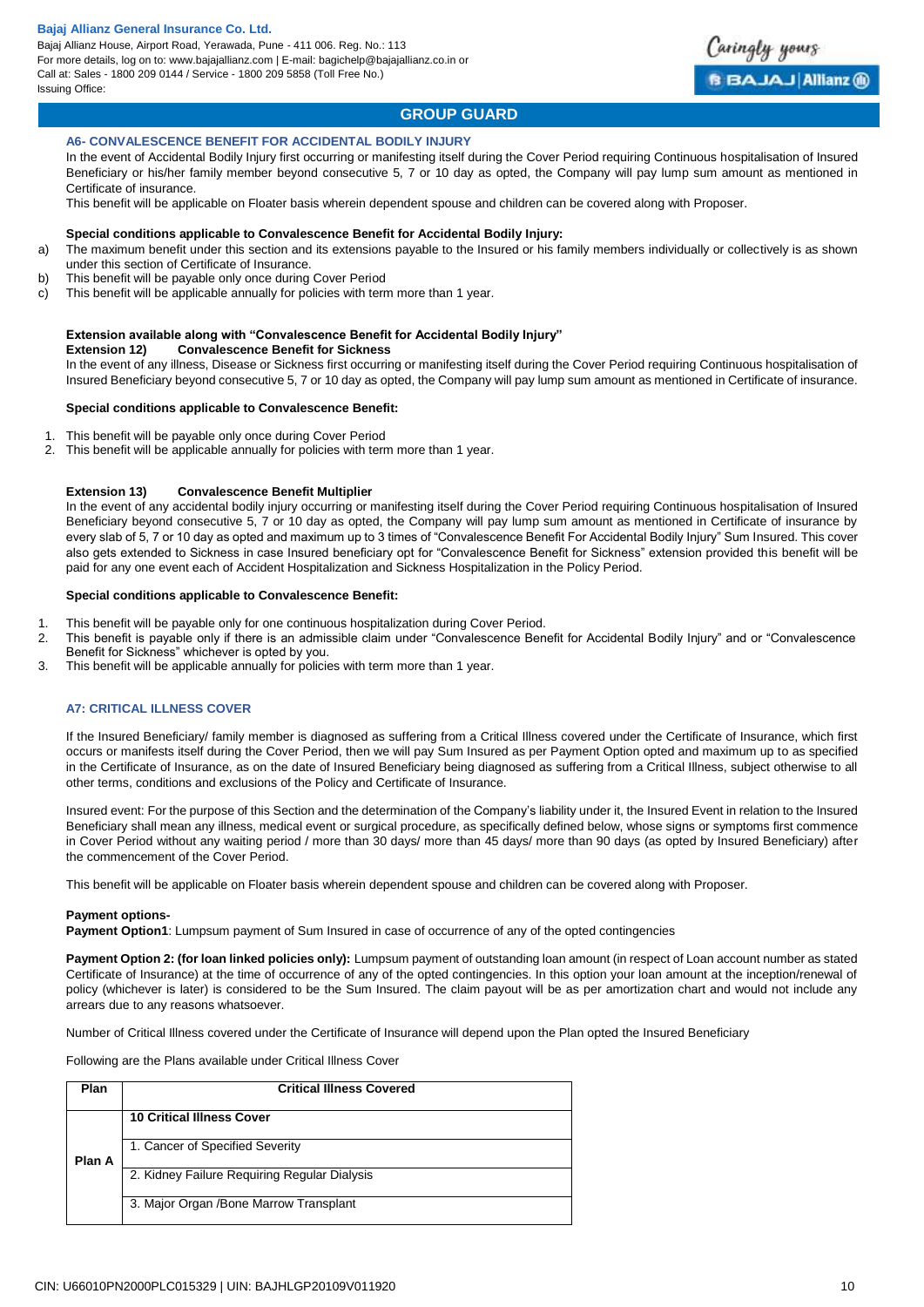## GROUP GUARD

### A6- CONVALESCENCE BENEFIT FOR ACCIDENTAL BODILY INJURY

In the event of Accidental Bodily Injury first occurring or manifesting itself during the Cover Period requiring Continuous hospitalisation of Insured Beneficiary or his/her family member beyond consecutive 5, 7 or 10 day as opted, the Company will pay lump sum amount as mentioned in Certificate of insurance.

This benefit will be applicable on Floater basis wherein dependent spouse and children can be covered along with Proposer.

**Special conditions applicable to Convalescence Benefit for Accidental Bodily Injury:**

a) The maximum benefit under this section and its extensions payable to the Insured or his family members individually or collectively is as shown under this section of Certificate of Insurance.
b) This benefit will be payable only once during Cover Period
c) This benefit will be applicable annually for policies with term more than 1 year.

**Extension available along with "Convalescence Benefit for Accidental Bodily Injury"**

**Extension 12) Convalescence Benefit for Sickness**

In the event of any illness, Disease or Sickness first occurring or manifesting itself during the Cover Period requiring Continuous hospitalisation of Insured Beneficiary beyond consecutive 5, 7 or 10 day as opted, the Company will pay lump sum amount as mentioned in Certificate of insurance.

**Special conditions applicable to Convalescence Benefit:**

1. This benefit will be payable only once during Cover Period
2. This benefit will be applicable annually for policies with term more than 1 year.

**Extension 13) Convalescence Benefit Multiplier**

In the event of any accidental bodily injury occurring or manifesting itself during the Cover Period requiring Continuous hospitalisation of Insured Beneficiary beyond consecutive 5, 7 or 10 day as opted, the Company will pay lump sum amount as mentioned in Certificate of insurance by every slab of 5, 7 or 10 day as opted and maximum up to 3 times of "Convalescence Benefit For Accidental Bodily Injury" Sum Insured. This cover also gets extended to Sickness in case Insured beneficiary opt for "Convalescence Benefit for Sickness" extension provided this benefit will be paid for any one event each of Accident Hospitalization and Sickness Hospitalization in the Policy Period.

**Special conditions applicable to Convalescence Benefit:**

1. This benefit will be payable only for one continuous hospitalization during Cover Period.
2. This benefit is payable only if there is an admissible claim under "Convalescence Benefit for Accidental Bodily Injury" and or "Convalescence Benefit for Sickness" whichever is opted by you.
3. This benefit will be applicable annually for policies with term more than 1 year.

### A7: CRITICAL ILLNESS COVER

If the Insured Beneficiary/ family member is diagnosed as suffering from a Critical Illness covered under the Certificate of Insurance, which first occurs or manifests itself during the Cover Period, then we will pay Sum Insured as per Payment Option opted and maximum up to as specified in the Certificate of Insurance, as on the date of Insured Beneficiary being diagnosed as suffering from a Critical Illness, subject otherwise to all other terms, conditions and exclusions of the Policy and Certificate of Insurance.

Insured event: For the purpose of this Section and the determination of the Company's liability under it, the Insured Event in relation to the Insured Beneficiary shall mean any illness, medical event or surgical procedure, as specifically defined below, whose signs or symptoms first commence in Cover Period without any waiting period / more than 30 days/ more than 45 days/ more than 90 days (as opted by Insured Beneficiary) after the commencement of the Cover Period.

This benefit will be applicable on Floater basis wherein dependent spouse and children can be covered along with Proposer.

**Payment options-**

**Payment Option1**: Lumpsum payment of Sum Insured in case of occurrence of any of the opted contingencies

**Payment Option 2: (for loan linked policies only):** Lumpsum payment of outstanding loan amount (in respect of Loan account number as stated Certificate of Insurance) at the time of occurrence of any of the opted contingencies. In this option your loan amount at the inception/renewal of policy (whichever is later) is considered to be the Sum Insured. The claim payout will be as per amortization chart and would not include any arrears due to any reasons whatsoever.

Number of Critical Illness covered under the Certificate of Insurance will depend upon the Plan opted the Insured Beneficiary

Following are the Plans available under Critical Illness Cover

| Plan | Critical Illness Covered |
|---|---|
| Plan A | **10 Critical Illness Cover** |
| | 1. Cancer of Specified Severity |
| | 2. Kidney Failure Requiring Regular Dialysis |
| | 3. Major Organ /Bone Marrow Transplant |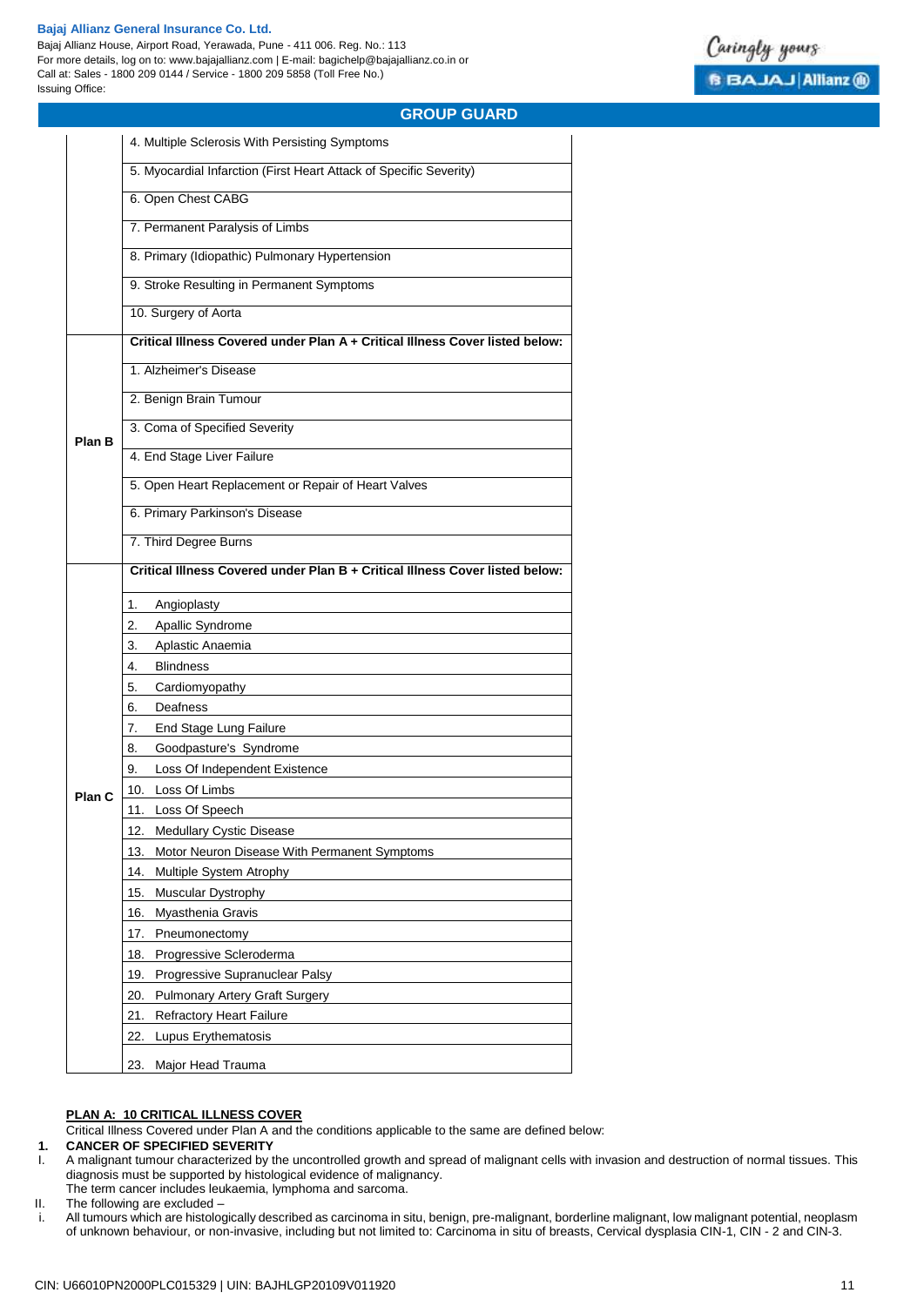| | |
|---|---|
| | 4. Multiple Sclerosis With Persisting Symptoms |
| | 5. Myocardial Infarction (First Heart Attack of Specific Severity) |
| | 6. Open Chest CABG |
| | 7. Permanent Paralysis of Limbs |
| | 8. Primary (Idiopathic) Pulmonary Hypertension |
| | 9. Stroke Resulting in Permanent Symptoms |
| | 10. Surgery of Aorta |
| Plan B | **Critical Illness Covered under Plan A + Critical Illness Cover listed below:** |
| | 1. Alzheimer's Disease |
| | 2. Benign Brain Tumour |
| | 3. Coma of Specified Severity |
| | 4. End Stage Liver Failure |
| | 5. Open Heart Replacement or Repair of Heart Valves |
| | 6. Primary Parkinson's Disease |
| | 7. Third Degree Burns |
| Plan C | **Critical Illness Covered under Plan B + Critical Illness Cover listed below:** |
| | 1. Angioplasty |
| | 2. Apallic Syndrome |
| | 3. Aplastic Anaemia |
| | 4. Blindness |
| | 5. Cardiomyopathy |
| | 6. Deafness |
| | 7. End Stage Lung Failure |
| | 8. Goodpasture's Syndrome |
| | 9. Loss Of Independent Existence |
| | 10. Loss Of Limbs |
| | 11. Loss Of Speech |
| | 12. Medullary Cystic Disease |
| | 13. Motor Neuron Disease With Permanent Symptoms |
| | 14. Multiple System Atrophy |
| | 15. Muscular Dystrophy |
| | 16. Myasthenia Gravis |
| | 17. Pneumonectomy |
| | 18. Progressive Scleroderma |
| | 19. Progressive Supranuclear Palsy |
| | 20. Pulmonary Artery Graft Surgery |
| | 21. Refractory Heart Failure |
| | 22. Lupus Erythematosis |
| | 23. Major Head Trauma |

**PLAN A: 10 CRITICAL ILLNESS COVER**

Critical Illness Covered under Plan A and the conditions applicable to the same are defined below:

**1. CANCER OF SPECIFIED SEVERITY**

I. A malignant tumour characterized by the uncontrolled growth and spread of malignant cells with invasion and destruction of normal tissues. This diagnosis must be supported by histological evidence of malignancy.
The term cancer includes leukaemia, lymphoma and sarcoma.

II. The following are excluded –

i. All tumours which are histologically described as carcinoma in situ, benign, pre-malignant, borderline malignant, low malignant potential, neoplasm of unknown behaviour, or non-invasive, including but not limited to: Carcinoma in situ of breasts, Cervical dysplasia CIN-1, CIN - 2 and CIN-3.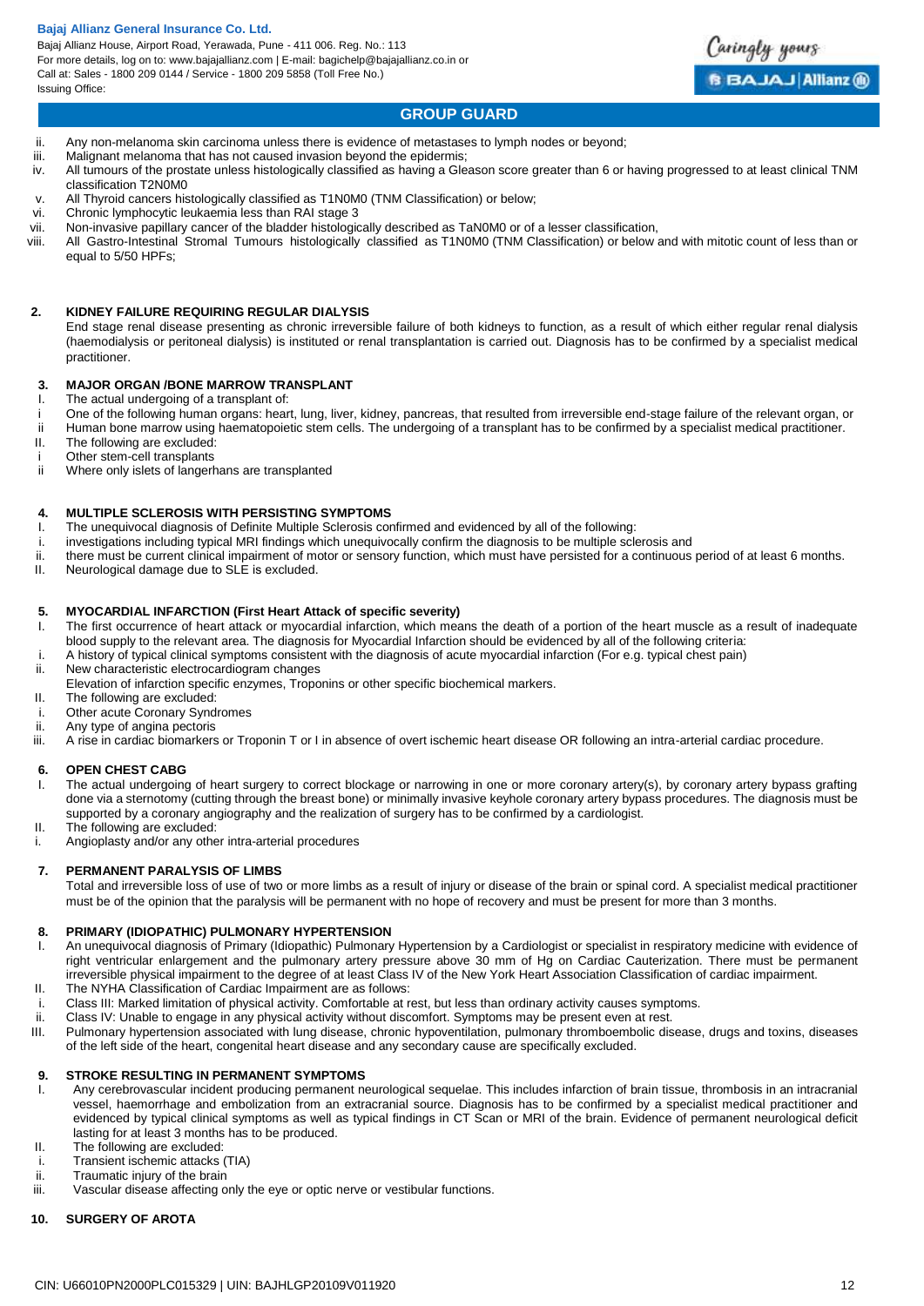## GROUP GUARD

ii. Any non-melanoma skin carcinoma unless there is evidence of metastases to lymph nodes or beyond;
iii. Malignant melanoma that has not caused invasion beyond the epidermis;
iv. All tumours of the prostate unless histologically classified as having a Gleason score greater than 6 or having progressed to at least clinical TNM classification T2N0M0
v. All Thyroid cancers histologically classified as T1N0M0 (TNM Classification) or below;
vi. Chronic lymphocytic leukaemia less than RAI stage 3
vii. Non-invasive papillary cancer of the bladder histologically described as TaN0M0 or of a lesser classification,
viii. All Gastro-Intestinal Stromal Tumours histologically classified as T1N0M0 (TNM Classification) or below and with mitotic count of less than or equal to 5/50 HPFs;

**2. KIDNEY FAILURE REQUIRING REGULAR DIALYSIS**

End stage renal disease presenting as chronic irreversible failure of both kidneys to function, as a result of which either regular renal dialysis (haemodialysis or peritoneal dialysis) is instituted or renal transplantation is carried out. Diagnosis has to be confirmed by a specialist medical practitioner.

**3. MAJOR ORGAN /BONE MARROW TRANSPLANT**

I. The actual undergoing of a transplant of:
i One of the following human organs: heart, lung, liver, kidney, pancreas, that resulted from irreversible end-stage failure of the relevant organ, or
ii Human bone marrow using haematopoietic stem cells. The undergoing of a transplant has to be confirmed by a specialist medical practitioner.
II. The following are excluded:
i Other stem-cell transplants
ii Where only islets of langerhans are transplanted

**4. MULTIPLE SCLEROSIS WITH PERSISTING SYMPTOMS**

I. The unequivocal diagnosis of Definite Multiple Sclerosis confirmed and evidenced by all of the following:
i. investigations including typical MRI findings which unequivocally confirm the diagnosis to be multiple sclerosis and
ii. there must be current clinical impairment of motor or sensory function, which must have persisted for a continuous period of at least 6 months.
II. Neurological damage due to SLE is excluded.

**5. MYOCARDIAL INFARCTION (First Heart Attack of specific severity)**

I. The first occurrence of heart attack or myocardial infarction, which means the death of a portion of the heart muscle as a result of inadequate blood supply to the relevant area. The diagnosis for Myocardial Infarction should be evidenced by all of the following criteria:
i. A history of typical clinical symptoms consistent with the diagnosis of acute myocardial infarction (For e.g. typical chest pain)
ii. New characteristic electrocardiogram changes
Elevation of infarction specific enzymes, Troponins or other specific biochemical markers.
II. The following are excluded:
i. Other acute Coronary Syndromes
ii. Any type of angina pectoris
iii. A rise in cardiac biomarkers or Troponin T or I in absence of overt ischemic heart disease OR following an intra-arterial cardiac procedure.

**6. OPEN CHEST CABG**

I. The actual undergoing of heart surgery to correct blockage or narrowing in one or more coronary artery(s), by coronary artery bypass grafting done via a sternotomy (cutting through the breast bone) or minimally invasive keyhole coronary artery bypass procedures. The diagnosis must be supported by a coronary angiography and the realization of surgery has to be confirmed by a cardiologist.
II. The following are excluded:
i. Angioplasty and/or any other intra-arterial procedures

**7. PERMANENT PARALYSIS OF LIMBS**

Total and irreversible loss of use of two or more limbs as a result of injury or disease of the brain or spinal cord. A specialist medical practitioner must be of the opinion that the paralysis will be permanent with no hope of recovery and must be present for more than 3 months.

**8. PRIMARY (IDIOPATHIC) PULMONARY HYPERTENSION**

I. An unequivocal diagnosis of Primary (Idiopathic) Pulmonary Hypertension by a Cardiologist or specialist in respiratory medicine with evidence of right ventricular enlargement and the pulmonary artery pressure above 30 mm of Hg on Cardiac Cauterization. There must be permanent irreversible physical impairment to the degree of at least Class IV of the New York Heart Association Classification of cardiac impairment.
II. The NYHA Classification of Cardiac Impairment are as follows:
i. Class III: Marked limitation of physical activity. Comfortable at rest, but less than ordinary activity causes symptoms.
ii. Class IV: Unable to engage in any physical activity without discomfort. Symptoms may be present even at rest.
III. Pulmonary hypertension associated with lung disease, chronic hypoventilation, pulmonary thromboembolic disease, drugs and toxins, diseases of the left side of the heart, congenital heart disease and any secondary cause are specifically excluded.

**9. STROKE RESULTING IN PERMANENT SYMPTOMS**

I. Any cerebrovascular incident producing permanent neurological sequelae. This includes infarction of brain tissue, thrombosis in an intracranial vessel, haemorrhage and embolization from an extracranial source. Diagnosis has to be confirmed by a specialist medical practitioner and evidenced by typical clinical symptoms as well as typical findings in CT Scan or MRI of the brain. Evidence of permanent neurological deficit lasting for at least 3 months has to be produced.
II. The following are excluded:
i. Transient ischemic attacks (TIA)
ii. Traumatic injury of the brain
iii. Vascular disease affecting only the eye or optic nerve or vestibular functions.

**10. SURGERY OF AROTA**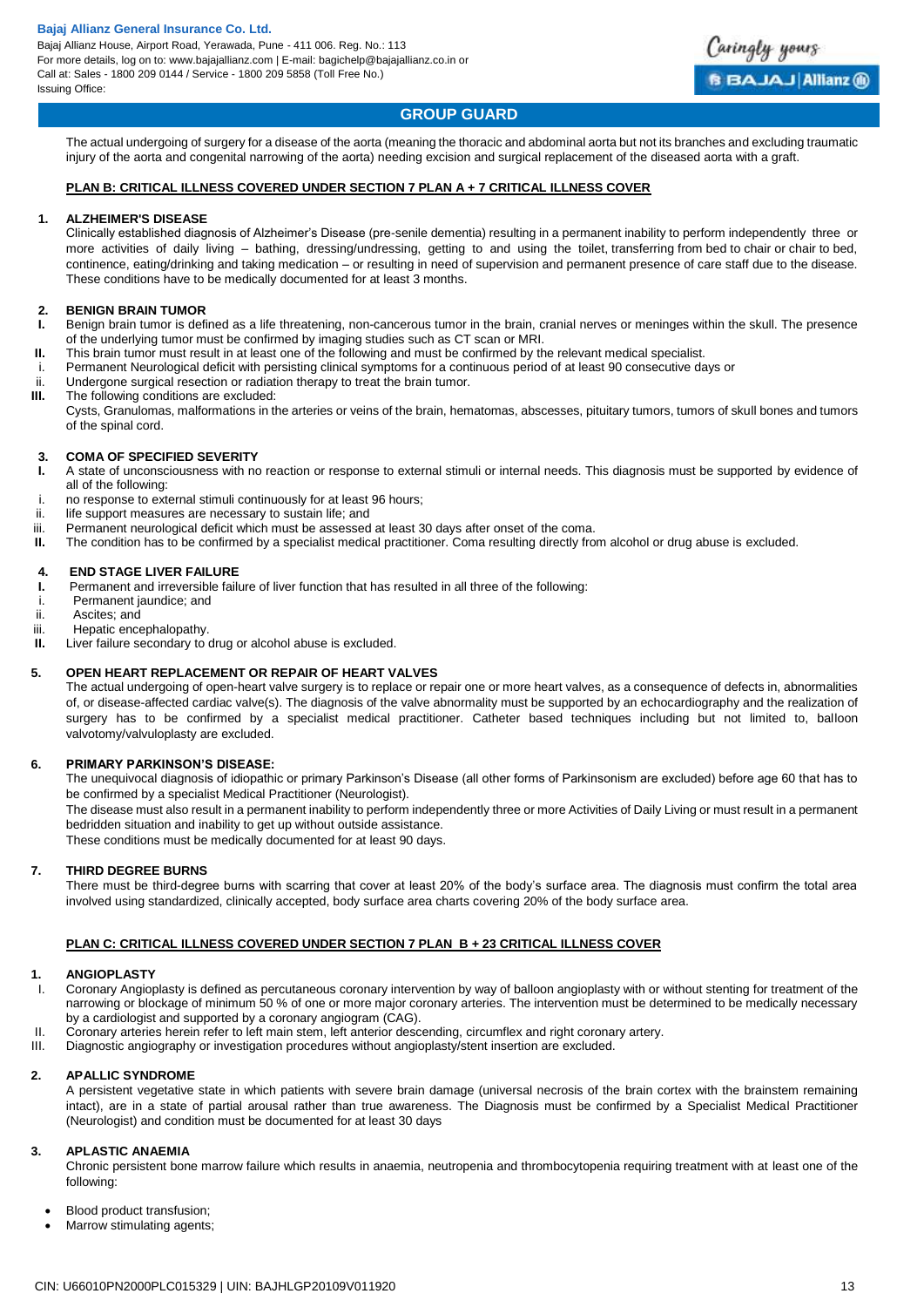The actual undergoing of surgery for a disease of the aorta (meaning the thoracic and abdominal aorta but not its branches and excluding traumatic injury of the aorta and congenital narrowing of the aorta) needing excision and surgical replacement of the diseased aorta with a graft.

**PLAN B: CRITICAL ILLNESS COVERED UNDER SECTION 7 PLAN A + 7 CRITICAL ILLNESS COVER**

**1. ALZHEIMER'S DISEASE**

Clinically established diagnosis of Alzheimer's Disease (pre-senile dementia) resulting in a permanent inability to perform independently three or more activities of daily living – bathing, dressing/undressing, getting to and using the toilet, transferring from bed to chair or chair to bed, continence, eating/drinking and taking medication – or resulting in need of supervision and permanent presence of care staff due to the disease. These conditions have to be medically documented for at least 3 months.

**2. BENIGN BRAIN TUMOR**

**I.** Benign brain tumor is defined as a life threatening, non-cancerous tumor in the brain, cranial nerves or meninges within the skull. The presence of the underlying tumor must be confirmed by imaging studies such as CT scan or MRI.

**II.** This brain tumor must result in at least one of the following and must be confirmed by the relevant medical specialist.

i. Permanent Neurological deficit with persisting clinical symptoms for a continuous period of at least 90 consecutive days or

ii. Undergone surgical resection or radiation therapy to treat the brain tumor.

**III.** The following conditions are excluded:

Cysts, Granulomas, malformations in the arteries or veins of the brain, hematomas, abscesses, pituitary tumors, tumors of skull bones and tumors of the spinal cord.

**3. COMA OF SPECIFIED SEVERITY**

**I.** A state of unconsciousness with no reaction or response to external stimuli or internal needs. This diagnosis must be supported by evidence of all of the following:

i. no response to external stimuli continuously for at least 96 hours;

ii. life support measures are necessary to sustain life; and

iii. Permanent neurological deficit which must be assessed at least 30 days after onset of the coma.

**II.** The condition has to be confirmed by a specialist medical practitioner. Coma resulting directly from alcohol or drug abuse is excluded.

**4. END STAGE LIVER FAILURE**

**I.** Permanent and irreversible failure of liver function that has resulted in all three of the following:

i. Permanent jaundice; and

ii. Ascites; and

iii. Hepatic encephalopathy.

**II.** Liver failure secondary to drug or alcohol abuse is excluded.

**5. OPEN HEART REPLACEMENT OR REPAIR OF HEART VALVES**

The actual undergoing of open-heart valve surgery is to replace or repair one or more heart valves, as a consequence of defects in, abnormalities of, or disease-affected cardiac valve(s). The diagnosis of the valve abnormality must be supported by an echocardiography and the realization of surgery has to be confirmed by a specialist medical practitioner. Catheter based techniques including but not limited to, balloon valvotomy/valvuloplasty are excluded.

**6. PRIMARY PARKINSON'S DISEASE:**

The unequivocal diagnosis of idiopathic or primary Parkinson's Disease (all other forms of Parkinsonism are excluded) before age 60 that has to be confirmed by a specialist Medical Practitioner (Neurologist).

The disease must also result in a permanent inability to perform independently three or more Activities of Daily Living or must result in a permanent bedridden situation and inability to get up without outside assistance.

These conditions must be medically documented for at least 90 days.

**7. THIRD DEGREE BURNS**

There must be third-degree burns with scarring that cover at least 20% of the body's surface area. The diagnosis must confirm the total area involved using standardized, clinically accepted, body surface area charts covering 20% of the body surface area.

**PLAN C: CRITICAL ILLNESS COVERED UNDER SECTION 7 PLAN B + 23 CRITICAL ILLNESS COVER**

**1. ANGIOPLASTY**

I. Coronary Angioplasty is defined as percutaneous coronary intervention by way of balloon angioplasty with or without stenting for treatment of the narrowing or blockage of minimum 50 % of one or more major coronary arteries. The intervention must be determined to be medically necessary by a cardiologist and supported by a coronary angiogram (CAG).

II. Coronary arteries herein refer to left main stem, left anterior descending, circumflex and right coronary artery.

III. Diagnostic angiography or investigation procedures without angioplasty/stent insertion are excluded.

**2. APALLIC SYNDROME**

A persistent vegetative state in which patients with severe brain damage (universal necrosis of the brain cortex with the brainstem remaining intact), are in a state of partial arousal rather than true awareness. The Diagnosis must be confirmed by a Specialist Medical Practitioner (Neurologist) and condition must be documented for at least 30 days

**3. APLASTIC ANAEMIA**

Chronic persistent bone marrow failure which results in anaemia, neutropenia and thrombocytopenia requiring treatment with at least one of the following:

- Blood product transfusion;
- Marrow stimulating agents;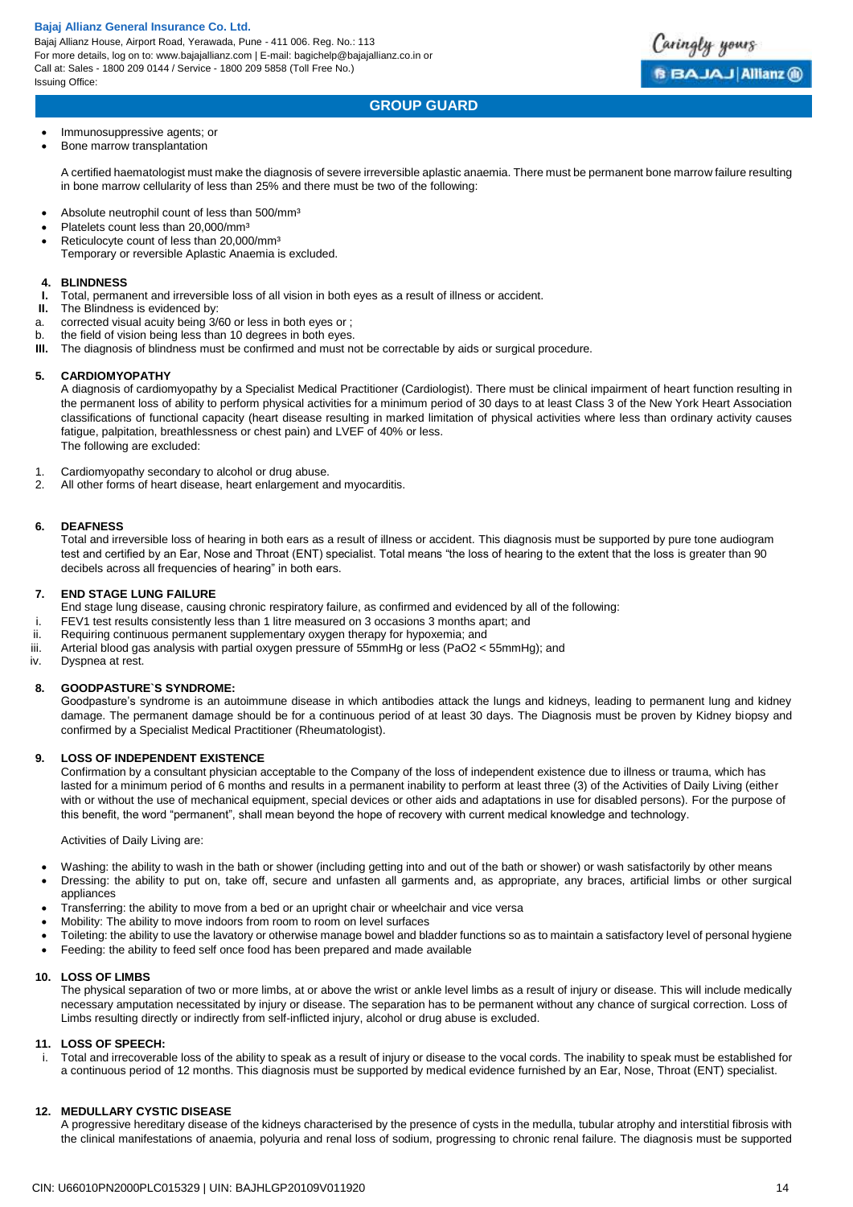- Immunosuppressive agents; or
- Bone marrow transplantation

A certified haematologist must make the diagnosis of severe irreversible aplastic anaemia. There must be permanent bone marrow failure resulting in bone marrow cellularity of less than 25% and there must be two of the following:

- Absolute neutrophil count of less than 500/mm³
- Platelets count less than 20,000/mm³
- Reticulocyte count of less than 20,000/mm³

Temporary or reversible Aplastic Anaemia is excluded.

**4. BLINDNESS**

**I.** Total, permanent and irreversible loss of all vision in both eyes as a result of illness or accident.

**II.** The Blindness is evidenced by:

a. corrected visual acuity being 3/60 or less in both eyes or ;

b. the field of vision being less than 10 degrees in both eyes.

**III.** The diagnosis of blindness must be confirmed and must not be correctable by aids or surgical procedure.

**5. CARDIOMYOPATHY**

A diagnosis of cardiomyopathy by a Specialist Medical Practitioner (Cardiologist). There must be clinical impairment of heart function resulting in the permanent loss of ability to perform physical activities for a minimum period of 30 days to at least Class 3 of the New York Heart Association classifications of functional capacity (heart disease resulting in marked limitation of physical activities where less than ordinary activity causes fatigue, palpitation, breathlessness or chest pain) and LVEF of 40% or less.

The following are excluded:

1. Cardiomyopathy secondary to alcohol or drug abuse.
2. All other forms of heart disease, heart enlargement and myocarditis.

**6. DEAFNESS**

Total and irreversible loss of hearing in both ears as a result of illness or accident. This diagnosis must be supported by pure tone audiogram test and certified by an Ear, Nose and Throat (ENT) specialist. Total means "the loss of hearing to the extent that the loss is greater than 90 decibels across all frequencies of hearing" in both ears.

**7. END STAGE LUNG FAILURE**

End stage lung disease, causing chronic respiratory failure, as confirmed and evidenced by all of the following:

i. FEV1 test results consistently less than 1 litre measured on 3 occasions 3 months apart; and

ii. Requiring continuous permanent supplementary oxygen therapy for hypoxemia; and

iii. Arterial blood gas analysis with partial oxygen pressure of 55mmHg or less (PaO2 < 55mmHg); and

iv. Dyspnea at rest.

**8. GOODPASTURE`S SYNDROME:**

Goodpasture's syndrome is an autoimmune disease in which antibodies attack the lungs and kidneys, leading to permanent lung and kidney damage. The permanent damage should be for a continuous period of at least 30 days. The Diagnosis must be proven by Kidney biopsy and confirmed by a Specialist Medical Practitioner (Rheumatologist).

**9. LOSS OF INDEPENDENT EXISTENCE**

Confirmation by a consultant physician acceptable to the Company of the loss of independent existence due to illness or trauma, which has lasted for a minimum period of 6 months and results in a permanent inability to perform at least three (3) of the Activities of Daily Living (either with or without the use of mechanical equipment, special devices or other aids and adaptations in use for disabled persons). For the purpose of this benefit, the word "permanent", shall mean beyond the hope of recovery with current medical knowledge and technology.

Activities of Daily Living are:

- Washing: the ability to wash in the bath or shower (including getting into and out of the bath or shower) or wash satisfactorily by other means
- Dressing: the ability to put on, take off, secure and unfasten all garments and, as appropriate, any braces, artificial limbs or other surgical appliances
- Transferring: the ability to move from a bed or an upright chair or wheelchair and vice versa
- Mobility: The ability to move indoors from room to room on level surfaces
- Toileting: the ability to use the lavatory or otherwise manage bowel and bladder functions so as to maintain a satisfactory level of personal hygiene
- Feeding: the ability to feed self once food has been prepared and made available

**10. LOSS OF LIMBS**

The physical separation of two or more limbs, at or above the wrist or ankle level limbs as a result of injury or disease. This will include medically necessary amputation necessitated by injury or disease. The separation has to be permanent without any chance of surgical correction. Loss of Limbs resulting directly or indirectly from self-inflicted injury, alcohol or drug abuse is excluded.

**11. LOSS OF SPEECH:**

i. Total and irrecoverable loss of the ability to speak as a result of injury or disease to the vocal cords. The inability to speak must be established for a continuous period of 12 months. This diagnosis must be supported by medical evidence furnished by an Ear, Nose, Throat (ENT) specialist.

**12. MEDULLARY CYSTIC DISEASE**

A progressive hereditary disease of the kidneys characterised by the presence of cysts in the medulla, tubular atrophy and interstitial fibrosis with the clinical manifestations of anaemia, polyuria and renal loss of sodium, progressing to chronic renal failure. The diagnosis must be supported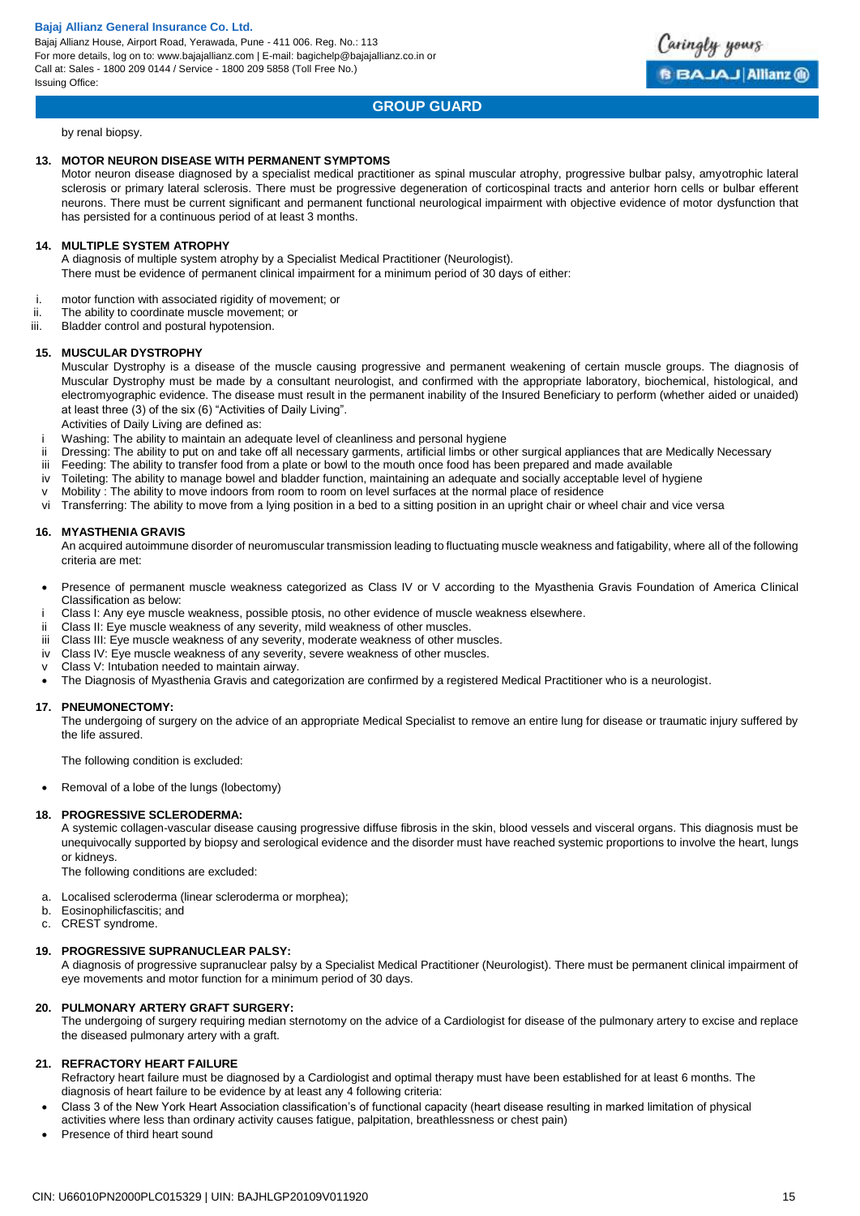by renal biopsy.

**13. MOTOR NEURON DISEASE WITH PERMANENT SYMPTOMS**

Motor neuron disease diagnosed by a specialist medical practitioner as spinal muscular atrophy, progressive bulbar palsy, amyotrophic lateral sclerosis or primary lateral sclerosis. There must be progressive degeneration of corticospinal tracts and anterior horn cells or bulbar efferent neurons. There must be current significant and permanent functional neurological impairment with objective evidence of motor dysfunction that has persisted for a continuous period of at least 3 months.

**14. MULTIPLE SYSTEM ATROPHY**

A diagnosis of multiple system atrophy by a Specialist Medical Practitioner (Neurologist).
There must be evidence of permanent clinical impairment for a minimum period of 30 days of either:

i. motor function with associated rigidity of movement; or
ii. The ability to coordinate muscle movement; or
iii. Bladder control and postural hypotension.

**15. MUSCULAR DYSTROPHY**

Muscular Dystrophy is a disease of the muscle causing progressive and permanent weakening of certain muscle groups. The diagnosis of Muscular Dystrophy must be made by a consultant neurologist, and confirmed with the appropriate laboratory, biochemical, histological, and electromyographic evidence. The disease must result in the permanent inability of the Insured Beneficiary to perform (whether aided or unaided) at least three (3) of the six (6) "Activities of Daily Living".

Activities of Daily Living are defined as:

i Washing: The ability to maintain an adequate level of cleanliness and personal hygiene
ii Dressing: The ability to put on and take off all necessary garments, artificial limbs or other surgical appliances that are Medically Necessary
iii Feeding: The ability to transfer food from a plate or bowl to the mouth once food has been prepared and made available
iv Toileting: The ability to manage bowel and bladder function, maintaining an adequate and socially acceptable level of hygiene
v Mobility : The ability to move indoors from room to room on level surfaces at the normal place of residence
vi Transferring: The ability to move from a lying position in a bed to a sitting position in an upright chair or wheel chair and vice versa

**16. MYASTHENIA GRAVIS**

An acquired autoimmune disorder of neuromuscular transmission leading to fluctuating muscle weakness and fatigability, where all of the following criteria are met:

- Presence of permanent muscle weakness categorized as Class IV or V according to the Myasthenia Gravis Foundation of America Clinical Classification as below:

i Class I: Any eye muscle weakness, possible ptosis, no other evidence of muscle weakness elsewhere.
ii Class II: Eye muscle weakness of any severity, mild weakness of other muscles.
iii Class III: Eye muscle weakness of any severity, moderate weakness of other muscles.
iv Class IV: Eye muscle weakness of any severity, severe weakness of other muscles.
v Class V: Intubation needed to maintain airway.

- The Diagnosis of Myasthenia Gravis and categorization are confirmed by a registered Medical Practitioner who is a neurologist.

**17. PNEUMONECTOMY:**

The undergoing of surgery on the advice of an appropriate Medical Specialist to remove an entire lung for disease or traumatic injury suffered by the life assured.

The following condition is excluded:

- Removal of a lobe of the lungs (lobectomy)

**18. PROGRESSIVE SCLERODERMA:**

A systemic collagen-vascular disease causing progressive diffuse fibrosis in the skin, blood vessels and visceral organs. This diagnosis must be unequivocally supported by biopsy and serological evidence and the disorder must have reached systemic proportions to involve the heart, lungs or kidneys.

The following conditions are excluded:

a. Localised scleroderma (linear scleroderma or morphea);
b. Eosinophilicfascitis; and
c. CREST syndrome.

**19. PROGRESSIVE SUPRANUCLEAR PALSY:**

A diagnosis of progressive supranuclear palsy by a Specialist Medical Practitioner (Neurologist). There must be permanent clinical impairment of eye movements and motor function for a minimum period of 30 days.

**20. PULMONARY ARTERY GRAFT SURGERY:**

The undergoing of surgery requiring median sternotomy on the advice of a Cardiologist for disease of the pulmonary artery to excise and replace the diseased pulmonary artery with a graft.

**21. REFRACTORY HEART FAILURE**

Refractory heart failure must be diagnosed by a Cardiologist and optimal therapy must have been established for at least 6 months. The diagnosis of heart failure to be evidence by at least any 4 following criteria:

- Class 3 of the New York Heart Association classification's of functional capacity (heart disease resulting in marked limitation of physical activities where less than ordinary activity causes fatigue, palpitation, breathlessness or chest pain)
- Presence of third heart sound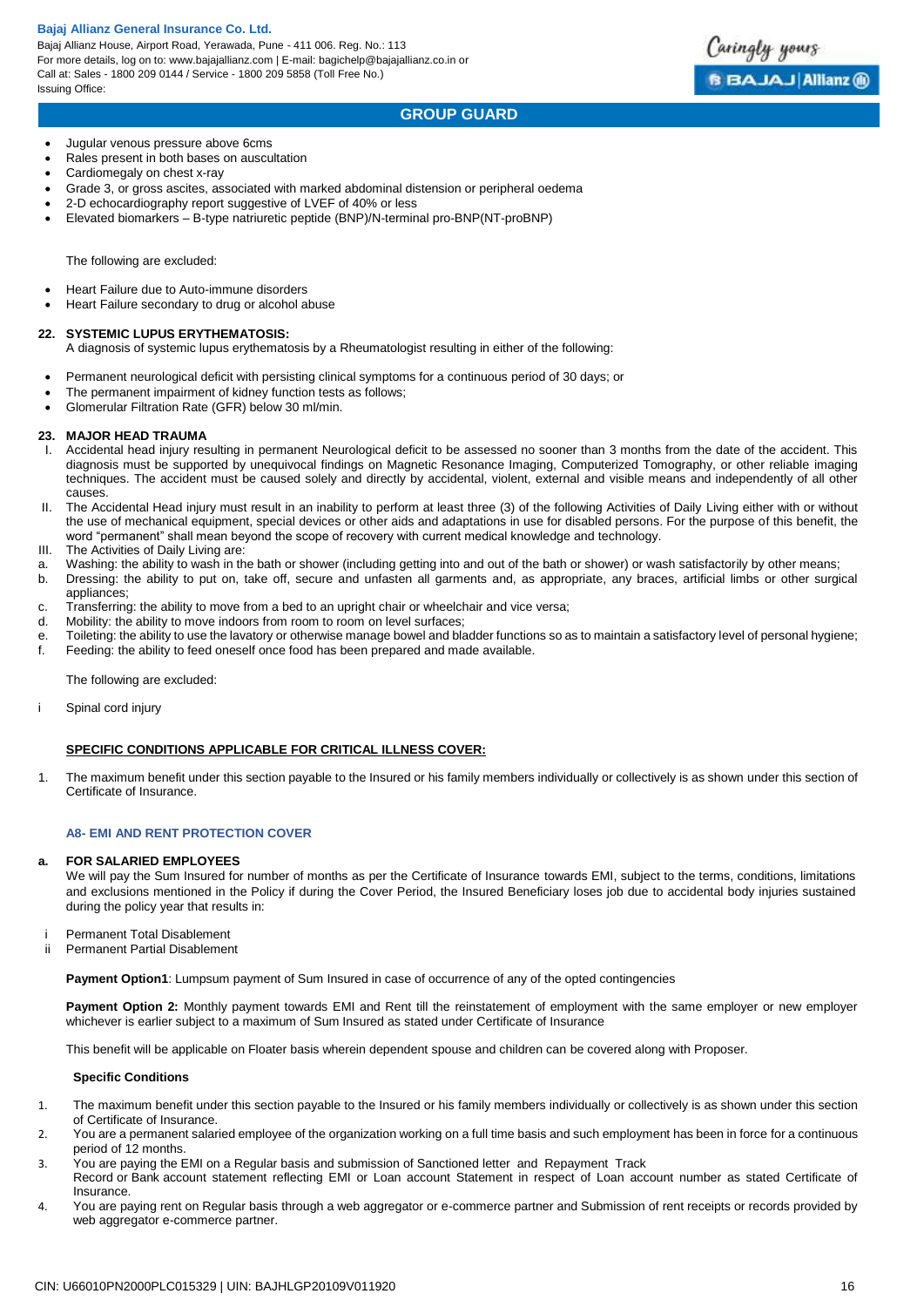- Jugular venous pressure above 6cms
- Rales present in both bases on auscultation
- Cardiomegaly on chest x-ray
- Grade 3, or gross ascites, associated with marked abdominal distension or peripheral oedema
- 2-D echocardiography report suggestive of LVEF of 40% or less
- Elevated biomarkers – B-type natriuretic peptide (BNP)/N-terminal pro-BNP(NT-proBNP)

The following are excluded:

- Heart Failure due to Auto-immune disorders
- Heart Failure secondary to drug or alcohol abuse

**22. SYSTEMIC LUPUS ERYTHEMATOSIS:**

A diagnosis of systemic lupus erythematosis by a Rheumatologist resulting in either of the following:

- Permanent neurological deficit with persisting clinical symptoms for a continuous period of 30 days; or
- The permanent impairment of kidney function tests as follows;
- Glomerular Filtration Rate (GFR) below 30 ml/min.

**23. MAJOR HEAD TRAUMA**

I. Accidental head injury resulting in permanent Neurological deficit to be assessed no sooner than 3 months from the date of the accident. This diagnosis must be supported by unequivocal findings on Magnetic Resonance Imaging, Computerized Tomography, or other reliable imaging techniques. The accident must be caused solely and directly by accidental, violent, external and visible means and independently of all other causes.

II. The Accidental Head injury must result in an inability to perform at least three (3) of the following Activities of Daily Living either with or without the use of mechanical equipment, special devices or other aids and adaptations in use for disabled persons. For the purpose of this benefit, the word "permanent" shall mean beyond the scope of recovery with current medical knowledge and technology.

III. The Activities of Daily Living are:

a. Washing: the ability to wash in the bath or shower (including getting into and out of the bath or shower) or wash satisfactorily by other means;
b. Dressing: the ability to put on, take off, secure and unfasten all garments and, as appropriate, any braces, artificial limbs or other surgical appliances;
c. Transferring: the ability to move from a bed to an upright chair or wheelchair and vice versa;
d. Mobility: the ability to move indoors from room to room on level surfaces;
e. Toileting: the ability to use the lavatory or otherwise manage bowel and bladder functions so as to maintain a satisfactory level of personal hygiene;
f. Feeding: the ability to feed oneself once food has been prepared and made available.

The following are excluded:

i Spinal cord injury

**<u>SPECIFIC CONDITIONS APPLICABLE FOR CRITICAL ILLNESS COVER:</u>**

1. The maximum benefit under this section payable to the Insured or his family members individually or collectively is as shown under this section of Certificate of Insurance.

**A8- EMI AND RENT PROTECTION COVER**

**a. FOR SALARIED EMPLOYEES**

We will pay the Sum Insured for number of months as per the Certificate of Insurance towards EMI, subject to the terms, conditions, limitations and exclusions mentioned in the Policy if during the Cover Period, the Insured Beneficiary loses job due to accidental body injuries sustained during the policy year that results in:

i Permanent Total Disablement
ii Permanent Partial Disablement

**Payment Option1**: Lumpsum payment of Sum Insured in case of occurrence of any of the opted contingencies

**Payment Option 2:** Monthly payment towards EMI and Rent till the reinstatement of employment with the same employer or new employer whichever is earlier subject to a maximum of Sum Insured as stated under Certificate of Insurance

This benefit will be applicable on Floater basis wherein dependent spouse and children can be covered along with Proposer.

**Specific Conditions**

1. The maximum benefit under this section payable to the Insured or his family members individually or collectively is as shown under this section of Certificate of Insurance.
2. You are a permanent salaried employee of the organization working on a full time basis and such employment has been in force for a continuous period of 12 months.
3. You are paying the EMI on a Regular basis and submission of Sanctioned letter and Repayment Track Record or Bank account statement reflecting EMI or Loan account Statement in respect of Loan account number as stated Certificate of Insurance.
4. You are paying rent on Regular basis through a web aggregator or e-commerce partner and Submission of rent receipts or records provided by web aggregator e-commerce partner.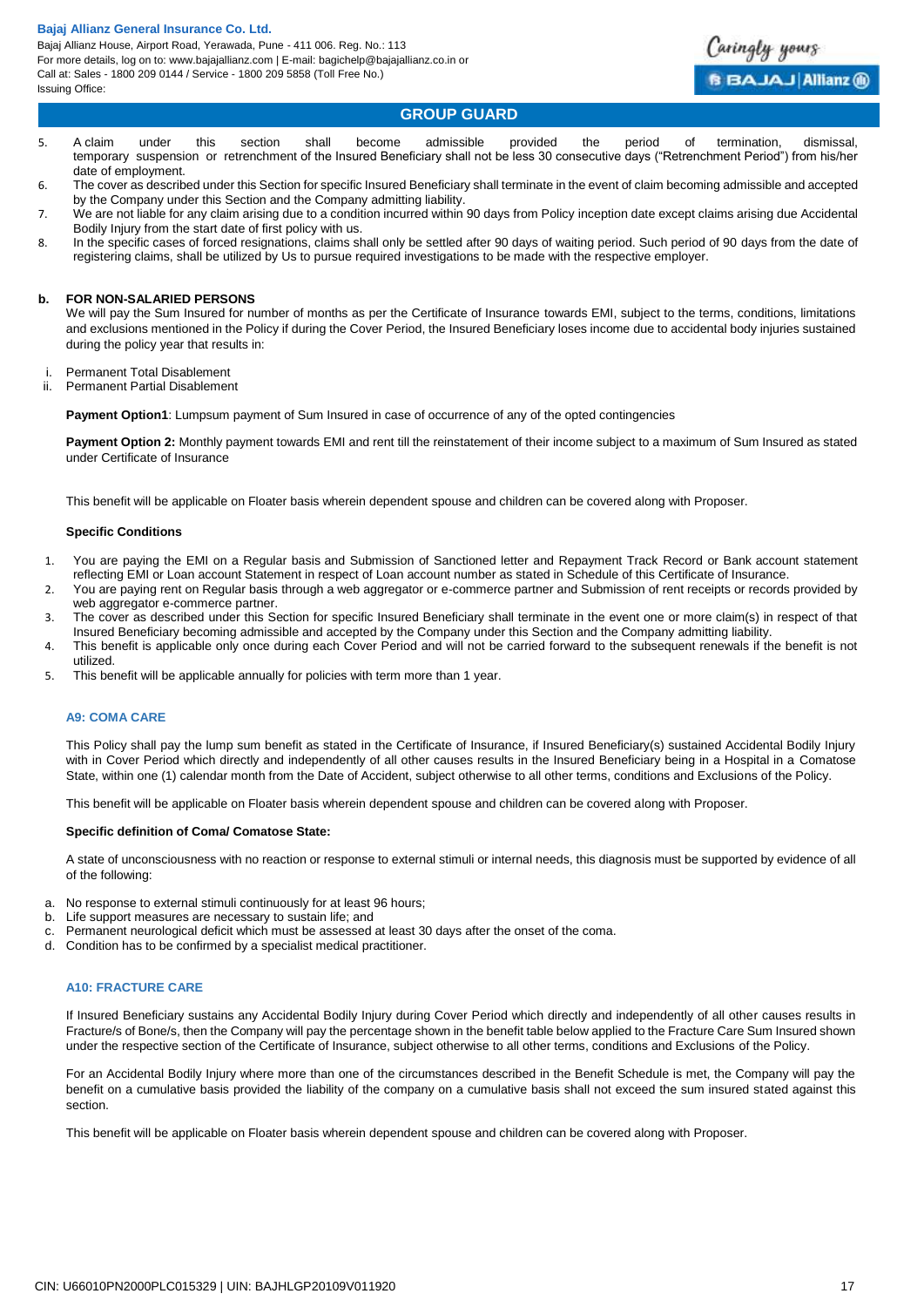5. A claim under this section shall become admissible provided the period of termination, dismissal, temporary suspension or retrenchment of the Insured Beneficiary shall not be less 30 consecutive days ("Retrenchment Period") from his/her date of employment.
6. The cover as described under this Section for specific Insured Beneficiary shall terminate in the event of claim becoming admissible and accepted by the Company under this Section and the Company admitting liability.
7. We are not liable for any claim arising due to a condition incurred within 90 days from Policy inception date except claims arising due Accidental Bodily Injury from the start date of first policy with us.
8. In the specific cases of forced resignations, claims shall only be settled after 90 days of waiting period. Such period of 90 days from the date of registering claims, shall be utilized by Us to pursue required investigations to be made with the respective employer.

**b. FOR NON-SALARIED PERSONS**

We will pay the Sum Insured for number of months as per the Certificate of Insurance towards EMI, subject to the terms, conditions, limitations and exclusions mentioned in the Policy if during the Cover Period, the Insured Beneficiary loses income due to accidental body injuries sustained during the policy year that results in:

i. Permanent Total Disablement
ii. Permanent Partial Disablement

**Payment Option1**: Lumpsum payment of Sum Insured in case of occurrence of any of the opted contingencies

**Payment Option 2:** Monthly payment towards EMI and rent till the reinstatement of their income subject to a maximum of Sum Insured as stated under Certificate of Insurance

This benefit will be applicable on Floater basis wherein dependent spouse and children can be covered along with Proposer.

**Specific Conditions**

1. You are paying the EMI on a Regular basis and Submission of Sanctioned letter and Repayment Track Record or Bank account statement reflecting EMI or Loan account Statement in respect of Loan account number as stated in Schedule of this Certificate of Insurance.
2. You are paying rent on Regular basis through a web aggregator or e-commerce partner and Submission of rent receipts or records provided by web aggregator e-commerce partner.
3. The cover as described under this Section for specific Insured Beneficiary shall terminate in the event one or more claim(s) in respect of that Insured Beneficiary becoming admissible and accepted by the Company under this Section and the Company admitting liability.
4. This benefit is applicable only once during each Cover Period and will not be carried forward to the subsequent renewals if the benefit is not utilized.
5. This benefit will be applicable annually for policies with term more than 1 year.

### A9: COMA CARE

This Policy shall pay the lump sum benefit as stated in the Certificate of Insurance, if Insured Beneficiary(s) sustained Accidental Bodily Injury with in Cover Period which directly and independently of all other causes results in the Insured Beneficiary being in a Hospital in a Comatose State, within one (1) calendar month from the Date of Accident, subject otherwise to all other terms, conditions and Exclusions of the Policy.

This benefit will be applicable on Floater basis wherein dependent spouse and children can be covered along with Proposer.

**Specific definition of Coma/ Comatose State:**

A state of unconsciousness with no reaction or response to external stimuli or internal needs, this diagnosis must be supported by evidence of all of the following:

a. No response to external stimuli continuously for at least 96 hours;
b. Life support measures are necessary to sustain life; and
c. Permanent neurological deficit which must be assessed at least 30 days after the onset of the coma.
d. Condition has to be confirmed by a specialist medical practitioner.

### A10: FRACTURE CARE

If Insured Beneficiary sustains any Accidental Bodily Injury during Cover Period which directly and independently of all other causes results in Fracture/s of Bone/s, then the Company will pay the percentage shown in the benefit table below applied to the Fracture Care Sum Insured shown under the respective section of the Certificate of Insurance, subject otherwise to all other terms, conditions and Exclusions of the Policy.

For an Accidental Bodily Injury where more than one of the circumstances described in the Benefit Schedule is met, the Company will pay the benefit on a cumulative basis provided the liability of the company on a cumulative basis shall not exceed the sum insured stated against this section.

This benefit will be applicable on Floater basis wherein dependent spouse and children can be covered along with Proposer.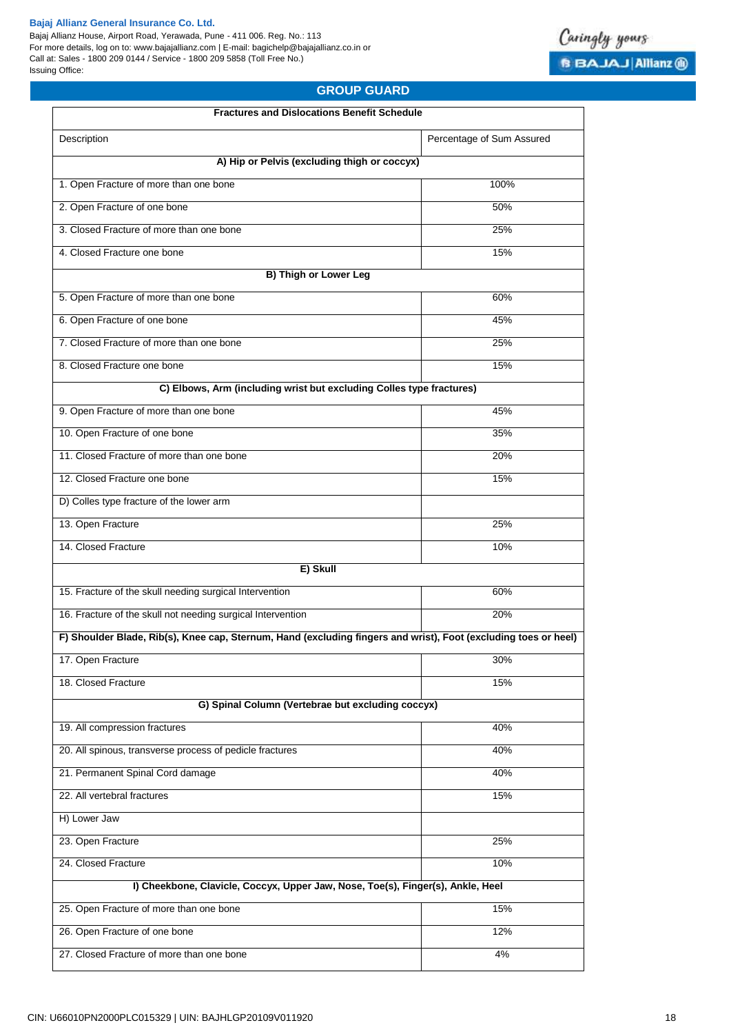## GROUP GUARD

| Fractures and Dislocations Benefit Schedule | |
|---|---|
| Description | Percentage of Sum Assured |
| **A) Hip or Pelvis (excluding thigh or coccyx)** | |
| 1. Open Fracture of more than one bone | 100% |
| 2. Open Fracture of one bone | 50% |
| 3. Closed Fracture of more than one bone | 25% |
| 4. Closed Fracture one bone | 15% |
| **B) Thigh or Lower Leg** | |
| 5. Open Fracture of more than one bone | 60% |
| 6. Open Fracture of one bone | 45% |
| 7. Closed Fracture of more than one bone | 25% |
| 8. Closed Fracture one bone | 15% |
| **C) Elbows, Arm (including wrist but excluding Colles type fractures)** | |
| 9. Open Fracture of more than one bone | 45% |
| 10. Open Fracture of one bone | 35% |
| 11. Closed Fracture of more than one bone | 20% |
| 12. Closed Fracture one bone | 15% |
| D) Colles type fracture of the lower arm | |
| 13. Open Fracture | 25% |
| 14. Closed Fracture | 10% |
| **E) Skull** | |
| 15. Fracture of the skull needing surgical Intervention | 60% |
| 16. Fracture of the skull not needing surgical Intervention | 20% |
| **F) Shoulder Blade, Rib(s), Knee cap, Sternum, Hand (excluding fingers and wrist), Foot (excluding toes or heel)** | |
| 17. Open Fracture | 30% |
| 18. Closed Fracture | 15% |
| **G) Spinal Column (Vertebrae but excluding coccyx)** | |
| 19. All compression fractures | 40% |
| 20. All spinous, transverse process of pedicle fractures | 40% |
| 21. Permanent Spinal Cord damage | 40% |
| 22. All vertebral fractures | 15% |
| H) Lower Jaw | |
| 23. Open Fracture | 25% |
| 24. Closed Fracture | 10% |
| **I) Cheekbone, Clavicle, Coccyx, Upper Jaw, Nose, Toe(s), Finger(s), Ankle, Heel** | |
| 25. Open Fracture of more than one bone | 15% |
| 26. Open Fracture of one bone | 12% |
| 27. Closed Fracture of more than one bone | 4% |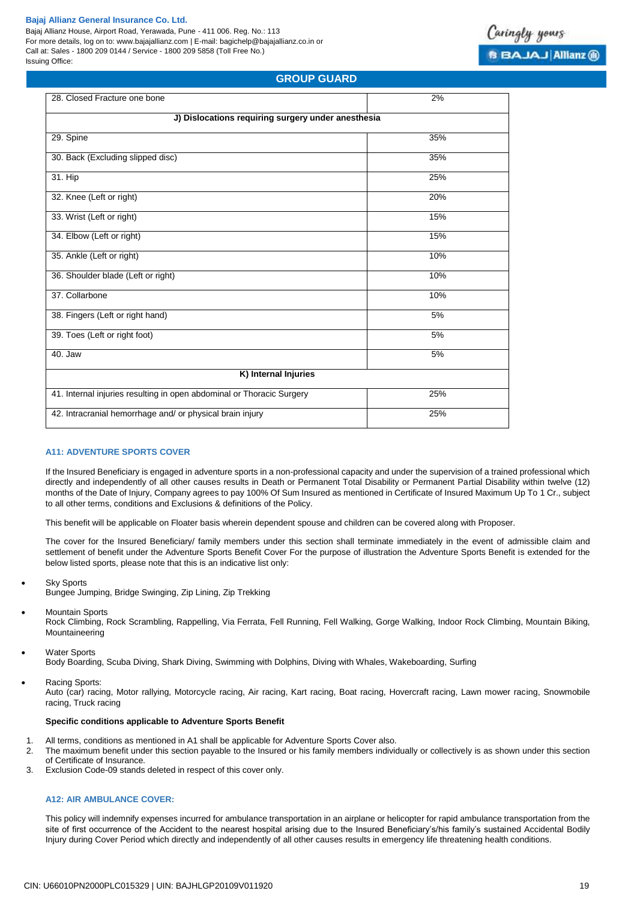| | |
|---|---|
| 28. Closed Fracture one bone | 2% |
| **J) Dislocations requiring surgery under anesthesia** | |
| 29. Spine | 35% |
| 30. Back (Excluding slipped disc) | 35% |
| 31. Hip | 25% |
| 32. Knee (Left or right) | 20% |
| 33. Wrist (Left or right) | 15% |
| 34. Elbow (Left or right) | 15% |
| 35. Ankle (Left or right) | 10% |
| 36. Shoulder blade (Left or right) | 10% |
| 37. Collarbone | 10% |
| 38. Fingers (Left or right hand) | 5% |
| 39. Toes (Left or right foot) | 5% |
| 40. Jaw | 5% |
| **K) Internal Injuries** | |
| 41. Internal injuries resulting in open abdominal or Thoracic Surgery | 25% |
| 42. Intracranial hemorrhage and/ or physical brain injury | 25% |

### A11: ADVENTURE SPORTS COVER

If the Insured Beneficiary is engaged in adventure sports in a non-professional capacity and under the supervision of a trained professional which directly and independently of all other causes results in Death or Permanent Total Disability or Permanent Partial Disability within twelve (12) months of the Date of Injury, Company agrees to pay 100% Of Sum Insured as mentioned in Certificate of Insured Maximum Up To 1 Cr., subject to all other terms, conditions and Exclusions & definitions of the Policy.

This benefit will be applicable on Floater basis wherein dependent spouse and children can be covered along with Proposer.

The cover for the Insured Beneficiary/ family members under this section shall terminate immediately in the event of admissible claim and settlement of benefit under the Adventure Sports Benefit Cover For the purpose of illustration the Adventure Sports Benefit is extended for the below listed sports, please note that this is an indicative list only:

- Sky Sports
  Bungee Jumping, Bridge Swinging, Zip Lining, Zip Trekking
- Mountain Sports
  Rock Climbing, Rock Scrambling, Rappelling, Via Ferrata, Fell Running, Fell Walking, Gorge Walking, Indoor Rock Climbing, Mountain Biking, Mountaineering
- Water Sports
  Body Boarding, Scuba Diving, Shark Diving, Swimming with Dolphins, Diving with Whales, Wakeboarding, Surfing
- Racing Sports:
  Auto (car) racing, Motor rallying, Motorcycle racing, Air racing, Kart racing, Boat racing, Hovercraft racing, Lawn mower racing, Snowmobile racing, Truck racing

**Specific conditions applicable to Adventure Sports Benefit**

1. All terms, conditions as mentioned in A1 shall be applicable for Adventure Sports Cover also.
2. The maximum benefit under this section payable to the Insured or his family members individually or collectively is as shown under this section of Certificate of Insurance.
3. Exclusion Code-09 stands deleted in respect of this cover only.

### A12: AIR AMBULANCE COVER:

This policy will indemnify expenses incurred for ambulance transportation in an airplane or helicopter for rapid ambulance transportation from the site of first occurrence of the Accident to the nearest hospital arising due to the Insured Beneficiary's/his family's sustained Accidental Bodily Injury during Cover Period which directly and independently of all other causes results in emergency life threatening health conditions.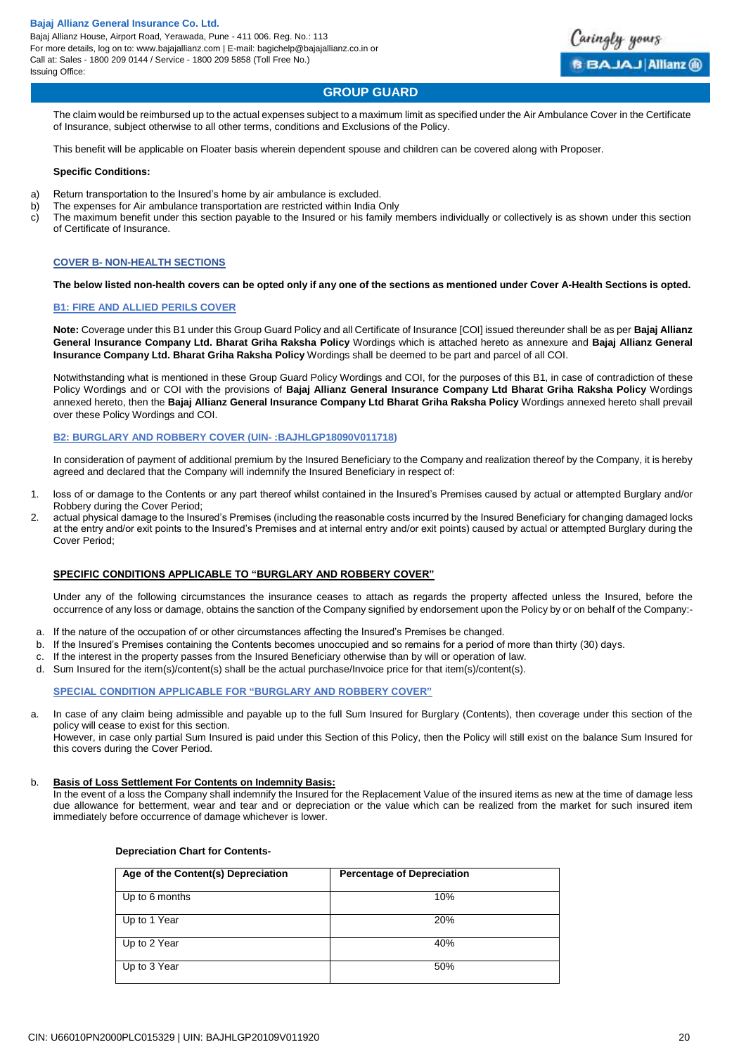The claim would be reimbursed up to the actual expenses subject to a maximum limit as specified under the Air Ambulance Cover in the Certificate of Insurance, subject otherwise to all other terms, conditions and Exclusions of the Policy.

This benefit will be applicable on Floater basis wherein dependent spouse and children can be covered along with Proposer.

**Specific Conditions:**

a) Return transportation to the Insured's home by air ambulance is excluded.
b) The expenses for Air ambulance transportation are restricted within India Only
c) The maximum benefit under this section payable to the Insured or his family members individually or collectively is as shown under this section of Certificate of Insurance.

## COVER B- NON-HEALTH SECTIONS

**The below listed non-health covers can be opted only if any one of the sections as mentioned under Cover A-Health Sections is opted.**

### B1: FIRE AND ALLIED PERILS COVER

**Note:** Coverage under this B1 under this Group Guard Policy and all Certificate of Insurance [COI] issued thereunder shall be as per **Bajaj Allianz General Insurance Company Ltd. Bharat Griha Raksha Policy** Wordings which is attached hereto as annexure and **Bajaj Allianz General Insurance Company Ltd. Bharat Griha Raksha Policy** Wordings shall be deemed to be part and parcel of all COI.

Notwithstanding what is mentioned in these Group Guard Policy Wordings and COI, for the purposes of this B1, in case of contradiction of these Policy Wordings and or COI with the provisions of **Bajaj Allianz General Insurance Company Ltd Bharat Griha Raksha Policy** Wordings annexed hereto, then the **Bajaj Allianz General Insurance Company Ltd Bharat Griha Raksha Policy** Wordings annexed hereto shall prevail over these Policy Wordings and COI.

### B2: BURGLARY AND ROBBERY COVER (UIN- :BAJHLGP18090V011718)

In consideration of payment of additional premium by the Insured Beneficiary to the Company and realization thereof by the Company, it is hereby agreed and declared that the Company will indemnify the Insured Beneficiary in respect of:

1. loss of or damage to the Contents or any part thereof whilst contained in the Insured's Premises caused by actual or attempted Burglary and/or Robbery during the Cover Period;
2. actual physical damage to the Insured's Premises (including the reasonable costs incurred by the Insured Beneficiary for changing damaged locks at the entry and/or exit points to the Insured's Premises and at internal entry and/or exit points) caused by actual or attempted Burglary during the Cover Period;

#### SPECIFIC CONDITIONS APPLICABLE TO "BURGLARY AND ROBBERY COVER"

Under any of the following circumstances the insurance ceases to attach as regards the property affected unless the Insured, before the occurrence of any loss or damage, obtains the sanction of the Company signified by endorsement upon the Policy by or on behalf of the Company:-

a. If the nature of the occupation of or other circumstances affecting the Insured's Premises be changed.
b. If the Insured's Premises containing the Contents becomes unoccupied and so remains for a period of more than thirty (30) days.
c. If the interest in the property passes from the Insured Beneficiary otherwise than by will or operation of law.
d. Sum Insured for the item(s)/content(s) shall be the actual purchase/Invoice price for that item(s)/content(s).

#### SPECIAL CONDITION APPLICABLE FOR "BURGLARY AND ROBBERY COVER"

a. In case of any claim being admissible and payable up to the full Sum Insured for Burglary (Contents), then coverage under this section of the policy will cease to exist for this section.
   However, in case only partial Sum Insured is paid under this Section of this Policy, then the Policy will still exist on the balance Sum Insured for this covers during the Cover Period.

b. **Basis of Loss Settlement For Contents on Indemnity Basis:**
   In the event of a loss the Company shall indemnify the Insured for the Replacement Value of the insured items as new at the time of damage less due allowance for betterment, wear and tear and or depreciation or the value which can be realized from the market for such insured item immediately before occurrence of damage whichever is lower.

**Depreciation Chart for Contents-**

| Age of the Content(s) Depreciation | Percentage of Depreciation |
|---|---|
| Up to 6 months | 10% |
| Up to 1 Year | 20% |
| Up to 2 Year | 40% |
| Up to 3 Year | 50% |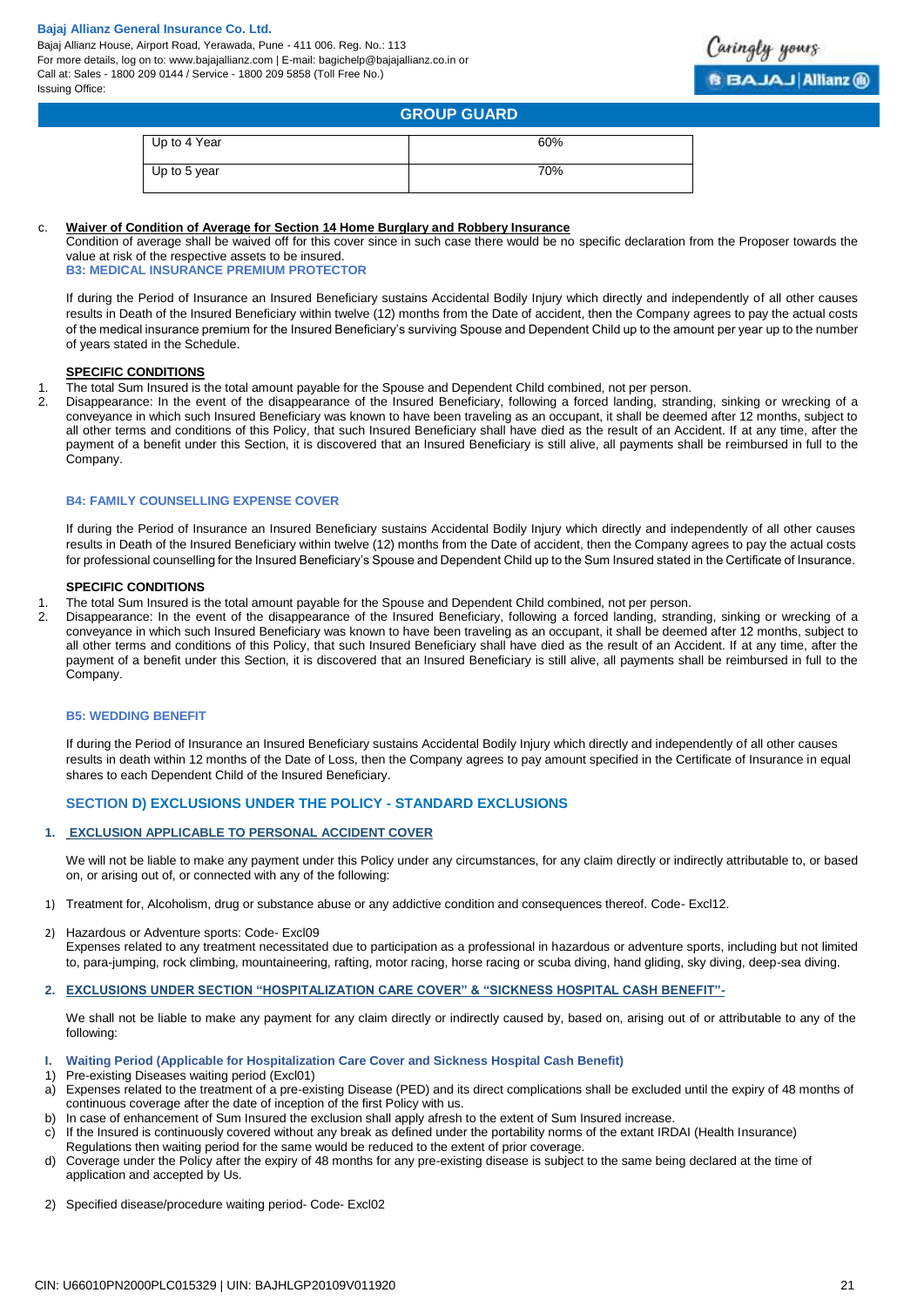| Up to 4 Year | 60% |
|---|---|
| Up to 5 year | 70% |

c. **Waiver of Condition of Average for Section 14 Home Burglary and Robbery Insurance**

Condition of average shall be waived off for this cover since in such case there would be no specific declaration from the Proposer towards the value at risk of the respective assets to be insured.

**B3: MEDICAL INSURANCE PREMIUM PROTECTOR**

If during the Period of Insurance an Insured Beneficiary sustains Accidental Bodily Injury which directly and independently of all other causes results in Death of the Insured Beneficiary within twelve (12) months from the Date of accident, then the Company agrees to pay the actual costs of the medical insurance premium for the Insured Beneficiary's surviving Spouse and Dependent Child up to the amount per year up to the number of years stated in the Schedule.

**SPECIFIC CONDITIONS**

1. The total Sum Insured is the total amount payable for the Spouse and Dependent Child combined, not per person.
2. Disappearance: In the event of the disappearance of the Insured Beneficiary, following a forced landing, stranding, sinking or wrecking of a conveyance in which such Insured Beneficiary was known to have been traveling as an occupant, it shall be deemed after 12 months, subject to all other terms and conditions of this Policy, that such Insured Beneficiary shall have died as the result of an Accident. If at any time, after the payment of a benefit under this Section, it is discovered that an Insured Beneficiary is still alive, all payments shall be reimbursed in full to the Company.

**B4: FAMILY COUNSELLING EXPENSE COVER**

If during the Period of Insurance an Insured Beneficiary sustains Accidental Bodily Injury which directly and independently of all other causes results in Death of the Insured Beneficiary within twelve (12) months from the Date of accident, then the Company agrees to pay the actual costs for professional counselling for the Insured Beneficiary's Spouse and Dependent Child up to the Sum Insured stated in the Certificate of Insurance.

**SPECIFIC CONDITIONS**

1. The total Sum Insured is the total amount payable for the Spouse and Dependent Child combined, not per person.
2. Disappearance: In the event of the disappearance of the Insured Beneficiary, following a forced landing, stranding, sinking or wrecking of a conveyance in which such Insured Beneficiary was known to have been traveling as an occupant, it shall be deemed after 12 months, subject to all other terms and conditions of this Policy, that such Insured Beneficiary shall have died as the result of an Accident. If at any time, after the payment of a benefit under this Section, it is discovered that an Insured Beneficiary is still alive, all payments shall be reimbursed in full to the Company.

**B5: WEDDING BENEFIT**

If during the Period of Insurance an Insured Beneficiary sustains Accidental Bodily Injury which directly and independently of all other causes results in death within 12 months of the Date of Loss, then the Company agrees to pay amount specified in the Certificate of Insurance in equal shares to each Dependent Child of the Insured Beneficiary.

## SECTION D) EXCLUSIONS UNDER THE POLICY - STANDARD EXCLUSIONS

**1. EXCLUSION APPLICABLE TO PERSONAL ACCIDENT COVER**

We will not be liable to make any payment under this Policy under any circumstances, for any claim directly or indirectly attributable to, or based on, or arising out of, or connected with any of the following:

1) Treatment for, Alcoholism, drug or substance abuse or any addictive condition and consequences thereof. Code- Excl12.
2) Hazardous or Adventure sports: Code- Excl09
   Expenses related to any treatment necessitated due to participation as a professional in hazardous or adventure sports, including but not limited to, para-jumping, rock climbing, mountaineering, rafting, motor racing, horse racing or scuba diving, hand gliding, sky diving, deep-sea diving.

**2. EXCLUSIONS UNDER SECTION "HOSPITALIZATION CARE COVER" & "SICKNESS HOSPITAL CASH BENEFIT"-**

We shall not be liable to make any payment for any claim directly or indirectly caused by, based on, arising out of or attributable to any of the following:

**I. Waiting Period (Applicable for Hospitalization Care Cover and Sickness Hospital Cash Benefit)**

1) Pre-existing Diseases waiting period (Excl01)
   a) Expenses related to the treatment of a pre-existing Disease (PED) and its direct complications shall be excluded until the expiry of 48 months of continuous coverage after the date of inception of the first Policy with us.
   b) In case of enhancement of Sum Insured the exclusion shall apply afresh to the extent of Sum Insured increase.
   c) If the Insured is continuously covered without any break as defined under the portability norms of the extant IRDAI (Health Insurance) Regulations then waiting period for the same would be reduced to the extent of prior coverage.
   d) Coverage under the Policy after the expiry of 48 months for any pre-existing disease is subject to the same being declared at the time of application and accepted by Us.
2) Specified disease/procedure waiting period- Code- Excl02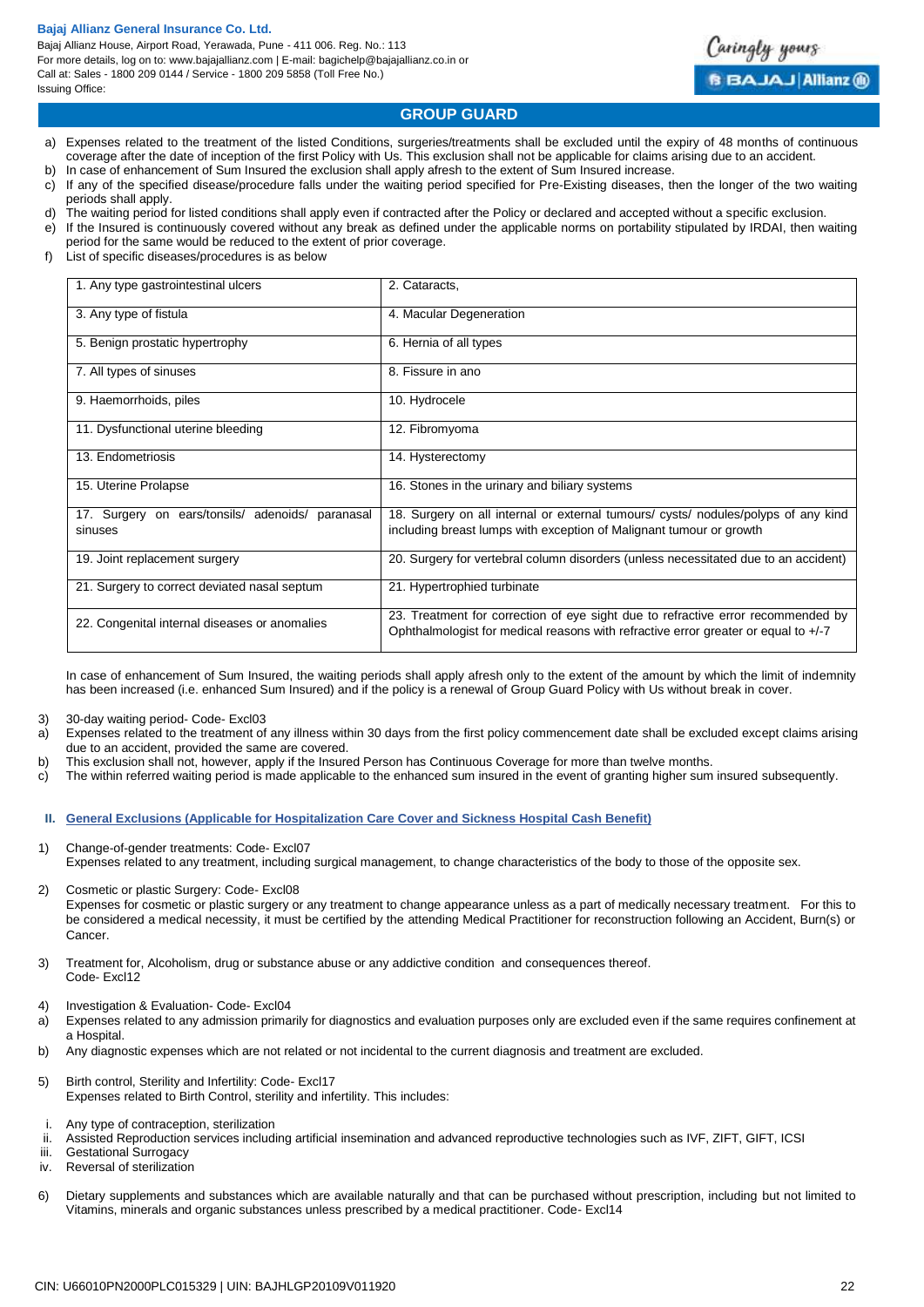## GROUP GUARD

a) Expenses related to the treatment of the listed Conditions, surgeries/treatments shall be excluded until the expiry of 48 months of continuous coverage after the date of inception of the first Policy with Us. This exclusion shall not be applicable for claims arising due to an accident.
b) In case of enhancement of Sum Insured the exclusion shall apply afresh to the extent of Sum Insured increase.
c) If any of the specified disease/procedure falls under the waiting period specified for Pre-Existing diseases, then the longer of the two waiting periods shall apply.
d) The waiting period for listed conditions shall apply even if contracted after the Policy or declared and accepted without a specific exclusion.
e) If the Insured is continuously covered without any break as defined under the applicable norms on portability stipulated by IRDAI, then waiting period for the same would be reduced to the extent of prior coverage.
f) List of specific diseases/procedures is as below

| | |
|---|---|
| 1. Any type gastrointestinal ulcers | 2. Cataracts, |
| 3. Any type of fistula | 4. Macular Degeneration |
| 5. Benign prostatic hypertrophy | 6. Hernia of all types |
| 7. All types of sinuses | 8. Fissure in ano |
| 9. Haemorrhoids, piles | 10. Hydrocele |
| 11. Dysfunctional uterine bleeding | 12. Fibromyoma |
| 13. Endometriosis | 14. Hysterectomy |
| 15. Uterine Prolapse | 16. Stones in the urinary and biliary systems |
| 17. Surgery on ears/tonsils/ adenoids/ paranasal sinuses | 18. Surgery on all internal or external tumours/ cysts/ nodules/polyps of any kind including breast lumps with exception of Malignant tumour or growth |
| 19. Joint replacement surgery | 20. Surgery for vertebral column disorders (unless necessitated due to an accident) |
| 21. Surgery to correct deviated nasal septum | 21. Hypertrophied turbinate |
| 22. Congenital internal diseases or anomalies | 23. Treatment for correction of eye sight due to refractive error recommended by Ophthalmologist for medical reasons with refractive error greater or equal to +/-7 |

In case of enhancement of Sum Insured, the waiting periods shall apply afresh only to the extent of the amount by which the limit of indemnity has been increased (i.e. enhanced Sum Insured) and if the policy is a renewal of Group Guard Policy with Us without break in cover.

3) 30-day waiting period- Code- Excl03
a) Expenses related to the treatment of any illness within 30 days from the first policy commencement date shall be excluded except claims arising due to an accident, provided the same are covered.
b) This exclusion shall not, however, apply if the Insured Person has Continuous Coverage for more than twelve months.
c) The within referred waiting period is made applicable to the enhanced sum insured in the event of granting higher sum insured subsequently.

### II. General Exclusions (Applicable for Hospitalization Care Cover and Sickness Hospital Cash Benefit)

1) Change-of-gender treatments: Code- Excl07
Expenses related to any treatment, including surgical management, to change characteristics of the body to those of the opposite sex.

2) Cosmetic or plastic Surgery: Code- Excl08
Expenses for cosmetic or plastic surgery or any treatment to change appearance unless as a part of medically necessary treatment. For this to be considered a medical necessity, it must be certified by the attending Medical Practitioner for reconstruction following an Accident, Burn(s) or Cancer.

3) Treatment for, Alcoholism, drug or substance abuse or any addictive condition and consequences thereof.
Code- Excl12

4) Investigation & Evaluation- Code- Excl04
a) Expenses related to any admission primarily for diagnostics and evaluation purposes only are excluded even if the same requires confinement at a Hospital.
b) Any diagnostic expenses which are not related or not incidental to the current diagnosis and treatment are excluded.

5) Birth control, Sterility and Infertility: Code- Excl17
Expenses related to Birth Control, sterility and infertility. This includes:

i. Any type of contraception, sterilization
ii. Assisted Reproduction services including artificial insemination and advanced reproductive technologies such as IVF, ZIFT, GIFT, ICSI
iii. Gestational Surrogacy
iv. Reversal of sterilization

6) Dietary supplements and substances which are available naturally and that can be purchased without prescription, including but not limited to Vitamins, minerals and organic substances unless prescribed by a medical practitioner. Code- Excl14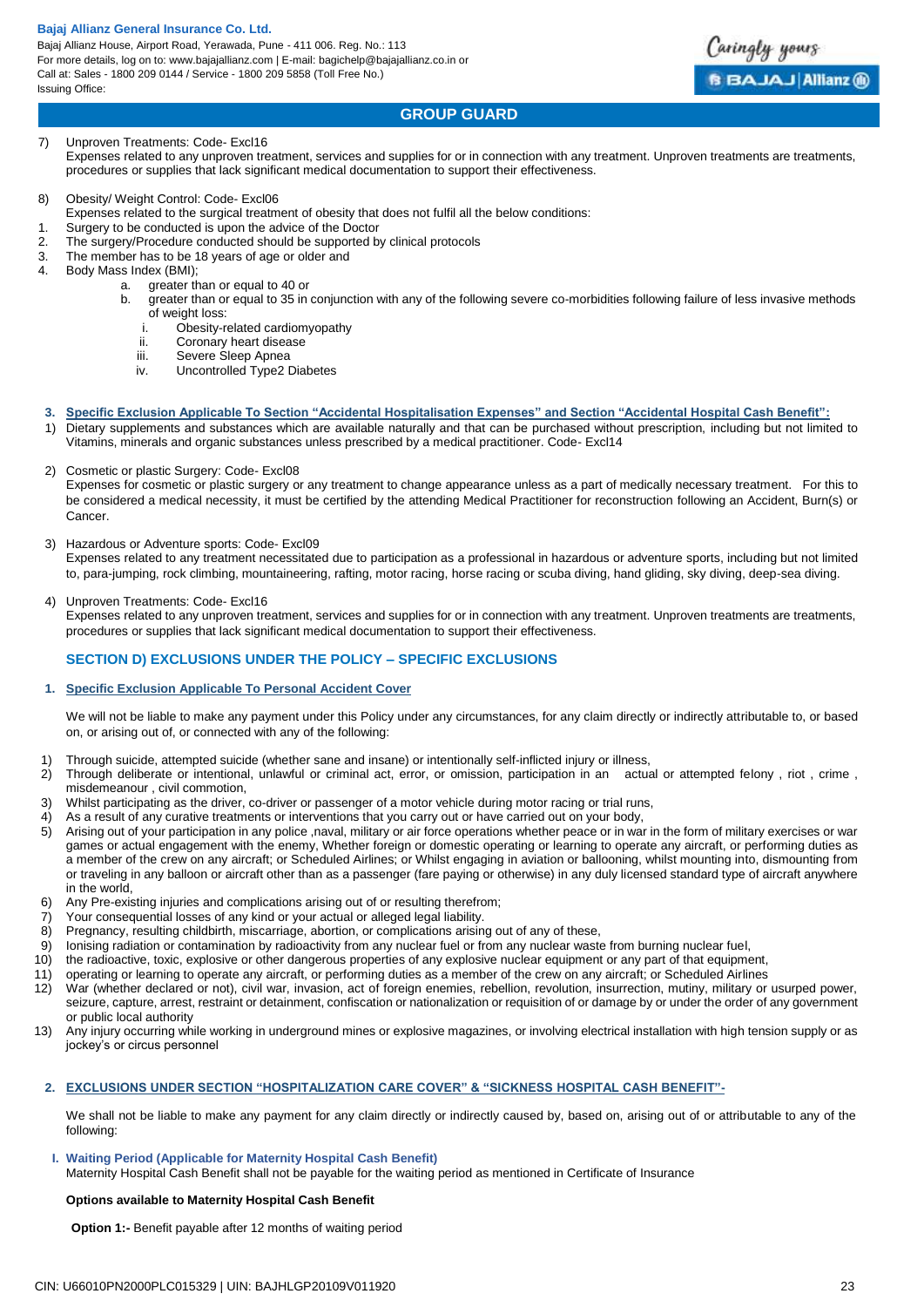7) Unproven Treatments: Code- Excl16
Expenses related to any unproven treatment, services and supplies for or in connection with any treatment. Unproven treatments are treatments, procedures or supplies that lack significant medical documentation to support their effectiveness.

8) Obesity/ Weight Control: Code- Excl06
Expenses related to the surgical treatment of obesity that does not fulfil all the below conditions:

1. Surgery to be conducted is upon the advice of the Doctor
2. The surgery/Procedure conducted should be supported by clinical protocols
3. The member has to be 18 years of age or older and
4. Body Mass Index (BMI);
    a. greater than or equal to 40 or
    b. greater than or equal to 35 in conjunction with any of the following severe co-morbidities following failure of less invasive methods of weight loss:
        i. Obesity-related cardiomyopathy
        ii. Coronary heart disease
        iii. Severe Sleep Apnea
        iv. Uncontrolled Type2 Diabetes

**3. Specific Exclusion Applicable To Section "Accidental Hospitalisation Expenses" and Section "Accidental Hospital Cash Benefit":**

1) Dietary supplements and substances which are available naturally and that can be purchased without prescription, including but not limited to Vitamins, minerals and organic substances unless prescribed by a medical practitioner. Code- Excl14

2) Cosmetic or plastic Surgery: Code- Excl08
Expenses for cosmetic or plastic surgery or any treatment to change appearance unless as a part of medically necessary treatment. For this to be considered a medical necessity, it must be certified by the attending Medical Practitioner for reconstruction following an Accident, Burn(s) or Cancer.

3) Hazardous or Adventure sports: Code- Excl09
Expenses related to any treatment necessitated due to participation as a professional in hazardous or adventure sports, including but not limited to, para-jumping, rock climbing, mountaineering, rafting, motor racing, horse racing or scuba diving, hand gliding, sky diving, deep-sea diving.

4) Unproven Treatments: Code- Excl16
Expenses related to any unproven treatment, services and supplies for or in connection with any treatment. Unproven treatments are treatments, procedures or supplies that lack significant medical documentation to support their effectiveness.

## SECTION D) EXCLUSIONS UNDER THE POLICY – SPECIFIC EXCLUSIONS

**1. Specific Exclusion Applicable To Personal Accident Cover**

We will not be liable to make any payment under this Policy under any circumstances, for any claim directly or indirectly attributable to, or based on, or arising out of, or connected with any of the following:

1) Through suicide, attempted suicide (whether sane and insane) or intentionally self-inflicted injury or illness,
2) Through deliberate or intentional, unlawful or criminal act, error, or omission, participation in an actual or attempted felony , riot , crime , misdemeanour , civil commotion,
3) Whilst participating as the driver, co-driver or passenger of a motor vehicle during motor racing or trial runs,
4) As a result of any curative treatments or interventions that you carry out or have carried out on your body,
5) Arising out of your participation in any police ,naval, military or air force operations whether peace or in war in the form of military exercises or war games or actual engagement with the enemy, Whether foreign or domestic operating or learning to operate any aircraft, or performing duties as a member of the crew on any aircraft; or Scheduled Airlines; or Whilst engaging in aviation or ballooning, whilst mounting into, dismounting from or traveling in any balloon or aircraft other than as a passenger (fare paying or otherwise) in any duly licensed standard type of aircraft anywhere in the world,
6) Any Pre-existing injuries and complications arising out of or resulting therefrom;
7) Your consequential losses of any kind or your actual or alleged legal liability.
8) Pregnancy, resulting childbirth, miscarriage, abortion, or complications arising out of any of these,
9) Ionising radiation or contamination by radioactivity from any nuclear fuel or from any nuclear waste from burning nuclear fuel,
10) the radioactive, toxic, explosive or other dangerous properties of any explosive nuclear equipment or any part of that equipment,
11) operating or learning to operate any aircraft, or performing duties as a member of the crew on any aircraft; or Scheduled Airlines
12) War (whether declared or not), civil war, invasion, act of foreign enemies, rebellion, revolution, insurrection, mutiny, military or usurped power, seizure, capture, arrest, restraint or detainment, confiscation or nationalization or requisition of or damage by or under the order of any government or public local authority
13) Any injury occurring while working in underground mines or explosive magazines, or involving electrical installation with high tension supply or as jockey's or circus personnel

**2. EXCLUSIONS UNDER SECTION "HOSPITALIZATION CARE COVER" & "SICKNESS HOSPITAL CASH BENEFIT"-**

We shall not be liable to make any payment for any claim directly or indirectly caused by, based on, arising out of or attributable to any of the following:

**I. Waiting Period (Applicable for Maternity Hospital Cash Benefit)**
Maternity Hospital Cash Benefit shall not be payable for the waiting period as mentioned in Certificate of Insurance

**Options available to Maternity Hospital Cash Benefit**

**Option 1:-** Benefit payable after 12 months of waiting period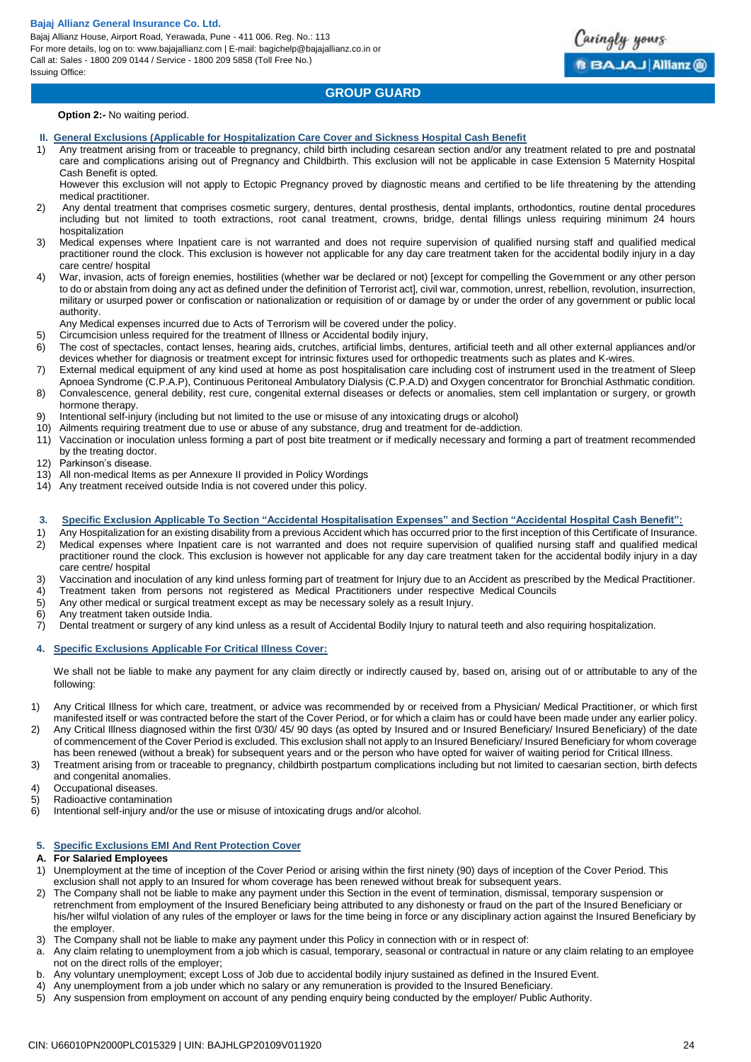**Option 2:-** No waiting period.

## II. General Exclusions (Applicable for Hospitalization Care Cover and Sickness Hospital Cash Benefit

1) Any treatment arising from or traceable to pregnancy, child birth including cesarean section and/or any treatment related to pre and postnatal care and complications arising out of Pregnancy and Childbirth. This exclusion will not be applicable in case Extension 5 Maternity Hospital Cash Benefit is opted.
   However this exclusion will not apply to Ectopic Pregnancy proved by diagnostic means and certified to be life threatening by the attending medical practitioner.
2) Any dental treatment that comprises cosmetic surgery, dentures, dental prosthesis, dental implants, orthodontics, routine dental procedures including but not limited to tooth extractions, root canal treatment, crowns, bridge, dental fillings unless requiring minimum 24 hours hospitalization
3) Medical expenses where Inpatient care is not warranted and does not require supervision of qualified nursing staff and qualified medical practitioner round the clock. This exclusion is however not applicable for any day care treatment taken for the accidental bodily injury in a day care centre/ hospital
4) War, invasion, acts of foreign enemies, hostilities (whether war be declared or not) [except for compelling the Government or any other person to do or abstain from doing any act as defined under the definition of Terrorist act], civil war, commotion, unrest, rebellion, revolution, insurrection, military or usurped power or confiscation or nationalization or requisition of or damage by or under the order of any government or public local authority.
   Any Medical expenses incurred due to Acts of Terrorism will be covered under the policy.
5) Circumcision unless required for the treatment of Illness or Accidental bodily injury,
6) The cost of spectacles, contact lenses, hearing aids, crutches, artificial limbs, dentures, artificial teeth and all other external appliances and/or devices whether for diagnosis or treatment except for intrinsic fixtures used for orthopedic treatments such as plates and K-wires.
7) External medical equipment of any kind used at home as post hospitalisation care including cost of instrument used in the treatment of Sleep Apnoea Syndrome (C.P.A.P), Continuous Peritoneal Ambulatory Dialysis (C.P.A.D) and Oxygen concentrator for Bronchial Asthmatic condition.
8) Convalescence, general debility, rest cure, congenital external diseases or defects or anomalies, stem cell implantation or surgery, or growth hormone therapy.
9) Intentional self-injury (including but not limited to the use or misuse of any intoxicating drugs or alcohol)
10) Ailments requiring treatment due to use or abuse of any substance, drug and treatment for de-addiction.
11) Vaccination or inoculation unless forming a part of post bite treatment or if medically necessary and forming a part of treatment recommended by the treating doctor.
12) Parkinson's disease.
13) All non-medical Items as per Annexure II provided in Policy Wordings
14) Any treatment received outside India is not covered under this policy.

## 3. Specific Exclusion Applicable To Section "Accidental Hospitalisation Expenses" and Section "Accidental Hospital Cash Benefit":

1) Any Hospitalization for an existing disability from a previous Accident which has occurred prior to the first inception of this Certificate of Insurance.
2) Medical expenses where Inpatient care is not warranted and does not require supervision of qualified nursing staff and qualified medical practitioner round the clock. This exclusion is however not applicable for any day care treatment taken for the accidental bodily injury in a day care centre/ hospital
3) Vaccination and inoculation of any kind unless forming part of treatment for Injury due to an Accident as prescribed by the Medical Practitioner.
4) Treatment taken from persons not registered as Medical Practitioners under respective Medical Councils
5) Any other medical or surgical treatment except as may be necessary solely as a result Injury.
6) Any treatment taken outside India.
7) Dental treatment or surgery of any kind unless as a result of Accidental Bodily Injury to natural teeth and also requiring hospitalization.

## 4. Specific Exclusions Applicable For Critical Illness Cover:

We shall not be liable to make any payment for any claim directly or indirectly caused by, based on, arising out of or attributable to any of the following:

1) Any Critical Illness for which care, treatment, or advice was recommended by or received from a Physician/ Medical Practitioner, or which first manifested itself or was contracted before the start of the Cover Period, or for which a claim has or could have been made under any earlier policy.
2) Any Critical Illness diagnosed within the first 0/30/ 45/ 90 days (as opted by Insured and or Insured Beneficiary/ Insured Beneficiary) of the date of commencement of the Cover Period is excluded. This exclusion shall not apply to an Insured Beneficiary/ Insured Beneficiary for whom coverage has been renewed (without a break) for subsequent years and or the person who have opted for waiver of waiting period for Critical Illness.
3) Treatment arising from or traceable to pregnancy, childbirth postpartum complications including but not limited to caesarian section, birth defects and congenital anomalies.
4) Occupational diseases.
5) Radioactive contamination
6) Intentional self-injury and/or the use or misuse of intoxicating drugs and/or alcohol.

## 5. Specific Exclusions EMI And Rent Protection Cover

### A. For Salaried Employees

1) Unemployment at the time of inception of the Cover Period or arising within the first ninety (90) days of inception of the Cover Period. This exclusion shall not apply to an Insured for whom coverage has been renewed without break for subsequent years.
2) The Company shall not be liable to make any payment under this Section in the event of termination, dismissal, temporary suspension or retrenchment from employment of the Insured Beneficiary being attributed to any dishonesty or fraud on the part of the Insured Beneficiary or his/her willful violation of any rules of the employer or laws for the time being in force or any disciplinary action against the Insured Beneficiary by the employer.
3) The Company shall not be liable to make any payment under this Policy in connection with or in respect of:
   a. Any claim relating to unemployment from a job which is casual, temporary, seasonal or contractual in nature or any claim relating to an employee not on the direct rolls of the employer;
   b. Any voluntary unemployment; except Loss of Job due to accidental bodily injury sustained as defined in the Insured Event.
4) Any unemployment from a job under which no salary or any remuneration is provided to the Insured Beneficiary.
5) Any suspension from employment on account of any pending enquiry being conducted by the employer/ Public Authority.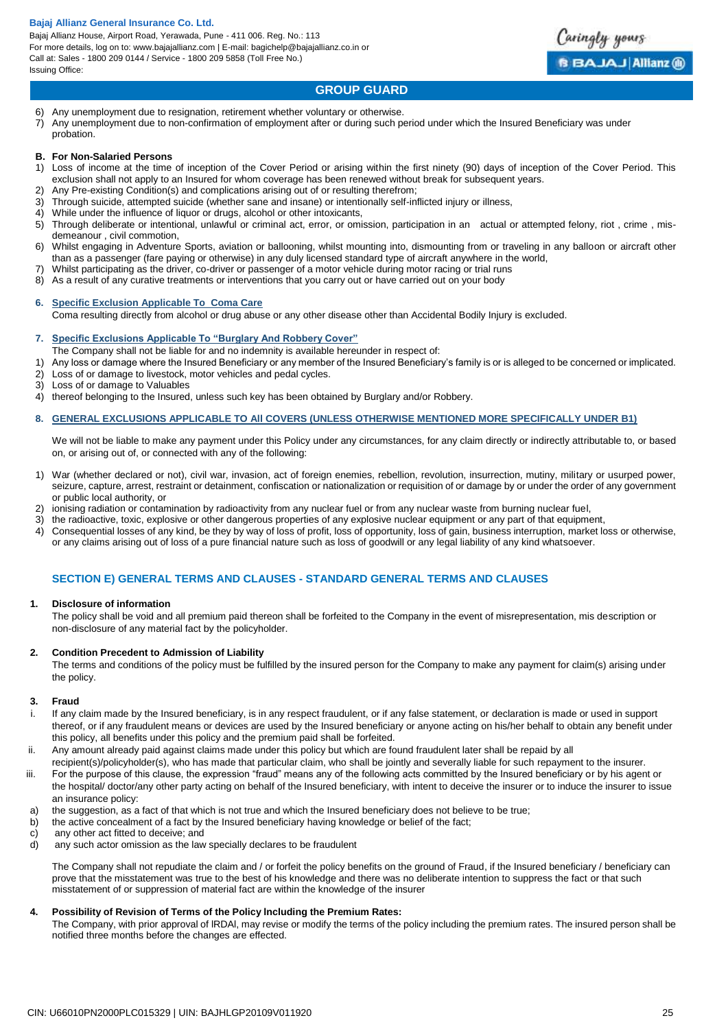6) Any unemployment due to resignation, retirement whether voluntary or otherwise.
7) Any unemployment due to non-confirmation of employment after or during such period under which the Insured Beneficiary was under probation.

**B. For Non-Salaried Persons**

1) Loss of income at the time of inception of the Cover Period or arising within the first ninety (90) days of inception of the Cover Period. This exclusion shall not apply to an Insured for whom coverage has been renewed without break for subsequent years.
2) Any Pre-existing Condition(s) and complications arising out of or resulting therefrom;
3) Through suicide, attempted suicide (whether sane and insane) or intentionally self-inflicted injury or illness,
4) While under the influence of liquor or drugs, alcohol or other intoxicants,
5) Through deliberate or intentional, unlawful or criminal act, error, or omission, participation in an actual or attempted felony, riot , crime , mis-demeanour , civil commotion,
6) Whilst engaging in Adventure Sports, aviation or ballooning, whilst mounting into, dismounting from or traveling in any balloon or aircraft other than as a passenger (fare paying or otherwise) in any duly licensed standard type of aircraft anywhere in the world,
7) Whilst participating as the driver, co-driver or passenger of a motor vehicle during motor racing or trial runs
8) As a result of any curative treatments or interventions that you carry out or have carried out on your body

**6. Specific Exclusion Applicable To Coma Care**

Coma resulting directly from alcohol or drug abuse or any other disease other than Accidental Bodily Injury is excluded.

**7. Specific Exclusions Applicable To "Burglary And Robbery Cover"**

The Company shall not be liable for and no indemnity is available hereunder in respect of:

1) Any loss or damage where the Insured Beneficiary or any member of the Insured Beneficiary's family is or is alleged to be concerned or implicated.
2) Loss of or damage to livestock, motor vehicles and pedal cycles.
3) Loss of or damage to Valuables
4) thereof belonging to the Insured, unless such key has been obtained by Burglary and/or Robbery.

**8. GENERAL EXCLUSIONS APPLICABLE TO All COVERS (UNLESS OTHERWISE MENTIONED MORE SPECIFICALLY UNDER B1)**

We will not be liable to make any payment under this Policy under any circumstances, for any claim directly or indirectly attributable to, or based on, or arising out of, or connected with any of the following:

1) War (whether declared or not), civil war, invasion, act of foreign enemies, rebellion, revolution, insurrection, mutiny, military or usurped power, seizure, capture, arrest, restraint or detainment, confiscation or nationalization or requisition of or damage by or under the order of any government or public local authority, or
2) ionising radiation or contamination by radioactivity from any nuclear fuel or from any nuclear waste from burning nuclear fuel,
3) the radioactive, toxic, explosive or other dangerous properties of any explosive nuclear equipment or any part of that equipment,
4) Consequential losses of any kind, be they by way of loss of profit, loss of opportunity, loss of gain, business interruption, market loss or otherwise, or any claims arising out of loss of a pure financial nature such as loss of goodwill or any legal liability of any kind whatsoever.

## SECTION E) GENERAL TERMS AND CLAUSES - STANDARD GENERAL TERMS AND CLAUSES

**1. Disclosure of information**

The policy shall be void and all premium paid thereon shall be forfeited to the Company in the event of misrepresentation, mis description or non-disclosure of any material fact by the policyholder.

**2. Condition Precedent to Admission of Liability**

The terms and conditions of the policy must be fulfilled by the insured person for the Company to make any payment for claim(s) arising under the policy.

**3. Fraud**

i. If any claim made by the Insured beneficiary, is in any respect fraudulent, or if any false statement, or declaration is made or used in support thereof, or if any fraudulent means or devices are used by the Insured beneficiary or anyone acting on his/her behalf to obtain any benefit under this policy, all benefits under this policy and the premium paid shall be forfeited.

ii. Any amount already paid against claims made under this policy but which are found fraudulent later shall be repaid by all recipient(s)/policyholder(s), who has made that particular claim, who shall be jointly and severally liable for such repayment to the insurer.

iii. For the purpose of this clause, the expression "fraud" means any of the following acts committed by the Insured beneficiary or by his agent or the hospital/ doctor/any other party acting on behalf of the Insured beneficiary, with intent to deceive the insurer or to induce the insurer to issue an insurance policy:

a) the suggestion, as a fact of that which is not true and which the Insured beneficiary does not believe to be true;
b) the active concealment of a fact by the Insured beneficiary having knowledge or belief of the fact;
c) any other act fitted to deceive; and
d) any such actor omission as the law specially declares to be fraudulent

The Company shall not repudiate the claim and / or forfeit the policy benefits on the ground of Fraud, if the Insured beneficiary / beneficiary can prove that the misstatement was true to the best of his knowledge and there was no deliberate intention to suppress the fact or that such misstatement of or suppression of material fact are within the knowledge of the insurer

**4. Possibility of Revision of Terms of the Policy Including the Premium Rates:**

The Company, with prior approval of IRDAI, may revise or modify the terms of the policy including the premium rates. The insured person shall be notified three months before the changes are effected.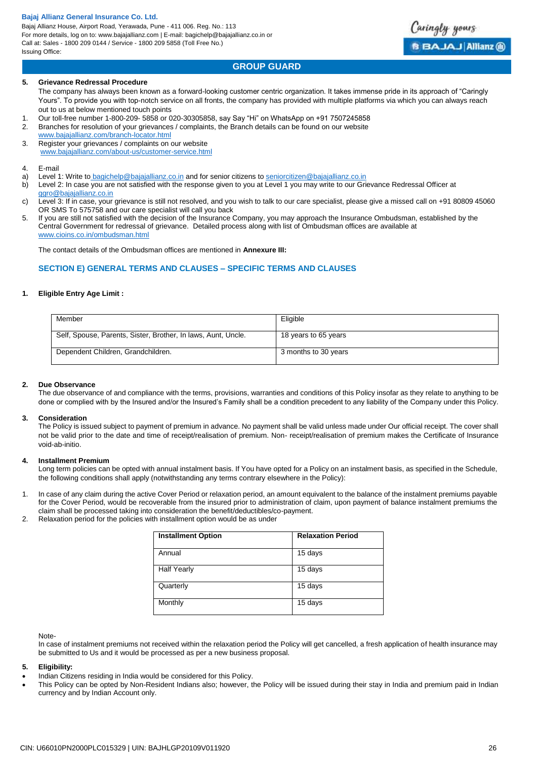**GROUP GUARD**

**5. Grievance Redressal Procedure**

The company has always been known as a forward-looking customer centric organization. It takes immense pride in its approach of "Caringly Yours". To provide you with top-notch service on all fronts, the company has provided with multiple platforms via which you can always reach out to us at below mentioned touch points

1. Our toll-free number 1-800-209- 5858 or 020-30305858, say Say "Hi" on WhatsApp on +91 7507245858
2. Branches for resolution of your grievances / complaints, the Branch details can be found on our website www.bajajallianz.com/branch-locator.html
3. Register your grievances / complaints on our website www.bajajallianz.com/about-us/customer-service.html
4. E-mail
   a) Level 1: Write to bagichelp@bajajallianz.co.in and for senior citizens to seniorcitizen@bajajallianz.co.in
   b) Level 2: In case you are not satisfied with the response given to you at Level 1 you may write to our Grievance Redressal Officer at ggro@bajajallianz.co.in
   c) Level 3: If in case, your grievance is still not resolved, and you wish to talk to our care specialist, please give a missed call on +91 80809 45060 OR SMS To 575758 and our care specialist will call you back
5. If you are still not satisfied with the decision of the Insurance Company, you may approach the Insurance Ombudsman, established by the Central Government for redressal of grievance. Detailed process along with list of Ombudsman offices are available at www.cioins.co.in/ombudsman.html

The contact details of the Ombudsman offices are mentioned in **Annexure III:**

## SECTION E) GENERAL TERMS AND CLAUSES – SPECIFIC TERMS AND CLAUSES

**1. Eligible Entry Age Limit :**

| Member | Eligible |
|---|---|
| Self, Spouse, Parents, Sister, Brother, In laws, Aunt, Uncle. | 18 years to 65 years |
| Dependent Children, Grandchildren. | 3 months to 30 years |

**2. Due Observance**

The due observance of and compliance with the terms, provisions, warranties and conditions of this Policy insofar as they relate to anything to be done or complied with by the Insured and/or the Insured's Family shall be a condition precedent to any liability of the Company under this Policy.

**3. Consideration**

The Policy is issued subject to payment of premium in advance. No payment shall be valid unless made under Our official receipt. The cover shall not be valid prior to the date and time of receipt/realisation of premium. Non- receipt/realisation of premium makes the Certificate of Insurance void-ab-initio.

**4. Installment Premium**

Long term policies can be opted with annual instalment basis. If You have opted for a Policy on an instalment basis, as specified in the Schedule, the following conditions shall apply (notwithstanding any terms contrary elsewhere in the Policy):

1. In case of any claim during the active Cover Period or relaxation period, an amount equivalent to the balance of the instalment premiums payable for the Cover Period, would be recoverable from the insured prior to administration of claim, upon payment of balance instalment premiums the claim shall be processed taking into consideration the benefit/deductibles/co-payment.
2. Relaxation period for the policies with installment option would be as under

| Installment Option | Relaxation Period |
|---|---|
| Annual | 15 days |
| Half Yearly | 15 days |
| Quarterly | 15 days |
| Monthly | 15 days |

Note-

In case of instalment premiums not received within the relaxation period the Policy will get cancelled, a fresh application of health insurance may be submitted to Us and it would be processed as per a new business proposal.

**5. Eligibility:**

- Indian Citizens residing in India would be considered for this Policy.
- This Policy can be opted by Non-Resident Indians also; however, the Policy will be issued during their stay in India and premium paid in Indian currency and by Indian Account only.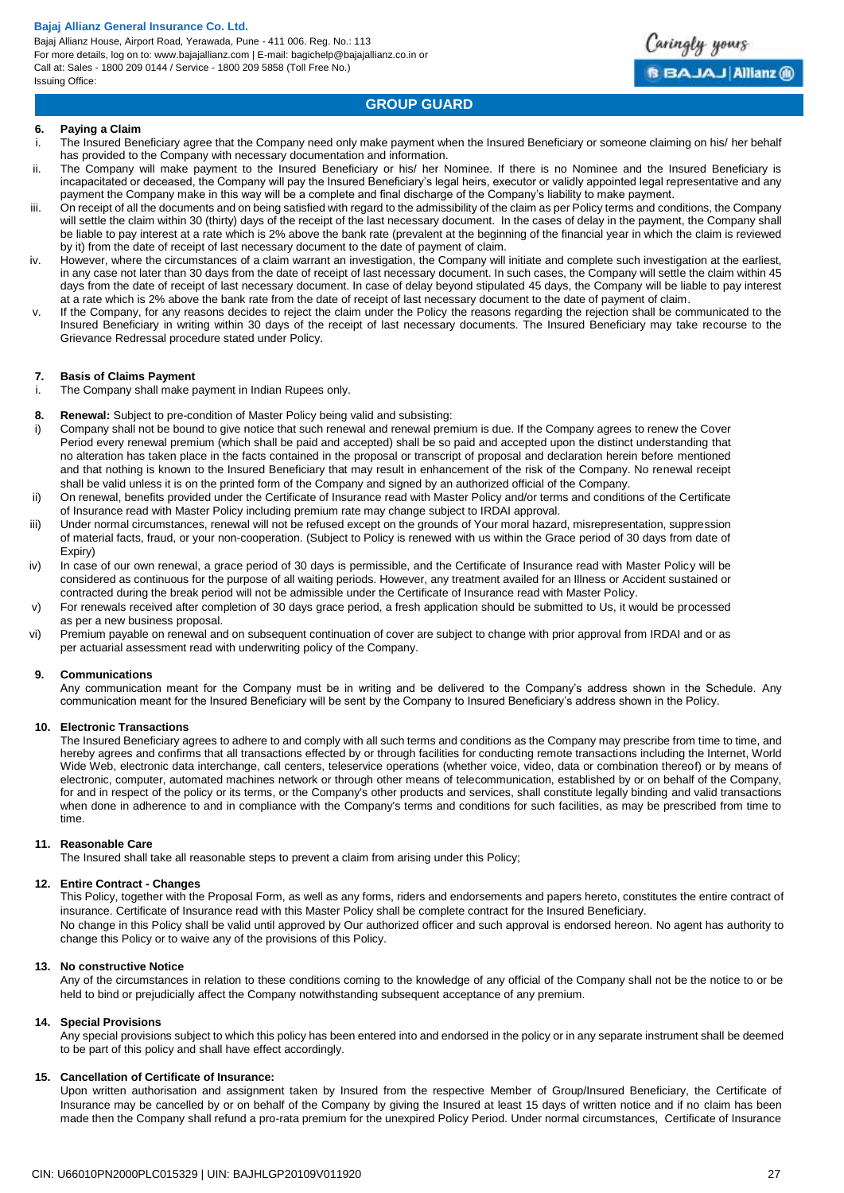## GROUP GUARD

### 6. Paying a Claim

i. The Insured Beneficiary agree that the Company need only make payment when the Insured Beneficiary or someone claiming on his/ her behalf has provided to the Company with necessary documentation and information.

ii. The Company will make payment to the Insured Beneficiary or his/ her Nominee. If there is no Nominee and the Insured Beneficiary is incapacitated or deceased, the Company will pay the Insured Beneficiary's legal heirs, executor or validly appointed legal representative and any payment the Company make in this way will be a complete and final discharge of the Company's liability to make payment.

iii. On receipt of all the documents and on being satisfied with regard to the admissibility of the claim as per Policy terms and conditions, the Company will settle the claim within 30 (thirty) days of the receipt of the last necessary document. In the cases of delay in the payment, the Company shall be liable to pay interest at a rate which is 2% above the bank rate (prevalent at the beginning of the financial year in which the claim is reviewed by it) from the date of receipt of last necessary document to the date of payment of claim.

iv. However, where the circumstances of a claim warrant an investigation, the Company will initiate and complete such investigation at the earliest, in any case not later than 30 days from the date of receipt of last necessary document. In such cases, the Company will settle the claim within 45 days from the date of receipt of last necessary document. In case of delay beyond stipulated 45 days, the Company will be liable to pay interest at a rate which is 2% above the bank rate from the date of receipt of last necessary document to the date of payment of claim.

v. If the Company, for any reasons decides to reject the claim under the Policy the reasons regarding the rejection shall be communicated to the Insured Beneficiary in writing within 30 days of the receipt of last necessary documents. The Insured Beneficiary may take recourse to the Grievance Redressal procedure stated under Policy.

### 7. Basis of Claims Payment

i. The Company shall make payment in Indian Rupees only.

### 8. Renewal: Subject to pre-condition of Master Policy being valid and subsisting:

i) Company shall not be bound to give notice that such renewal and renewal premium is due. If the Company agrees to renew the Cover Period every renewal premium (which shall be paid and accepted) shall be so paid and accepted upon the distinct understanding that no alteration has taken place in the facts contained in the proposal or transcript of proposal and declaration herein before mentioned and that nothing is known to the Insured Beneficiary that may result in enhancement of the risk of the Company. No renewal receipt shall be valid unless it is on the printed form of the Company and signed by an authorized official of the Company.

ii) On renewal, benefits provided under the Certificate of Insurance read with Master Policy and/or terms and conditions of the Certificate of Insurance read with Master Policy including premium rate may change subject to IRDAI approval.

iii) Under normal circumstances, renewal will not be refused except on the grounds of Your moral hazard, misrepresentation, suppression of material facts, fraud, or your non-cooperation. (Subject to Policy is renewed with us within the Grace period of 30 days from date of Expiry)

iv) In case of our own renewal, a grace period of 30 days is permissible, and the Certificate of Insurance read with Master Policy will be considered as continuous for the purpose of all waiting periods. However, any treatment availed for an Illness or Accident sustained or contracted during the break period will not be admissible under the Certificate of Insurance read with Master Policy.

v) For renewals received after completion of 30 days grace period, a fresh application should be submitted to Us, it would be processed as per a new business proposal.

vi) Premium payable on renewal and on subsequent continuation of cover are subject to change with prior approval from IRDAI and or as per actuarial assessment read with underwriting policy of the Company.

### 9. Communications

Any communication meant for the Company must be in writing and be delivered to the Company's address shown in the Schedule. Any communication meant for the Insured Beneficiary will be sent by the Company to Insured Beneficiary's address shown in the Policy.

### 10. Electronic Transactions

The Insured Beneficiary agrees to adhere to and comply with all such terms and conditions as the Company may prescribe from time to time, and hereby agrees and confirms that all transactions effected by or through facilities for conducting remote transactions including the Internet, World Wide Web, electronic data interchange, call centers, teleservice operations (whether voice, video, data or combination thereof) or by means of electronic, computer, automated machines network or through other means of telecommunication, established by or on behalf of the Company, for and in respect of the policy or its terms, or the Company's other products and services, shall constitute legally binding and valid transactions when done in adherence to and in compliance with the Company's terms and conditions for such facilities, as may be prescribed from time to time.

### 11. Reasonable Care

The Insured shall take all reasonable steps to prevent a claim from arising under this Policy;

### 12. Entire Contract - Changes

This Policy, together with the Proposal Form, as well as any forms, riders and endorsements and papers hereto, constitutes the entire contract of insurance. Certificate of Insurance read with this Master Policy shall be complete contract for the Insured Beneficiary.

No change in this Policy shall be valid until approved by Our authorized officer and such approval is endorsed hereon. No agent has authority to change this Policy or to waive any of the provisions of this Policy.

### 13. No constructive Notice

Any of the circumstances in relation to these conditions coming to the knowledge of any official of the Company shall not be the notice to or be held to bind or prejudicially affect the Company notwithstanding subsequent acceptance of any premium.

### 14. Special Provisions

Any special provisions subject to which this policy has been entered into and endorsed in the policy or in any separate instrument shall be deemed to be part of this policy and shall have effect accordingly.

### 15. Cancellation of Certificate of Insurance:

Upon written authorisation and assignment taken by Insured from the respective Member of Group/Insured Beneficiary, the Certificate of Insurance may be cancelled by or on behalf of the Company by giving the Insured at least 15 days of written notice and if no claim has been made then the Company shall refund a pro-rata premium for the unexpired Policy Period. Under normal circumstances, Certificate of Insurance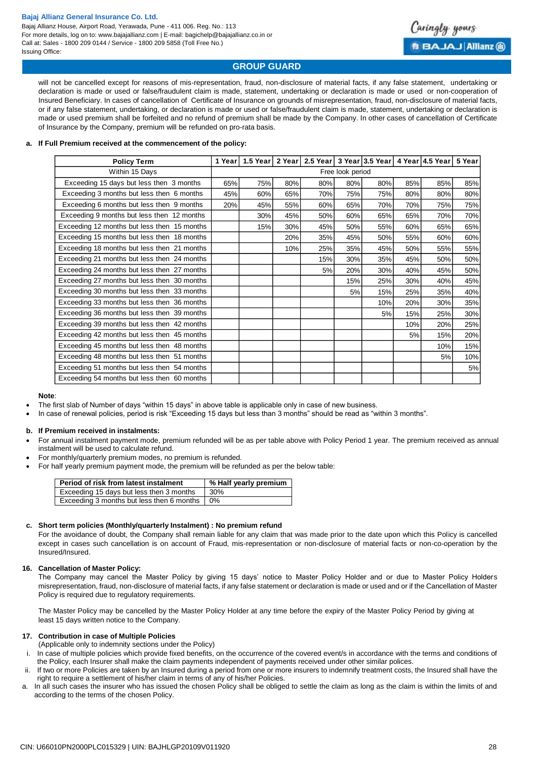will not be cancelled except for reasons of mis-representation, fraud, non-disclosure of material facts, if any false statement, undertaking or declaration is made or used or false/fraudulent claim is made, statement, undertaking or declaration is made or used or non-cooperation of Insured Beneficiary. In cases of cancellation of Certificate of Insurance on grounds of misrepresentation, fraud, non-disclosure of material facts, or if any false statement, undertaking, or declaration is made or used or false/fraudulent claim is made, statement, undertaking or declaration is made or used premium shall be forfeited and no refund of premium shall be made by the Company. In other cases of cancellation of Certificate of Insurance by the Company, premium will be refunded on pro-rata basis.

**a. If Full Premium received at the commencement of the policy:**

| Policy Term | 1 Year | 1.5 Year | 2 Year | 2.5 Year | 3 Year | 3.5 Year | 4 Year | 4.5 Year | 5 Year |
|---|---|---|---|---|---|---|---|---|---|
| Within 15 Days | Free look period | | | | | | | | |
| Exceeding 15 days but less then 3 months | 65% | 75% | 80% | 80% | 80% | 80% | 85% | 85% | 85% |
| Exceeding 3 months but less then 6 months | 45% | 60% | 65% | 70% | 75% | 75% | 80% | 80% | 80% |
| Exceeding 6 months but less then 9 months | 20% | 45% | 55% | 60% | 65% | 70% | 70% | 75% | 75% |
| Exceeding 9 months but less then 12 months | | 30% | 45% | 50% | 60% | 65% | 65% | 70% | 70% |
| Exceeding 12 months but less then 15 months | | 15% | 30% | 45% | 50% | 55% | 60% | 65% | 65% |
| Exceeding 15 months but less then 18 months | | | 20% | 35% | 45% | 50% | 55% | 60% | 60% |
| Exceeding 18 months but less then 21 months | | | 10% | 25% | 35% | 45% | 50% | 55% | 55% |
| Exceeding 21 months but less then 24 months | | | | 15% | 30% | 35% | 45% | 50% | 50% |
| Exceeding 24 months but less then 27 months | | | | 5% | 20% | 30% | 40% | 45% | 50% |
| Exceeding 27 months but less then 30 months | | | | | 15% | 25% | 30% | 40% | 45% |
| Exceeding 30 months but less then 33 months | | | | | 5% | 15% | 25% | 35% | 40% |
| Exceeding 33 months but less then 36 months | | | | | | 10% | 20% | 30% | 35% |
| Exceeding 36 months but less then 39 months | | | | | | 5% | 15% | 25% | 30% |
| Exceeding 39 months but less then 42 months | | | | | | | 10% | 20% | 25% |
| Exceeding 42 months but less then 45 months | | | | | | | 5% | 15% | 20% |
| Exceeding 45 months but less then 48 months | | | | | | | | 10% | 15% |
| Exceeding 48 months but less then 51 months | | | | | | | | 5% | 10% |
| Exceeding 51 months but less then 54 months | | | | | | | | | 5% |
| Exceeding 54 months but less then 60 months | | | | | | | | | |

**Note**:

- The first slab of Number of days "within 15 days" in above table is applicable only in case of new business.
- In case of renewal policies, period is risk "Exceeding 15 days but less than 3 months" should be read as "within 3 months".

**b. If Premium received in instalments:**

- For annual instalment payment mode, premium refunded will be as per table above with Policy Period 1 year. The premium received as annual instalment will be used to calculate refund.
- For monthly/quarterly premium modes, no premium is refunded.
- For half yearly premium payment mode, the premium will be refunded as per the below table:

| Period of risk from latest instalment | % Half yearly premium |
|---|---|
| Exceeding 15 days but less then 3 months | 30% |
| Exceeding 3 months but less then 6 months | 0% |

**c. Short term policies (Monthly/quarterly Instalment) : No premium refund**

For the avoidance of doubt, the Company shall remain liable for any claim that was made prior to the date upon which this Policy is cancelled except in cases such cancellation is on account of Fraud, mis-representation or non-disclosure of material facts or non-co-operation by the Insured/Insured.

**16. Cancellation of Master Policy:**

The Company may cancel the Master Policy by giving 15 days' notice to Master Policy Holder and or due to Master Policy Holders misrepresentation, fraud, non-disclosure of material facts, if any false statement or declaration is made or used and or if the Cancellation of Master Policy is required due to regulatory requirements.

The Master Policy may be cancelled by the Master Policy Holder at any time before the expiry of the Master Policy Period by giving at least 15 days written notice to the Company.

**17. Contribution in case of Multiple Policies**

(Applicable only to indemnity sections under the Policy)

i. In case of multiple policies which provide fixed benefits, on the occurrence of the covered event/s in accordance with the terms and conditions of the Policy, each Insurer shall make the claim payments independent of payments received under other similar polices.

ii. If two or more Policies are taken by an Insured during a period from one or more insurers to indemnify treatment costs, the Insured shall have the right to require a settlement of his/her claim in terms of any of his/her Policies.

a. In all such cases the insurer who has issued the chosen Policy shall be obliged to settle the claim as long as the claim is within the limits of and according to the terms of the chosen Policy.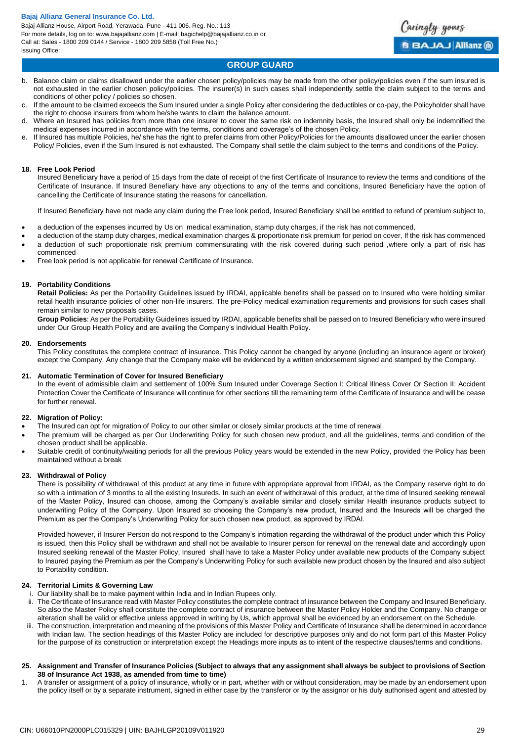b. Balance claim or claims disallowed under the earlier chosen policy/policies may be made from the other policy/policies even if the sum insured is not exhausted in the earlier chosen policy/policies. The insurer(s) in such cases shall independently settle the claim subject to the terms and conditions of other policy / policies so chosen.
c. If the amount to be claimed exceeds the Sum Insured under a single Policy after considering the deductibles or co-pay, the Policyholder shall have the right to choose insurers from whom he/she wants to claim the balance amount.
d. Where an Insured has policies from more than one insurer to cover the same risk on indemnity basis, the Insured shall only be indemnified the medical expenses incurred in accordance with the terms, conditions and coverage's of the chosen Policy.
e. If Insured has multiple Policies, he/ she has the right to prefer claims from other Policy/Policies for the amounts disallowed under the earlier chosen Policy/ Policies, even if the Sum Insured is not exhausted. The Company shall settle the claim subject to the terms and conditions of the Policy.

**18. Free Look Period**

Insured Beneficiary have a period of 15 days from the date of receipt of the first Certificate of Insurance to review the terms and conditions of the Certificate of Insurance. If Insured Benefiary have any objections to any of the terms and conditions, Insured Beneficiary have the option of cancelling the Certificate of Insurance stating the reasons for cancellation.

If Insured Beneficiary have not made any claim during the Free look period, Insured Beneficiary shall be entitled to refund of premium subject to,

- a deduction of the expenses incurred by Us on medical examination, stamp duty charges, if the risk has not commenced,
- a deduction of the stamp duty charges, medical examination charges & proportionate risk premium for period on cover, If the risk has commenced
- a deduction of such proportionate risk premium commensurating with the risk covered during such period ,where only a part of risk has commenced
- Free look period is not applicable for renewal Certificate of Insurance.

**19. Portability Conditions**

**Retail Policies:** As per the Portability Guidelines issued by IRDAI, applicable benefits shall be passed on to Insured who were holding similar retail health insurance policies of other non-life insurers. The pre-Policy medical examination requirements and provisions for such cases shall remain similar to new proposals cases.

**Group Policies**: As per the Portability Guidelines issued by IRDAI, applicable benefits shall be passed on to Insured Beneficiary who were insured under Our Group Health Policy and are availing the Company's individual Health Policy.

**20. Endorsements**

This Policy constitutes the complete contract of insurance. This Policy cannot be changed by anyone (including an insurance agent or broker) except the Company. Any change that the Company make will be evidenced by a written endorsement signed and stamped by the Company.

**21. Automatic Termination of Cover for Insured Beneficiary**

In the event of admissible claim and settlement of 100% Sum Insured under Coverage Section I: Critical Illness Cover Or Section II: Accident Protection Cover the Certificate of Insurance will continue for other sections till the remaining term of the Certificate of Insurance and will be cease for further renewal.

**22. Migration of Policy:**

- The Insured can opt for migration of Policy to our other similar or closely similar products at the time of renewal
- The premium will be charged as per Our Underwriting Policy for such chosen new product, and all the guidelines, terms and condition of the chosen product shall be applicable.
- Suitable credit of continuity/waiting periods for all the previous Policy years would be extended in the new Policy, provided the Policy has been maintained without a break

**23. Withdrawal of Policy**

There is possibility of withdrawal of this product at any time in future with appropriate approval from IRDAI, as the Company reserve right to do so with a intimation of 3 months to all the existing Insureds. In such an event of withdrawal of this product, at the time of Insured seeking renewal of the Master Policy, Insured can choose, among the Company's available similar and closely similar Health insurance products subject to underwriting Policy of the Company. Upon Insured so choosing the Company's new product, Insured and the Insureds will be charged the Premium as per the Company's Underwriting Policy for such chosen new product, as approved by IRDAI.

Provided however, if Insurer Person do not respond to the Company's intimation regarding the withdrawal of the product under which this Policy is issued, then this Policy shall be withdrawn and shall not be available to Insurer person for renewal on the renewal date and accordingly upon Insured seeking renewal of the Master Policy, Insured shall have to take a Master Policy under available new products of the Company subject to Insured paying the Premium as per the Company's Underwriting Policy for such available new product chosen by the Insured and also subject to Portability condition.

**24. Territorial Limits & Governing Law**

i. Our liability shall be to make payment within India and in Indian Rupees only.
ii. The Certificate of Insurance read with Master Policy constitutes the complete contract of insurance between the Company and Insured Beneficiary. So also the Master Policy shall constitute the complete contract of insurance between the Master Policy Holder and the Company. No change or alteration shall be valid or effective unless approved in writing by Us, which approval shall be evidenced by an endorsement on the Schedule.
iii. The construction, interpretation and meaning of the provisions of this Master Policy and Certificate of Insurance shall be determined in accordance with Indian law. The section headings of this Master Policy are included for descriptive purposes only and do not form part of this Master Policy for the purpose of its construction or interpretation except the Headings more inputs as to intent of the respective clauses/terms and conditions.

**25. Assignment and Transfer of Insurance Policies (Subject to always that any assignment shall always be subject to provisions of Section 38 of Insurance Act 1938, as amended from time to time)**

1. A transfer or assignment of a policy of insurance, wholly or in part, whether with or without consideration, may be made by an endorsement upon the policy itself or by a separate instrument, signed in either case by the transferor or by the assignor or his duly authorised agent and attested by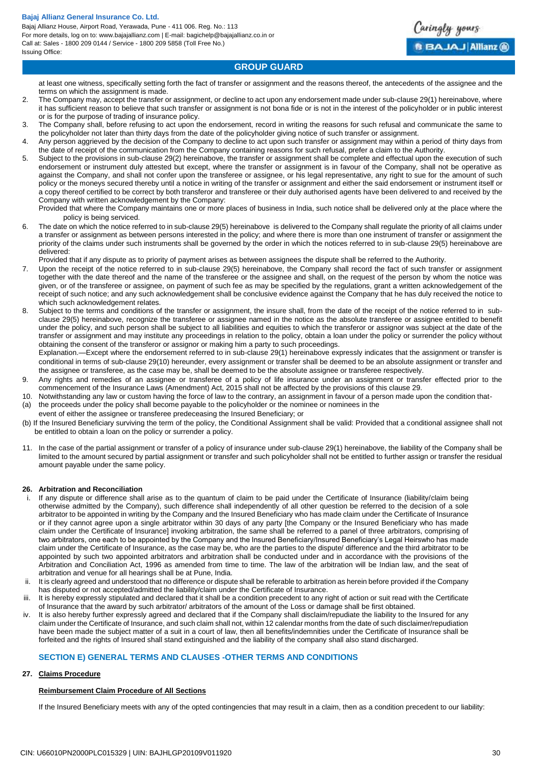at least one witness, specifically setting forth the fact of transfer or assignment and the reasons thereof, the antecedents of the assignee and the terms on which the assignment is made.

2. The Company may, accept the transfer or assignment, or decline to act upon any endorsement made under sub-clause 29(1) hereinabove, where it has sufficient reason to believe that such transfer or assignment is not bona fide or is not in the interest of the policyholder or in public interest or is for the purpose of trading of insurance policy.
3. The Company shall, before refusing to act upon the endorsement, record in writing the reasons for such refusal and communicate the same to the policyholder not later than thirty days from the date of the policyholder giving notice of such transfer or assignment.
4. Any person aggrieved by the decision of the Company to decline to act upon such transfer or assignment may within a period of thirty days from the date of receipt of the communication from the Company containing reasons for such refusal, prefer a claim to the Authority.
5. Subject to the provisions in sub-clause 29(2) hereinabove, the transfer or assignment shall be complete and effectual upon the execution of such endorsement or instrument duly attested but except, where the transfer or assignment is in favour of the Company, shall not be operative as against the Company, and shall not confer upon the transferee or assignee, or his legal representative, any right to sue for the amount of such policy or the moneys secured thereby until a notice in writing of the transfer or assignment and either the said endorsement or instrument itself or a copy thereof certified to be correct by both transferor and transferee or their duly authorised agents have been delivered to and received by the Company with written acknowledgement by the Company:

   Provided that where the Company maintains one or more places of business in India, such notice shall be delivered only at the place where the policy is being serviced.
6. The date on which the notice referred to in sub-clause 29(5) hereinabove is delivered to the Company shall regulate the priority of all claims under a transfer or assignment as between persons interested in the policy; and where there is more than one instrument of transfer or assignment the priority of the claims under such instruments shall be governed by the order in which the notices referred to in sub-clause 29(5) hereinabove are delivered:

   Provided that if any dispute as to priority of payment arises as between assignees the dispute shall be referred to the Authority.
7. Upon the receipt of the notice referred to in sub-clause 29(5) hereinabove, the Company shall record the fact of such transfer or assignment together with the date thereof and the name of the transferee or the assignee and shall, on the request of the person by whom the notice was given, or of the transferee or assignee, on payment of such fee as may be specified by the regulations, grant a written acknowledgement of the receipt of such notice; and any such acknowledgement shall be conclusive evidence against the Company that he has duly received the notice to which such acknowledgement relates.
8. Subject to the terms and conditions of the transfer or assignment, the insure shall, from the date of the receipt of the notice referred to in sub-clause 29(5) hereinabove, recognize the transferee or assignee named in the notice as the absolute transferee or assignee entitled to benefit under the policy, and such person shall be subject to all liabilities and equities to which the transferor or assignor was subject at the date of the transfer or assignment and may institute any proceedings in relation to the policy, obtain a loan under the policy or surrender the policy without obtaining the consent of the transferor or assignor or making him a party to such proceedings.

   Explanation.—Except where the endorsement referred to in sub-clause 29(1) hereinabove expressly indicates that the assignment or transfer is conditional in terms of sub-clause 29(10) hereunder, every assignment or transfer shall be deemed to be an absolute assignment or transfer and the assignee or transferee, as the case may be, shall be deemed to be the absolute assignee or transferee respectively.
9. Any rights and remedies of an assignee or transferee of a policy of life insurance under an assignment or transfer effected prior to the commencement of the Insurance Laws (Amendment) Act, 2015 shall not be affected by the provisions of this clause 29.
10. Notwithstanding any law or custom having the force of law to the contrary, an assignment in favour of a person made upon the condition that-

(a) the proceeds under the policy shall become payable to the policyholder or the nominee or nominees in the event of either the assignee or transferee predeceasing the Insured Beneficiary; or

(b) If the Insured Beneficiary surviving the term of the policy, the Conditional Assignment shall be valid: Provided that a conditional assignee shall not be entitled to obtain a loan on the policy or surrender a policy.

11. In the case of the partial assignment or transfer of a policy of insurance under sub-clause 29(1) hereinabove, the liability of the Company shall be limited to the amount secured by partial assignment or transfer and such policyholder shall not be entitled to further assign or transfer the residual amount payable under the same policy.

#### 26. Arbitration and Reconciliation

i. If any dispute or difference shall arise as to the quantum of claim to be paid under the Certificate of Insurance (liability/claim being otherwise admitted by the Company), such difference shall independently of all other question be referred to the decision of a sole arbitrator to be appointed in writing by the Company and the Insured Beneficiary who has made claim under the Certificate of Insurance or if they cannot agree upon a single arbitrator within 30 days of any party [the Company or the Insured Beneficiary who has made claim under the Certificate of Insurance] invoking arbitration, the same shall be referred to a panel of three arbitrators, comprising of two arbitrators, one each to be appointed by the Company and the Insured Beneficiary/Insured Beneficiary's Legal Heirswho has made claim under the Certificate of Insurance, as the case may be, who are the parties to the dispute/ difference and the third arbitrator to be appointed by such two appointed arbitrators and arbitration shall be conducted under and in accordance with the provisions of the Arbitration and Conciliation Act, 1996 as amended from time to time. The law of the arbitration will be Indian law, and the seat of arbitration and venue for all hearings shall be at Pune, India.
ii. It is clearly agreed and understood that no difference or dispute shall be referable to arbitration as herein before provided if the Company has disputed or not accepted/admitted the liability/claim under the Certificate of Insurance.
iii. It is hereby expressly stipulated and declared that it shall be a condition precedent to any right of action or suit read with the Certificate of Insurance that the award by such arbitrator/ arbitrators of the amount of the Loss or damage shall be first obtained.
iv. It is also hereby further expressly agreed and declared that if the Company shall disclaim/repudiate the liability to the Insured for any claim under the Certificate of Insurance, and such claim shall not, within 12 calendar months from the date of such disclaimer/repudiation have been made the subject matter of a suit in a court of law, then all benefits/indemnities under the Certificate of Insurance shall be forfeited and the rights of Insured shall stand extinguished and the liability of the company shall also stand discharged.

### SECTION E) GENERAL TERMS AND CLAUSES -OTHER TERMS AND CONDITIONS

#### 27. Claims Procedure

**Reimbursement Claim Procedure of All Sections**

If the Insured Beneficiary meets with any of the opted contingencies that may result in a claim, then as a condition precedent to our liability: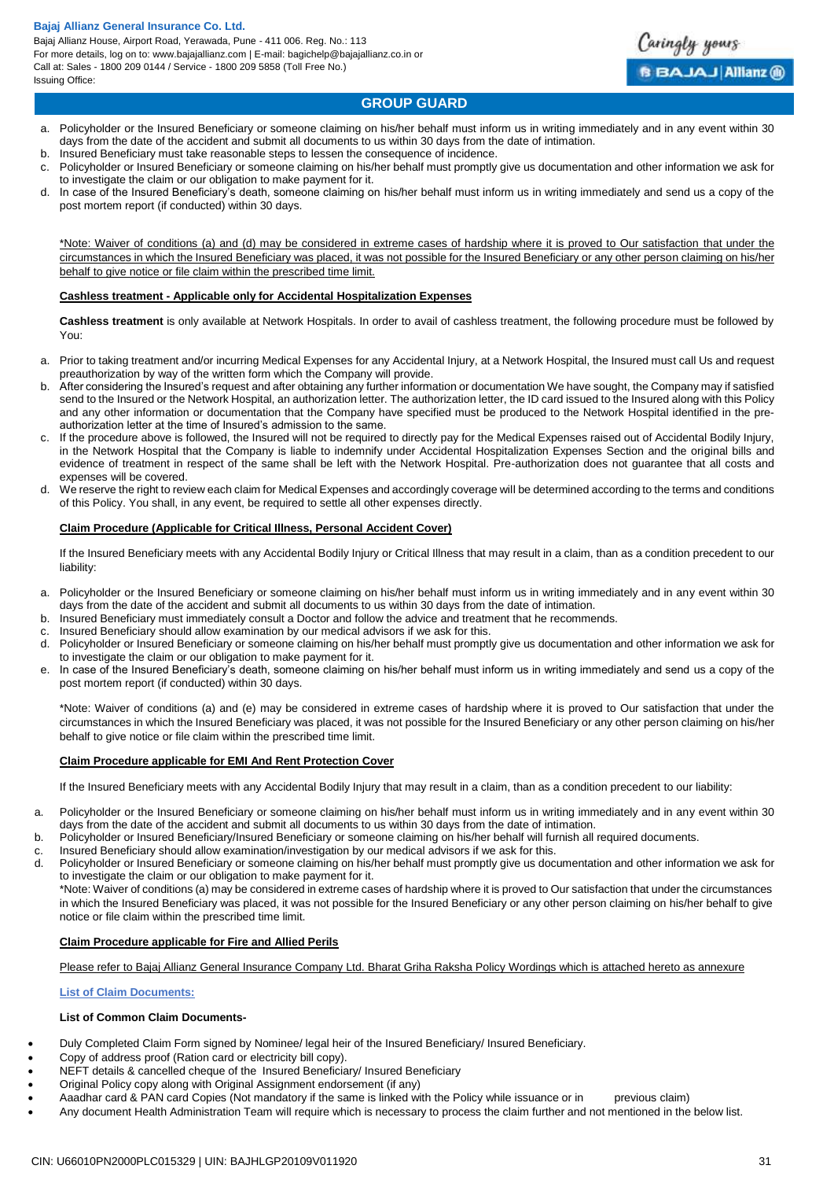a. Policyholder or the Insured Beneficiary or someone claiming on his/her behalf must inform us in writing immediately and in any event within 30 days from the date of the accident and submit all documents to us within 30 days from the date of intimation.
b. Insured Beneficiary must take reasonable steps to lessen the consequence of incidence.
c. Policyholder or Insured Beneficiary or someone claiming on his/her behalf must promptly give us documentation and other information we ask for to investigate the claim or our obligation to make payment for it.
d. In case of the Insured Beneficiary's death, someone claiming on his/her behalf must inform us in writing immediately and send us a copy of the post mortem report (if conducted) within 30 days.

*Note: Waiver of conditions (a) and (d) may be considered in extreme cases of hardship where it is proved to Our satisfaction that under the circumstances in which the Insured Beneficiary was placed, it was not possible for the Insured Beneficiary or any other person claiming on his/her behalf to give notice or file claim within the prescribed time limit.

**Cashless treatment - Applicable only for Accidental Hospitalization Expenses**

**Cashless treatment** is only available at Network Hospitals. In order to avail of cashless treatment, the following procedure must be followed by You:

a. Prior to taking treatment and/or incurring Medical Expenses for any Accidental Injury, at a Network Hospital, the Insured must call Us and request preauthorization by way of the written form which the Company will provide.
b. After considering the Insured's request and after obtaining any further information or documentation We have sought, the Company may if satisfied send to the Insured or the Network Hospital, an authorization letter. The authorization letter, the ID card issued to the Insured along with this Policy and any other information or documentation that the Company have specified must be produced to the Network Hospital identified in the pre-authorization letter at the time of Insured's admission to the same.
c. If the procedure above is followed, the Insured will not be required to directly pay for the Medical Expenses raised out of Accidental Bodily Injury, in the Network Hospital that the Company is liable to indemnify under Accidental Hospitalization Expenses Section and the original bills and evidence of treatment in respect of the same shall be left with the Network Hospital. Pre-authorization does not guarantee that all costs and expenses will be covered.
d. We reserve the right to review each claim for Medical Expenses and accordingly coverage will be determined according to the terms and conditions of this Policy. You shall, in any event, be required to settle all other expenses directly.

**Claim Procedure (Applicable for Critical Illness, Personal Accident Cover)**

If the Insured Beneficiary meets with any Accidental Bodily Injury or Critical Illness that may result in a claim, than as a condition precedent to our liability:

a. Policyholder or the Insured Beneficiary or someone claiming on his/her behalf must inform us in writing immediately and in any event within 30 days from the date of the accident and submit all documents to us within 30 days from the date of intimation.
b. Insured Beneficiary must immediately consult a Doctor and follow the advice and treatment that he recommends.
c. Insured Beneficiary should allow examination by our medical advisors if we ask for this.
d. Policyholder or Insured Beneficiary or someone claiming on his/her behalf must promptly give us documentation and other information we ask for to investigate the claim or our obligation to make payment for it.
e. In case of the Insured Beneficiary's death, someone claiming on his/her behalf must inform us in writing immediately and send us a copy of the post mortem report (if conducted) within 30 days.

*Note: Waiver of conditions (a) and (e) may be considered in extreme cases of hardship where it is proved to Our satisfaction that under the circumstances in which the Insured Beneficiary was placed, it was not possible for the Insured Beneficiary or any other person claiming on his/her behalf to give notice or file claim within the prescribed time limit.

**Claim Procedure applicable for EMI And Rent Protection Cover**

If the Insured Beneficiary meets with any Accidental Bodily Injury that may result in a claim, than as a condition precedent to our liability:

a. Policyholder or the Insured Beneficiary or someone claiming on his/her behalf must inform us in writing immediately and in any event within 30 days from the date of the accident and submit all documents to us within 30 days from the date of intimation.
b. Policyholder or Insured Beneficiary/Insured Beneficiary or someone claiming on his/her behalf will furnish all required documents.
c. Insured Beneficiary should allow examination/investigation by our medical advisors if we ask for this.
d. Policyholder or Insured Beneficiary or someone claiming on his/her behalf must promptly give us documentation and other information we ask for to investigate the claim or our obligation to make payment for it.
*Note: Waiver of conditions (a) may be considered in extreme cases of hardship where it is proved to Our satisfaction that under the circumstances in which the Insured Beneficiary was placed, it was not possible for the Insured Beneficiary or any other person claiming on his/her behalf to give notice or file claim within the prescribed time limit.

**Claim Procedure applicable for Fire and Allied Perils**

Please refer to Bajaj Allianz General Insurance Company Ltd. Bharat Griha Raksha Policy Wordings which is attached hereto as annexure

**List of Claim Documents:**

**List of Common Claim Documents-**

- Duly Completed Claim Form signed by Nominee/ legal heir of the Insured Beneficiary/ Insured Beneficiary.
- Copy of address proof (Ration card or electricity bill copy).
- NEFT details & cancelled cheque of the Insured Beneficiary/ Insured Beneficiary
- Original Policy copy along with Original Assignment endorsement (if any)
- Aaadhar card & PAN card Copies (Not mandatory if the same is linked with the Policy while issuance or in previous claim)
- Any document Health Administration Team will require which is necessary to process the claim further and not mentioned in the below list.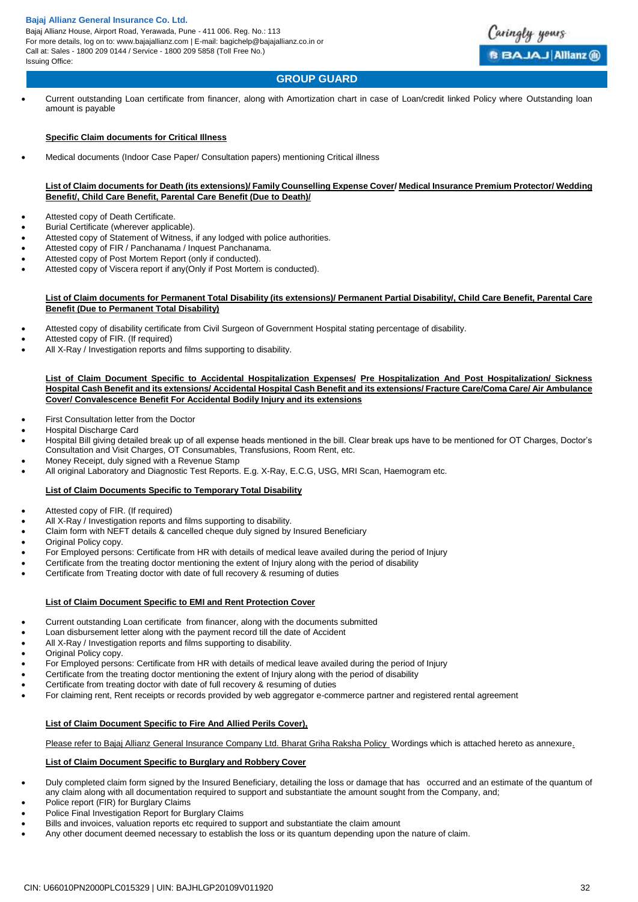- Current outstanding Loan certificate from financer, along with Amortization chart in case of Loan/credit linked Policy where Outstanding loan amount is payable

**Specific Claim documents for Critical Illness**

- Medical documents (Indoor Case Paper/ Consultation papers) mentioning Critical illness

**List of Claim documents for Death (its extensions)/ Family Counselling Expense Cover/ Medical Insurance Premium Protector/ Wedding Benefit/, Child Care Benefit, Parental Care Benefit (Due to Death)/**

- Attested copy of Death Certificate.
- Burial Certificate (wherever applicable).
- Attested copy of Statement of Witness, if any lodged with police authorities.
- Attested copy of FIR / Panchanama / Inquest Panchanama.
- Attested copy of Post Mortem Report (only if conducted).
- Attested copy of Viscera report if any(Only if Post Mortem is conducted).

**List of Claim documents for Permanent Total Disability (its extensions)/ Permanent Partial Disability/, Child Care Benefit, Parental Care Benefit (Due to Permanent Total Disability)**

- Attested copy of disability certificate from Civil Surgeon of Government Hospital stating percentage of disability.
- Attested copy of FIR. (If required)
- All X-Ray / Investigation reports and films supporting to disability.

**List of Claim Document Specific to Accidental Hospitalization Expenses/ Pre Hospitalization And Post Hospitalization/ Sickness Hospital Cash Benefit and its extensions/ Accidental Hospital Cash Benefit and its extensions/ Fracture Care/Coma Care/ Air Ambulance Cover/ Convalescence Benefit For Accidental Bodily Injury and its extensions**

- First Consultation letter from the Doctor
- Hospital Discharge Card
- Hospital Bill giving detailed break up of all expense heads mentioned in the bill. Clear break ups have to be mentioned for OT Charges, Doctor's Consultation and Visit Charges, OT Consumables, Transfusions, Room Rent, etc.
- Money Receipt, duly signed with a Revenue Stamp
- All original Laboratory and Diagnostic Test Reports. E.g. X-Ray, E.C.G, USG, MRI Scan, Haemogram etc.

**List of Claim Documents Specific to Temporary Total Disability**

- Attested copy of FIR. (If required)
- All X-Ray / Investigation reports and films supporting to disability.
- Claim form with NEFT details & cancelled cheque duly signed by Insured Beneficiary
- Original Policy copy.
- For Employed persons: Certificate from HR with details of medical leave availed during the period of Injury
- Certificate from the treating doctor mentioning the extent of Injury along with the period of disability
- Certificate from Treating doctor with date of full recovery & resuming of duties

**List of Claim Document Specific to EMI and Rent Protection Cover**

- Current outstanding Loan certificate from financer, along with the documents submitted
- Loan disbursement letter along with the payment record till the date of Accident
- All X-Ray / Investigation reports and films supporting to disability.
- Original Policy copy.
- For Employed persons: Certificate from HR with details of medical leave availed during the period of Injury
- Certificate from the treating doctor mentioning the extent of Injury along with the period of disability
- Certificate from treating doctor with date of full recovery & resuming of duties
- For claiming rent, Rent receipts or records provided by web aggregator e-commerce partner and registered rental agreement

**List of Claim Document Specific to Fire And Allied Perils Cover),**

Please refer to Bajaj Allianz General Insurance Company Ltd. Bharat Griha Raksha Policy Wordings which is attached hereto as annexure.

**List of Claim Document Specific to Burglary and Robbery Cover**

- Duly completed claim form signed by the Insured Beneficiary, detailing the loss or damage that has occurred and an estimate of the quantum of any claim along with all documentation required to support and substantiate the amount sought from the Company, and;
- Police report (FIR) for Burglary Claims
- Police Final Investigation Report for Burglary Claims
- Bills and invoices, valuation reports etc required to support and substantiate the claim amount
- Any other document deemed necessary to establish the loss or its quantum depending upon the nature of claim.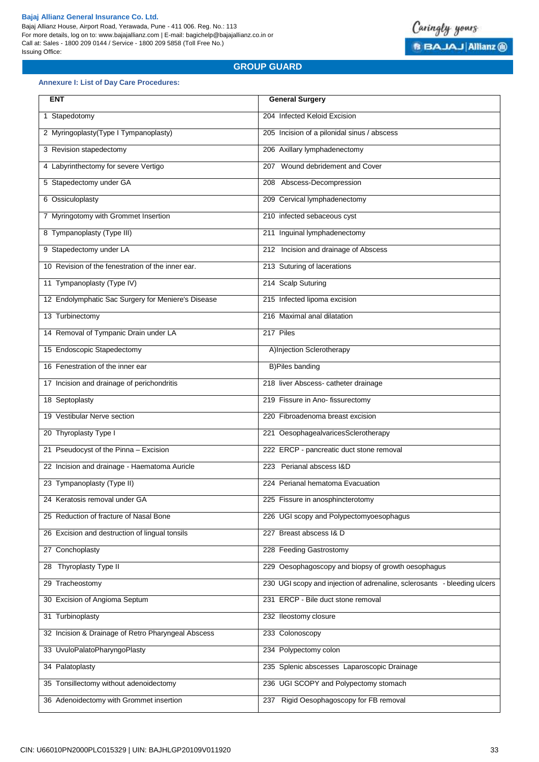## GROUP GUARD

### Annexure I: List of Day Care Procedures:

| ENT | General Surgery |
|---|---|
| 1 Stapedotomy | 204 Infected Keloid Excision |
| 2 Myringoplasty(Type I Tympanoplasty) | 205 Incision of a pilonidal sinus / abscess |
| 3 Revision stapedectomy | 206 Axillary lymphadenectomy |
| 4 Labyrinthectomy for severe Vertigo | 207 Wound debridement and Cover |
| 5 Stapedectomy under GA | 208 Abscess-Decompression |
| 6 Ossiculoplasty | 209 Cervical lymphadenectomy |
| 7 Myringotomy with Grommet Insertion | 210 infected sebaceous cyst |
| 8 Tympanoplasty (Type III) | 211 Inguinal lymphadenectomy |
| 9 Stapedectomy under LA | 212 Incision and drainage of Abscess |
| 10 Revision of the fenestration of the inner ear. | 213 Suturing of lacerations |
| 11 Tympanoplasty (Type IV) | 214 Scalp Suturing |
| 12 Endolymphatic Sac Surgery for Meniere's Disease | 215 Infected lipoma excision |
| 13 Turbinectomy | 216 Maximal anal dilatation |
| 14 Removal of Tympanic Drain under LA | 217 Piles |
| 15 Endoscopic Stapedectomy | A)Injection Sclerotherapy |
| 16 Fenestration of the inner ear | B)Piles banding |
| 17 Incision and drainage of perichondritis | 218 liver Abscess- catheter drainage |
| 18 Septoplasty | 219 Fissure in Ano- fissurectomy |
| 19 Vestibular Nerve section | 220 Fibroadenoma breast excision |
| 20 Thyroplasty Type I | 221 OesophagealvaricesSclerotherapy |
| 21 Pseudocyst of the Pinna – Excision | 222 ERCP - pancreatic duct stone removal |
| 22 Incision and drainage - Haematoma Auricle | 223 Perianal abscess I&D |
| 23 Tympanoplasty (Type II) | 224 Perianal hematoma Evacuation |
| 24 Keratosis removal under GA | 225 Fissure in anosphincterotomy |
| 25 Reduction of fracture of Nasal Bone | 226 UGI scopy and Polypectomyoesophagus |
| 26 Excision and destruction of lingual tonsils | 227 Breast abscess I& D |
| 27 Conchoplasty | 228 Feeding Gastrostomy |
| 28 Thyroplasty Type II | 229 Oesophagoscopy and biopsy of growth oesophagus |
| 29 Tracheostomy | 230 UGI scopy and injection of adrenaline, sclerosants - bleeding ulcers |
| 30 Excision of Angioma Septum | 231 ERCP - Bile duct stone removal |
| 31 Turbinoplasty | 232 Ileostomy closure |
| 32 Incision & Drainage of Retro Pharyngeal Abscess | 233 Colonoscopy |
| 33 UvuloPalatoPharyngoPlasty | 234 Polypectomy colon |
| 34 Palatoplasty | 235 Splenic abscesses Laparoscopic Drainage |
| 35 Tonsillectomy without adenoidectomy | 236 UGI SCOPY and Polypectomy stomach |
| 36 Adenoidectomy with Grommet insertion | 237 Rigid Oesophagoscopy for FB removal |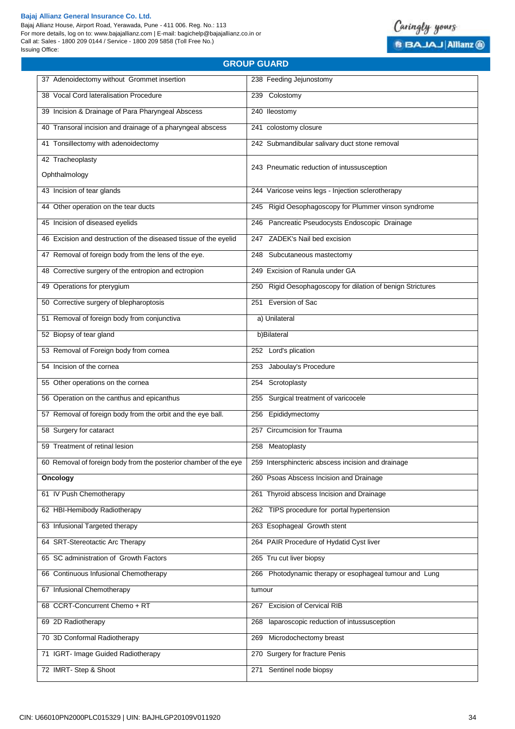## GROUP GUARD

| | |
|---|---|
| 37 Adenoidectomy without Grommet insertion | 238 Feeding Jejunostomy |
| 38 Vocal Cord lateralisation Procedure | 239 Colostomy |
| 39 Incision & Drainage of Para Pharyngeal Abscess | 240 Ileostomy |
| 40 Transoral incision and drainage of a pharyngeal abscess | 241 colostomy closure |
| 41 Tonsillectomy with adenoidectomy | 242 Submandibular salivary duct stone removal |
| 42 Tracheoplasty<br>Ophthalmology | 243 Pneumatic reduction of intussusception |
| 43 Incision of tear glands | 244 Varicose veins legs - Injection sclerotherapy |
| 44 Other operation on the tear ducts | 245 Rigid Oesophagoscopy for Plummer vinson syndrome |
| 45 Incision of diseased eyelids | 246 Pancreatic Pseudocysts Endoscopic Drainage |
| 46 Excision and destruction of the diseased tissue of the eyelid | 247 ZADEK's Nail bed excision |
| 47 Removal of foreign body from the lens of the eye. | 248 Subcutaneous mastectomy |
| 48 Corrective surgery of the entropion and ectropion | 249 Excision of Ranula under GA |
| 49 Operations for pterygium | 250 Rigid Oesophagoscopy for dilation of benign Strictures |
| 50 Corrective surgery of blepharoptosis | 251 Eversion of Sac |
| 51 Removal of foreign body from conjunctiva | a) Unilateral |
| 52 Biopsy of tear gland | b)Bilateral |
| 53 Removal of Foreign body from cornea | 252 Lord's plication |
| 54 Incision of the cornea | 253 Jaboulay's Procedure |
| 55 Other operations on the cornea | 254 Scrotoplasty |
| 56 Operation on the canthus and epicanthus | 255 Surgical treatment of varicocele |
| 57 Removal of foreign body from the orbit and the eye ball. | 256 Epididymectomy |
| 58 Surgery for cataract | 257 Circumcision for Trauma |
| 59 Treatment of retinal lesion | 258 Meatoplasty |
| 60 Removal of foreign body from the posterior chamber of the eye | 259 Intersphincteric abscess incision and drainage |
| **Oncology** | 260 Psoas Abscess Incision and Drainage |
| 61 IV Push Chemotherapy | 261 Thyroid abscess Incision and Drainage |
| 62 HBI-Hemibody Radiotherapy | 262 TIPS procedure for portal hypertension |
| 63 Infusional Targeted therapy | 263 Esophageal Growth stent |
| 64 SRT-Stereotactic Arc Therapy | 264 PAIR Procedure of Hydatid Cyst liver |
| 65 SC administration of Growth Factors | 265 Tru cut liver biopsy |
| 66 Continuous Infusional Chemotherapy | 266 Photodynamic therapy or esophageal tumour and Lung |
| 67 Infusional Chemotherapy | tumour |
| 68 CCRT-Concurrent Chemo + RT | 267 Excision of Cervical RIB |
| 69 2D Radiotherapy | 268 laparoscopic reduction of intussusception |
| 70 3D Conformal Radiotherapy | 269 Microdochectomy breast |
| 71 IGRT- Image Guided Radiotherapy | 270 Surgery for fracture Penis |
| 72 IMRT- Step & Shoot | 271 Sentinel node biopsy |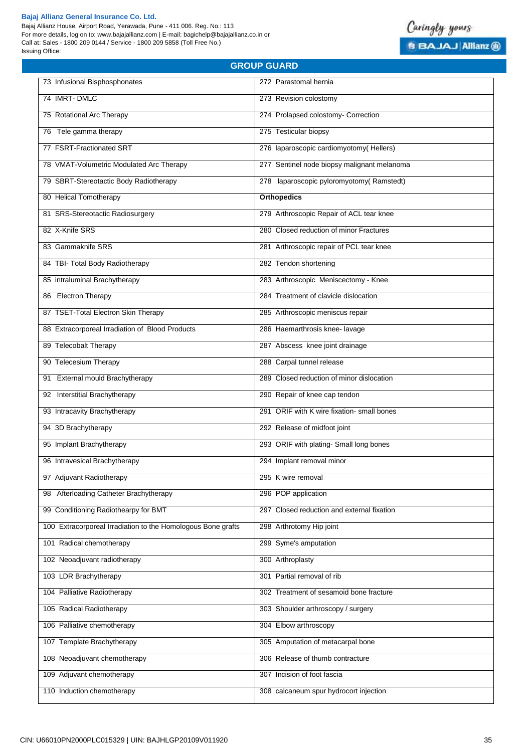## GROUP GUARD

| | |
|---|---|
| 73 Infusional Bisphosphonates | 272 Parastomal hernia |
| 74 IMRT- DMLC | 273 Revision colostomy |
| 75 Rotational Arc Therapy | 274 Prolapsed colostomy- Correction |
| 76 Tele gamma therapy | 275 Testicular biopsy |
| 77 FSRT-Fractionated SRT | 276 laparoscopic cardiomyotomy( Hellers) |
| 78 VMAT-Volumetric Modulated Arc Therapy | 277 Sentinel node biopsy malignant melanoma |
| 79 SBRT-Stereotactic Body Radiotherapy | 278 laparoscopic pyloromyotomy( Ramstedt) |
| 80 Helical Tomotherapy | **Orthopedics** |
| 81 SRS-Stereotactic Radiosurgery | 279 Arthroscopic Repair of ACL tear knee |
| 82 X-Knife SRS | 280 Closed reduction of minor Fractures |
| 83 Gammaknife SRS | 281 Arthroscopic repair of PCL tear knee |
| 84 TBI- Total Body Radiotherapy | 282 Tendon shortening |
| 85 intraluminal Brachytherapy | 283 Arthroscopic Meniscectomy - Knee |
| 86 Electron Therapy | 284 Treatment of clavicle dislocation |
| 87 TSET-Total Electron Skin Therapy | 285 Arthroscopic meniscus repair |
| 88 Extracorporeal Irradiation of Blood Products | 286 Haemarthrosis knee- lavage |
| 89 Telecobalt Therapy | 287 Abscess knee joint drainage |
| 90 Telecesium Therapy | 288 Carpal tunnel release |
| 91 External mould Brachytherapy | 289 Closed reduction of minor dislocation |
| 92 Interstitial Brachytherapy | 290 Repair of knee cap tendon |
| 93 Intracavity Brachytherapy | 291 ORIF with K wire fixation- small bones |
| 94 3D Brachytherapy | 292 Release of midfoot joint |
| 95 Implant Brachytherapy | 293 ORIF with plating- Small long bones |
| 96 Intravesical Brachytherapy | 294 Implant removal minor |
| 97 Adjuvant Radiotherapy | 295 K wire removal |
| 98 Afterloading Catheter Brachytherapy | 296 POP application |
| 99 Conditioning Radiothearpy for BMT | 297 Closed reduction and external fixation |
| 100 Extracorporeal Irradiation to the Homologous Bone grafts | 298 Arthrotomy Hip joint |
| 101 Radical chemotherapy | 299 Syme's amputation |
| 102 Neoadjuvant radiotherapy | 300 Arthroplasty |
| 103 LDR Brachytherapy | 301 Partial removal of rib |
| 104 Palliative Radiotherapy | 302 Treatment of sesamoid bone fracture |
| 105 Radical Radiotherapy | 303 Shoulder arthroscopy / surgery |
| 106 Palliative chemotherapy | 304 Elbow arthroscopy |
| 107 Template Brachytherapy | 305 Amputation of metacarpal bone |
| 108 Neoadjuvant chemotherapy | 306 Release of thumb contracture |
| 109 Adjuvant chemotherapy | 307 Incision of foot fascia |
| 110 Induction chemotherapy | 308 calcaneum spur hydrocort injection |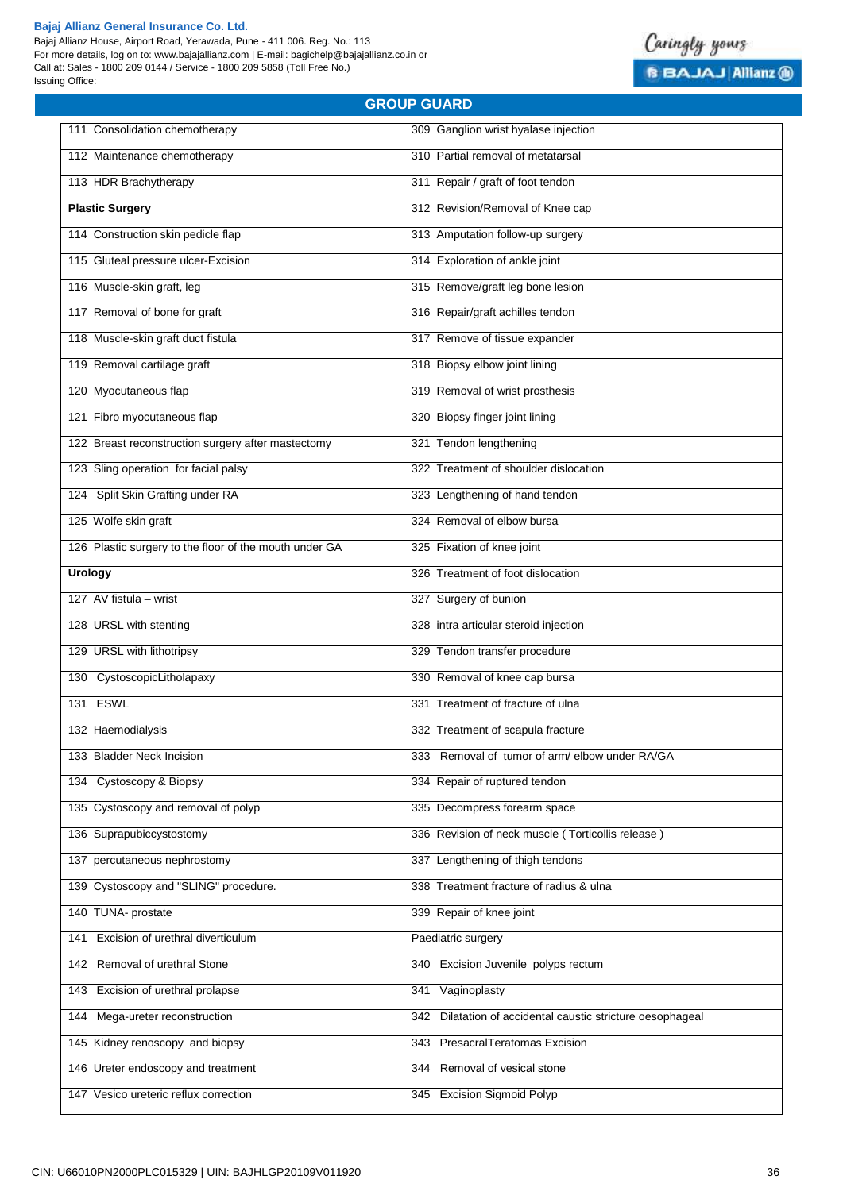## GROUP GUARD

| | |
|---|---|
| 111 Consolidation chemotherapy | 309 Ganglion wrist hyalase injection |
| 112 Maintenance chemotherapy | 310 Partial removal of metatarsal |
| 113 HDR Brachytherapy | 311 Repair / graft of foot tendon |
| **Plastic Surgery** | 312 Revision/Removal of Knee cap |
| 114 Construction skin pedicle flap | 313 Amputation follow-up surgery |
| 115 Gluteal pressure ulcer-Excision | 314 Exploration of ankle joint |
| 116 Muscle-skin graft, leg | 315 Remove/graft leg bone lesion |
| 117 Removal of bone for graft | 316 Repair/graft achilles tendon |
| 118 Muscle-skin graft duct fistula | 317 Remove of tissue expander |
| 119 Removal cartilage graft | 318 Biopsy elbow joint lining |
| 120 Myocutaneous flap | 319 Removal of wrist prosthesis |
| 121 Fibro myocutaneous flap | 320 Biopsy finger joint lining |
| 122 Breast reconstruction surgery after mastectomy | 321 Tendon lengthening |
| 123 Sling operation for facial palsy | 322 Treatment of shoulder dislocation |
| 124 Split Skin Grafting under RA | 323 Lengthening of hand tendon |
| 125 Wolfe skin graft | 324 Removal of elbow bursa |
| 126 Plastic surgery to the floor of the mouth under GA | 325 Fixation of knee joint |
| **Urology** | 326 Treatment of foot dislocation |
| 127 AV fistula – wrist | 327 Surgery of bunion |
| 128 URSL with stenting | 328 intra articular steroid injection |
| 129 URSL with lithotripsy | 329 Tendon transfer procedure |
| 130 CystoscopicLitholapaxy | 330 Removal of knee cap bursa |
| 131 ESWL | 331 Treatment of fracture of ulna |
| 132 Haemodialysis | 332 Treatment of scapula fracture |
| 133 Bladder Neck Incision | 333 Removal of tumor of arm/ elbow under RA/GA |
| 134 Cystoscopy & Biopsy | 334 Repair of ruptured tendon |
| 135 Cystoscopy and removal of polyp | 335 Decompress forearm space |
| 136 Suprapubiccystostomy | 336 Revision of neck muscle ( Torticollis release ) |
| 137 percutaneous nephrostomy | 337 Lengthening of thigh tendons |
| 139 Cystoscopy and "SLING" procedure. | 338 Treatment fracture of radius & ulna |
| 140 TUNA- prostate | 339 Repair of knee joint |
| 141 Excision of urethral diverticulum | Paediatric surgery |
| 142 Removal of urethral Stone | 340 Excision Juvenile polyps rectum |
| 143 Excision of urethral prolapse | 341 Vaginoplasty |
| 144 Mega-ureter reconstruction | 342 Dilatation of accidental caustic stricture oesophageal |
| 145 Kidney renoscopy and biopsy | 343 PresacralTeratomas Excision |
| 146 Ureter endoscopy and treatment | 344 Removal of vesical stone |
| 147 Vesico ureteric reflux correction | 345 Excision Sigmoid Polyp |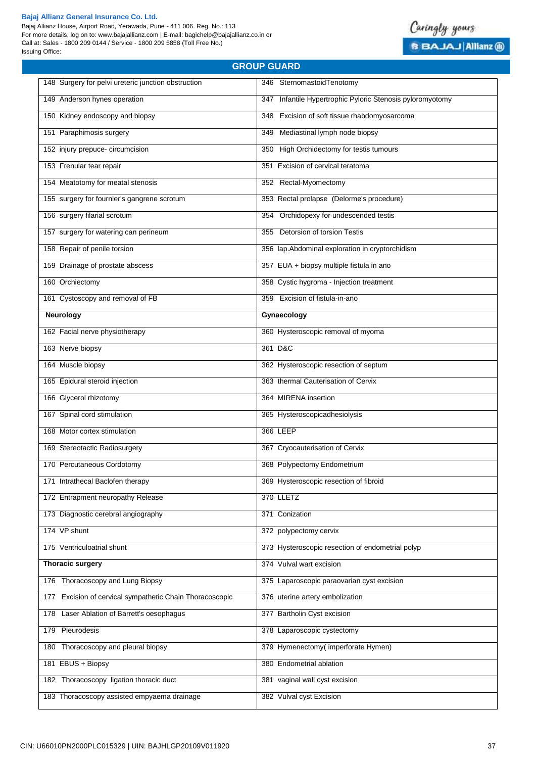## GROUP GUARD

| | |
|---|---|
| 148 Surgery for pelvi ureteric junction obstruction | 346 SternomastoidTenotomy |
| 149 Anderson hynes operation | 347 Infantile Hypertrophic Pyloric Stenosis pyloromyotomy |
| 150 Kidney endoscopy and biopsy | 348 Excision of soft tissue rhabdomyosarcoma |
| 151 Paraphimosis surgery | 349 Mediastinal lymph node biopsy |
| 152 injury prepuce- circumcision | 350 High Orchidectomy for testis tumours |
| 153 Frenular tear repair | 351 Excision of cervical teratoma |
| 154 Meatotomy for meatal stenosis | 352 Rectal-Myomectomy |
| 155 surgery for fournier's gangrene scrotum | 353 Rectal prolapse (Delorme's procedure) |
| 156 surgery filarial scrotum | 354 Orchidopexy for undescended testis |
| 157 surgery for watering can perineum | 355 Detorsion of torsion Testis |
| 158 Repair of penile torsion | 356 lap.Abdominal exploration in cryptorchidism |
| 159 Drainage of prostate abscess | 357 EUA + biopsy multiple fistula in ano |
| 160 Orchiectomy | 358 Cystic hygroma - Injection treatment |
| 161 Cystoscopy and removal of FB | 359 Excision of fistula-in-ano |
| **Neurology** | **Gynaecology** |
| 162 Facial nerve physiotherapy | 360 Hysteroscopic removal of myoma |
| 163 Nerve biopsy | 361 D&C |
| 164 Muscle biopsy | 362 Hysteroscopic resection of septum |
| 165 Epidural steroid injection | 363 thermal Cauterisation of Cervix |
| 166 Glycerol rhizotomy | 364 MIRENA insertion |
| 167 Spinal cord stimulation | 365 Hysteroscopicadhesiolysis |
| 168 Motor cortex stimulation | 366 LEEP |
| 169 Stereotactic Radiosurgery | 367 Cryocauterisation of Cervix |
| 170 Percutaneous Cordotomy | 368 Polypectomy Endometrium |
| 171 Intrathecal Baclofen therapy | 369 Hysteroscopic resection of fibroid |
| 172 Entrapment neuropathy Release | 370 LLETZ |
| 173 Diagnostic cerebral angiography | 371 Conization |
| 174 VP shunt | 372 polypectomy cervix |
| 175 Ventriculoatrial shunt | 373 Hysteroscopic resection of endometrial polyp |
| **Thoracic surgery** | 374 Vulval wart excision |
| 176 Thoracoscopy and Lung Biopsy | 375 Laparoscopic paraovarian cyst excision |
| 177 Excision of cervical sympathetic Chain Thoracoscopic | 376 uterine artery embolization |
| 178 Laser Ablation of Barrett's oesophagus | 377 Bartholin Cyst excision |
| 179 Pleurodesis | 378 Laparoscopic cystectomy |
| 180 Thoracoscopy and pleural biopsy | 379 Hymenectomy( imperforate Hymen) |
| 181 EBUS + Biopsy | 380 Endometrial ablation |
| 182 Thoracoscopy ligation thoracic duct | 381 vaginal wall cyst excision |
| 183 Thoracoscopy assisted empyaema drainage | 382 Vulval cyst Excision |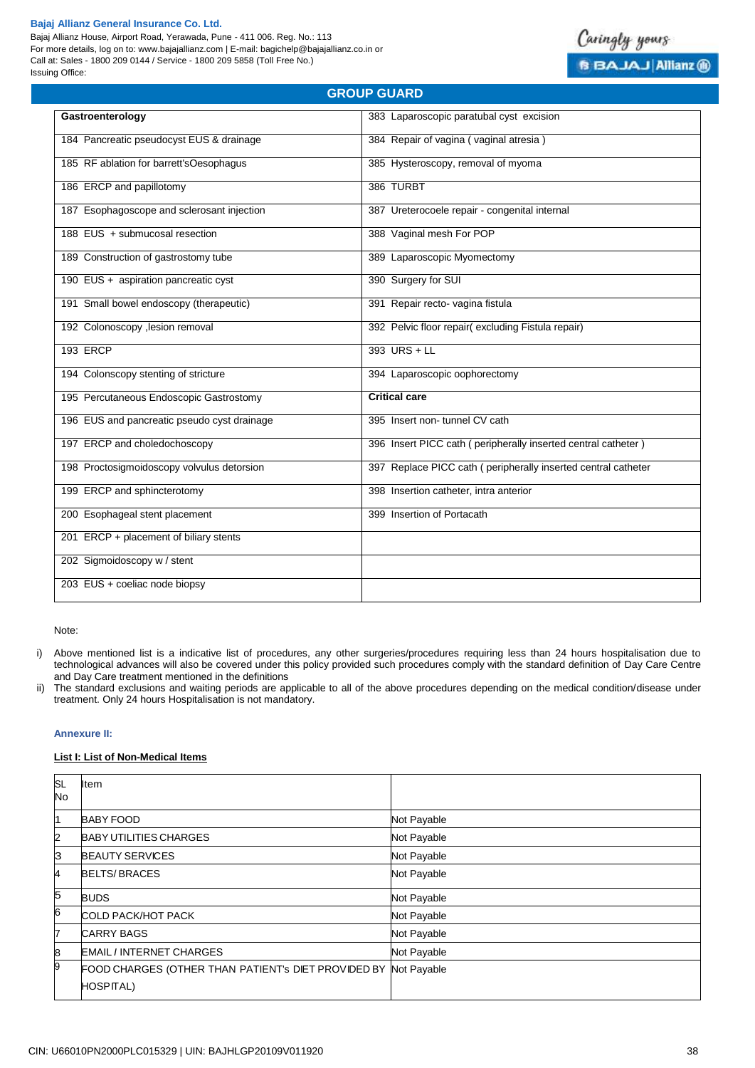## GROUP GUARD

| Gastroenterology | 383 Laparoscopic paratubal cyst excision |
|---|---|
| 184 Pancreatic pseudocyst EUS & drainage | 384 Repair of vagina ( vaginal atresia ) |
| 185 RF ablation for barrett'sOesophagus | 385 Hysteroscopy, removal of myoma |
| 186 ERCP and papillotomy | 386 TURBT |
| 187 Esophagoscope and sclerosant injection | 387 Ureterocoele repair - congenital internal |
| 188 EUS + submucosal resection | 388 Vaginal mesh For POP |
| 189 Construction of gastrostomy tube | 389 Laparoscopic Myomectomy |
| 190 EUS + aspiration pancreatic cyst | 390 Surgery for SUI |
| 191 Small bowel endoscopy (therapeutic) | 391 Repair recto- vagina fistula |
| 192 Colonoscopy ,lesion removal | 392 Pelvic floor repair( excluding Fistula repair) |
| 193 ERCP | 393 URS + LL |
| 194 Colonscopy stenting of stricture | 394 Laparoscopic oophorectomy |
| 195 Percutaneous Endoscopic Gastrostomy | **Critical care** |
| 196 EUS and pancreatic pseudo cyst drainage | 395 Insert non- tunnel CV cath |
| 197 ERCP and choledochoscopy | 396 Insert PICC cath ( peripherally inserted central catheter ) |
| 198 Proctosigmoidoscopy volvulus detorsion | 397 Replace PICC cath ( peripherally inserted central catheter |
| 199 ERCP and sphincterotomy | 398 Insertion catheter, intra anterior |
| 200 Esophageal stent placement | 399 Insertion of Portacath |
| 201 ERCP + placement of biliary stents | |
| 202 Sigmoidoscopy w / stent | |
| 203 EUS + coeliac node biopsy | |

Note:

i) Above mentioned list is a indicative list of procedures, any other surgeries/procedures requiring less than 24 hours hospitalisation due to technological advances will also be covered under this policy provided such procedures comply with the standard definition of Day Care Centre and Day Care treatment mentioned in the definitions

ii) The standard exclusions and waiting periods are applicable to all of the above procedures depending on the medical condition/disease under treatment. Only 24 hours Hospitalisation is not mandatory.

### Annexure II:

**List I: List of Non-Medical Items**

| SL No | Item | |
|---|---|---|
| 1 | BABY FOOD | Not Payable |
| 2 | BABY UTILITIES CHARGES | Not Payable |
| 3 | BEAUTY SERVICES | Not Payable |
| 4 | BELTS/ BRACES | Not Payable |
| 5 | BUDS | Not Payable |
| 6 | COLD PACK/HOT PACK | Not Payable |
| 7 | CARRY BAGS | Not Payable |
| 8 | EMAIL / INTERNET CHARGES | Not Payable |
| 9 | FOOD CHARGES (OTHER THAN PATIENT's DIET PROVIDED BY HOSPITAL) | Not Payable |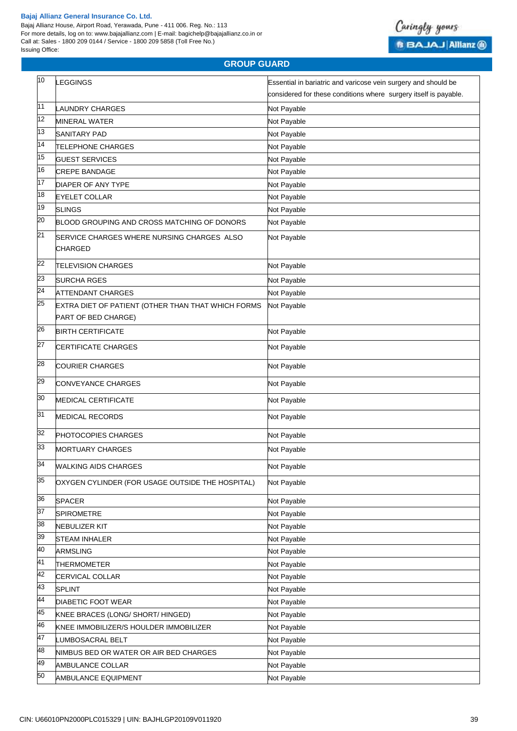## GROUP GUARD

| | | |
|---|---|---|
| 10 | LEGGINGS | Essential in bariatric and varicose vein surgery and should be considered for these conditions where surgery itself is payable. |
| 11 | LAUNDRY CHARGES | Not Payable |
| 12 | MINERAL WATER | Not Payable |
| 13 | SANITARY PAD | Not Payable |
| 14 | TELEPHONE CHARGES | Not Payable |
| 15 | GUEST SERVICES | Not Payable |
| 16 | CREPE BANDAGE | Not Payable |
| 17 | DIAPER OF ANY TYPE | Not Payable |
| 18 | EYELET COLLAR | Not Payable |
| 19 | SLINGS | Not Payable |
| 20 | BLOOD GROUPING AND CROSS MATCHING OF DONORS | Not Payable |
| 21 | SERVICE CHARGES WHERE NURSING CHARGES ALSO CHARGED | Not Payable |
| 22 | TELEVISION CHARGES | Not Payable |
| 23 | SURCHA RGES | Not Payable |
| 24 | ATTENDANT CHARGES | Not Payable |
| 25 | EXTRA DIET OF PATIENT (OTHER THAN THAT WHICH FORMS PART OF BED CHARGE) | Not Payable |
| 26 | BIRTH CERTIFICATE | Not Payable |
| 27 | CERTIFICATE CHARGES | Not Payable |
| 28 | COURIER CHARGES | Not Payable |
| 29 | CONVEYANCE CHARGES | Not Payable |
| 30 | MEDICAL CERTIFICATE | Not Payable |
| 31 | MEDICAL RECORDS | Not Payable |
| 32 | PHOTOCOPIES CHARGES | Not Payable |
| 33 | MORTUARY CHARGES | Not Payable |
| 34 | WALKING AIDS CHARGES | Not Payable |
| 35 | OXYGEN CYLINDER (FOR USAGE OUTSIDE THE HOSPITAL) | Not Payable |
| 36 | SPACER | Not Payable |
| 37 | SPIROMETRE | Not Payable |
| 38 | NEBULIZER KIT | Not Payable |
| 39 | STEAM INHALER | Not Payable |
| 40 | ARMSLING | Not Payable |
| 41 | THERMOMETER | Not Payable |
| 42 | CERVICAL COLLAR | Not Payable |
| 43 | SPLINT | Not Payable |
| 44 | DIABETIC FOOT WEAR | Not Payable |
| 45 | KNEE BRACES (LONG/ SHORT/ HINGED) | Not Payable |
| 46 | KNEE IMMOBILIZER/S HOULDER IMMOBILIZER | Not Payable |
| 47 | LUMBOSACRAL BELT | Not Payable |
| 48 | NIMBUS BED OR WATER OR AIR BED CHARGES | Not Payable |
| 49 | AMBULANCE COLLAR | Not Payable |
| 50 | AMBULANCE EQUIPMENT | Not Payable |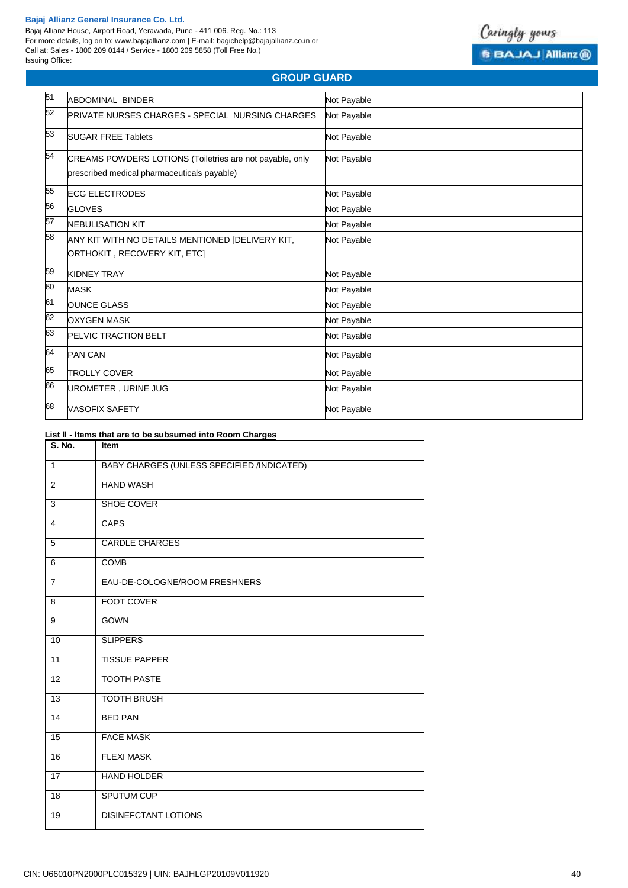## GROUP GUARD

| | | |
|---|---|---|
| 51 | ABDOMINAL BINDER | Not Payable |
| 52 | PRIVATE NURSES CHARGES - SPECIAL NURSING CHARGES | Not Payable |
| 53 | SUGAR FREE Tablets | Not Payable |
| 54 | CREAMS POWDERS LOTIONS (Toiletries are not payable, only prescribed medical pharmaceuticals payable) | Not Payable |
| 55 | ECG ELECTRODES | Not Payable |
| 56 | GLOVES | Not Payable |
| 57 | NEBULISATION KIT | Not Payable |
| 58 | ANY KIT WITH NO DETAILS MENTIONED [DELIVERY KIT, ORTHOKIT , RECOVERY KIT, ETC] | Not Payable |
| 59 | KIDNEY TRAY | Not Payable |
| 60 | MASK | Not Payable |
| 61 | OUNCE GLASS | Not Payable |
| 62 | OXYGEN MASK | Not Payable |
| 63 | PELVIC TRACTION BELT | Not Payable |
| 64 | PAN CAN | Not Payable |
| 65 | TROLLY COVER | Not Payable |
| 66 | UROMETER , URINE JUG | Not Payable |
| 68 | VASOFIX SAFETY | Not Payable |

**List II - Items that are to be subsumed into Room Charges**

| S. No. | Item |
|---|---|
| 1 | BABY CHARGES (UNLESS SPECIFIED /INDICATED) |
| 2 | HAND WASH |
| 3 | SHOE COVER |
| 4 | CAPS |
| 5 | CARDLE CHARGES |
| 6 | COMB |
| 7 | EAU-DE-COLOGNE/ROOM FRESHNERS |
| 8 | FOOT COVER |
| 9 | GOWN |
| 10 | SLIPPERS |
| 11 | TISSUE PAPPER |
| 12 | TOOTH PASTE |
| 13 | TOOTH BRUSH |
| 14 | BED PAN |
| 15 | FACE MASK |
| 16 | FLEXI MASK |
| 17 | HAND HOLDER |
| 18 | SPUTUM CUP |
| 19 | DISINEFCTANT LOTIONS |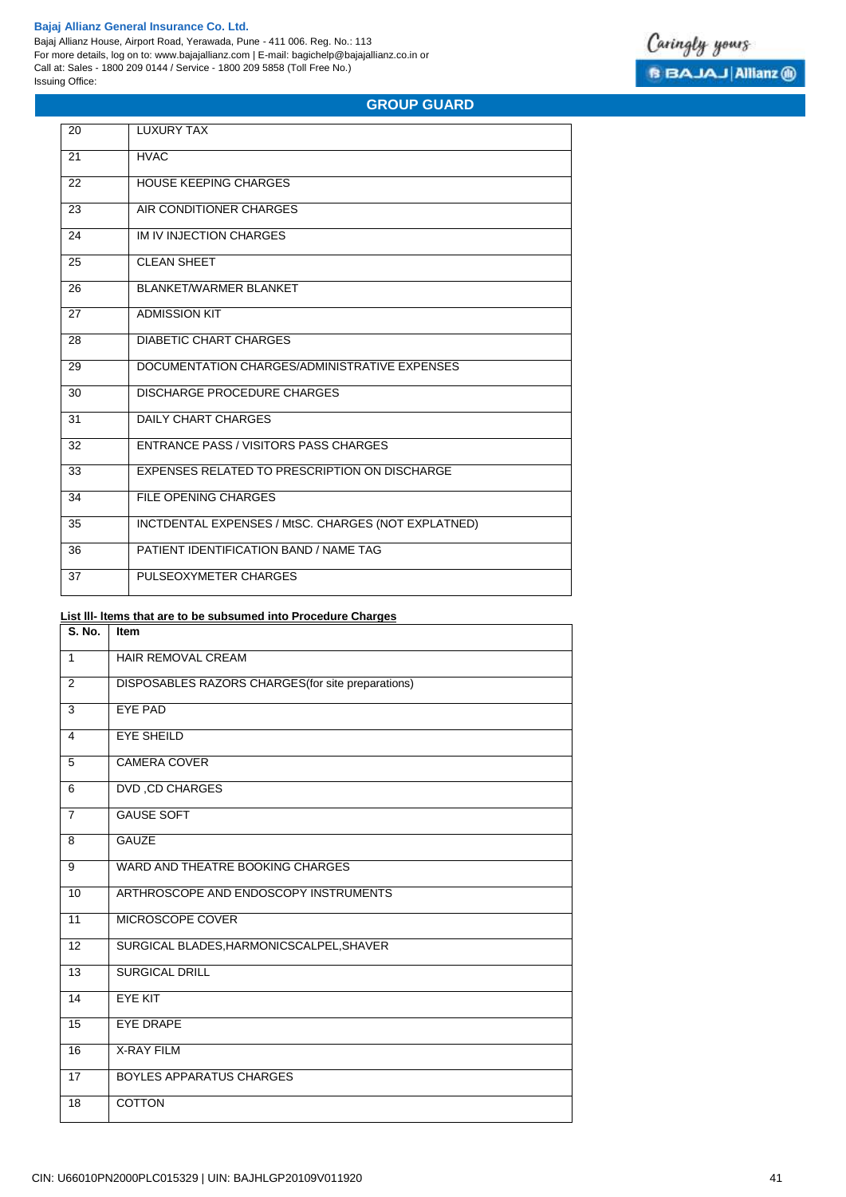| | |
|---|---|
| 20 | LUXURY TAX |
| 21 | HVAC |
| 22 | HOUSE KEEPING CHARGES |
| 23 | AIR CONDITIONER CHARGES |
| 24 | IM IV INJECTION CHARGES |
| 25 | CLEAN SHEET |
| 26 | BLANKET/WARMER BLANKET |
| 27 | ADMISSION KIT |
| 28 | DIABETIC CHART CHARGES |
| 29 | DOCUMENTATION CHARGES/ADMINISTRATIVE EXPENSES |
| 30 | DISCHARGE PROCEDURE CHARGES |
| 31 | DAILY CHART CHARGES |
| 32 | ENTRANCE PASS / VISITORS PASS CHARGES |
| 33 | EXPENSES RELATED TO PRESCRIPTION ON DISCHARGE |
| 34 | FILE OPENING CHARGES |
| 35 | INCTDENTAL EXPENSES / MtSC. CHARGES (NOT EXPLATNED) |
| 36 | PATIENT IDENTIFICATION BAND / NAME TAG |
| 37 | PULSEOXYMETER CHARGES |

**List lll- Items that are to be subsumed into Procedure Charges**

| S. No. | Item |
|---|---|
| 1 | HAIR REMOVAL CREAM |
| 2 | DISPOSABLES RAZORS CHARGES(for site preparations) |
| 3 | EYE PAD |
| 4 | EYE SHEILD |
| 5 | CAMERA COVER |
| 6 | DVD ,CD CHARGES |
| 7 | GAUSE SOFT |
| 8 | GAUZE |
| 9 | WARD AND THEATRE BOOKING CHARGES |
| 10 | ARTHROSCOPE AND ENDOSCOPY INSTRUMENTS |
| 11 | MICROSCOPE COVER |
| 12 | SURGICAL BLADES,HARMONICSCALPEL,SHAVER |
| 13 | SURGICAL DRILL |
| 14 | EYE KIT |
| 15 | EYE DRAPE |
| 16 | X-RAY FILM |
| 17 | BOYLES APPARATUS CHARGES |
| 18 | COTTON |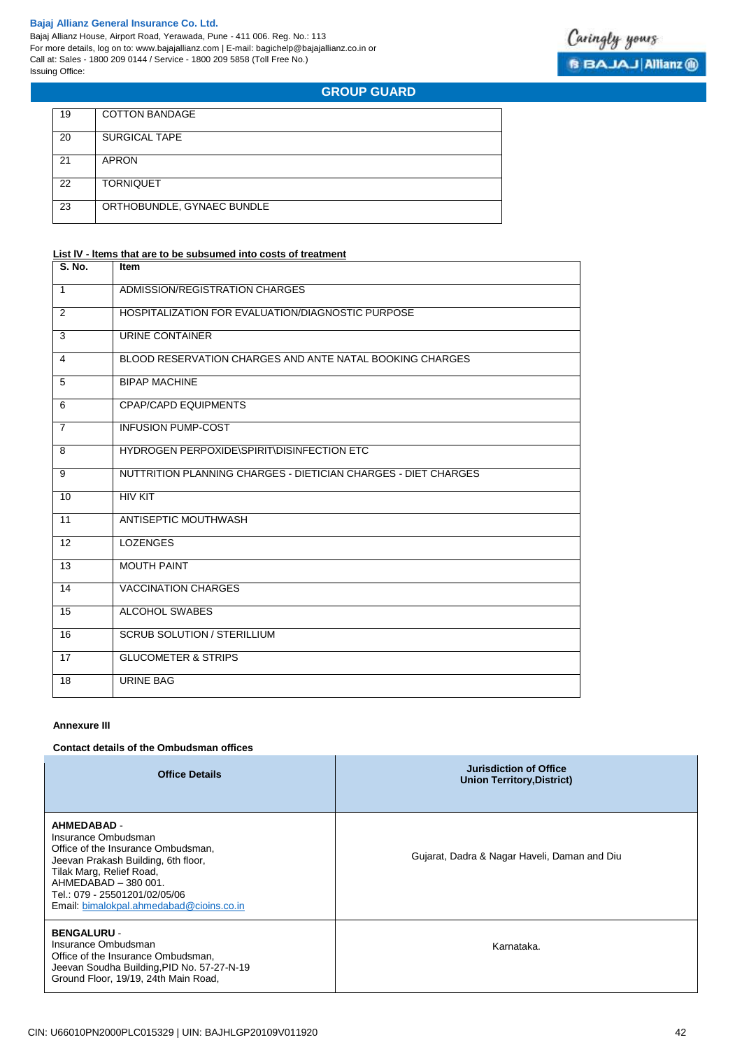| 19 | COTTON BANDAGE |
|---|---|
| 20 | SURGICAL TAPE |
| 21 | APRON |
| 22 | TORNIQUET |
| 23 | ORTHOBUNDLE, GYNAEC BUNDLE |

**List IV - Items that are to be subsumed into costs of treatment**

| S. No. | Item |
|---|---|
| 1 | ADMISSION/REGISTRATION CHARGES |
| 2 | HOSPITALIZATION FOR EVALUATION/DIAGNOSTIC PURPOSE |
| 3 | URINE CONTAINER |
| 4 | BLOOD RESERVATION CHARGES AND ANTE NATAL BOOKING CHARGES |
| 5 | BIPAP MACHINE |
| 6 | CPAP/CAPD EQUIPMENTS |
| 7 | INFUSION PUMP-COST |
| 8 | HYDROGEN PERPOXIDE\SPIRIT\DISINFECTION ETC |
| 9 | NUTTRITION PLANNING CHARGES - DIETICIAN CHARGES - DIET CHARGES |
| 10 | HIV KIT |
| 11 | ANTISEPTIC MOUTHWASH |
| 12 | LOZENGES |
| 13 | MOUTH PAINT |
| 14 | VACCINATION CHARGES |
| 15 | ALCOHOL SWABES |
| 16 | SCRUB SOLUTION / STERILLIUM |
| 17 | GLUCOMETER & STRIPS |
| 18 | URINE BAG |

**Annexure III**

**Contact details of the Ombudsman offices**

| Office Details | Jurisdiction of Office Union Territory,District) |
|---|---|
| **AHMEDABAD** - Insurance Ombudsman Office of the Insurance Ombudsman, Jeevan Prakash Building, 6th floor, Tilak Marg, Relief Road, AHMEDABAD – 380 001. Tel.: 079 - 25501201/02/05/06 Email: bimalokpal.ahmedabad@cioins.co.in | Gujarat, Dadra & Nagar Haveli, Daman and Diu |
| **BENGALURU** - Insurance Ombudsman Office of the Insurance Ombudsman, Jeevan Soudha Building,PID No. 57-27-N-19 Ground Floor, 19/19, 24th Main Road, | Karnataka. |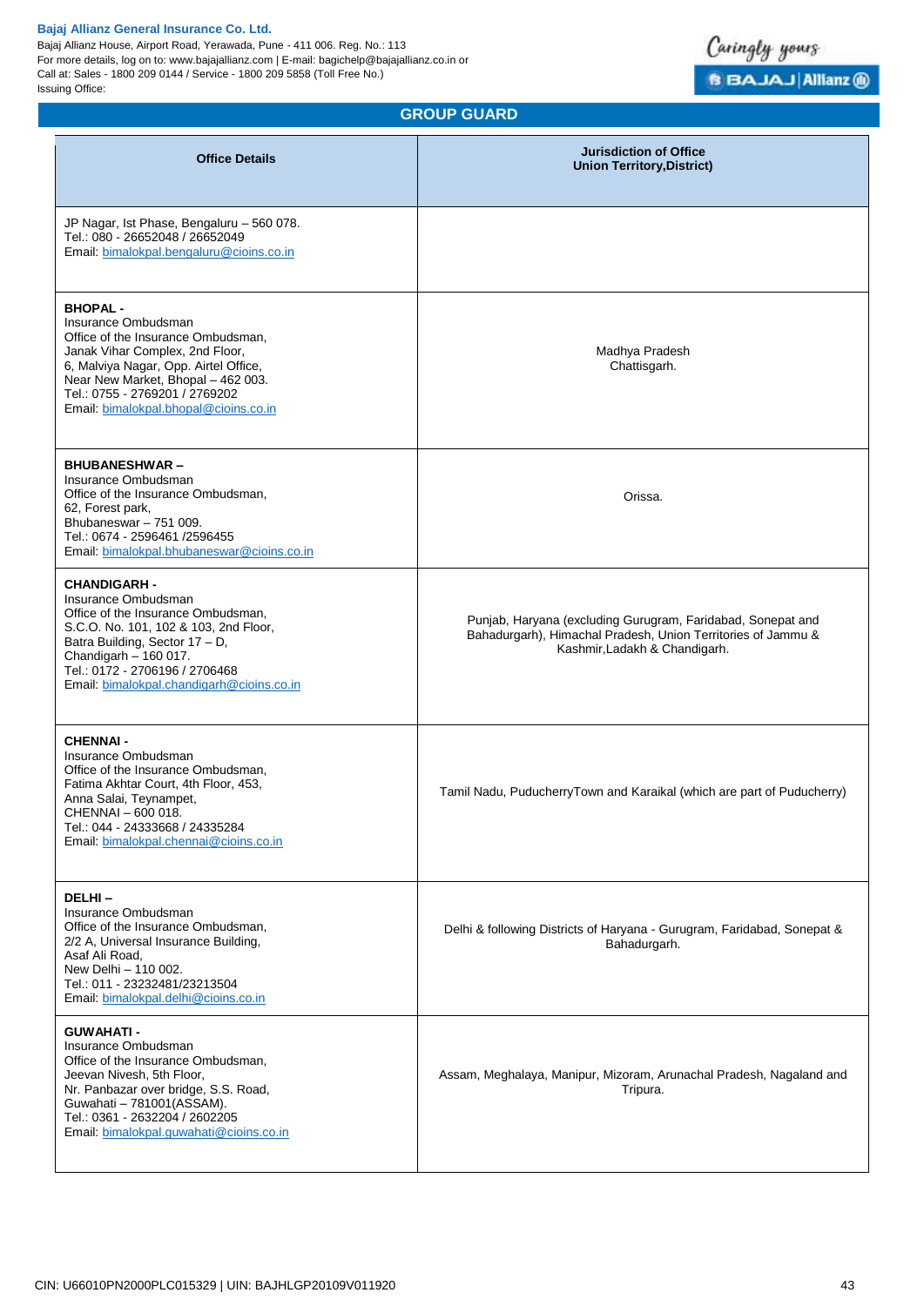## GROUP GUARD

| Office Details | Jurisdiction of Office Union Territory,District) |
|---|---|
| JP Nagar, Ist Phase, Bengaluru – 560 078.<br>Tel.: 080 - 26652048 / 26652049<br>Email: bimalokpal.bengaluru@cioins.co.in | |
| **BHOPAL -**<br>Insurance Ombudsman<br>Office of the Insurance Ombudsman,<br>Janak Vihar Complex, 2nd Floor,<br>6, Malviya Nagar, Opp. Airtel Office,<br>Near New Market, Bhopal – 462 003.<br>Tel.: 0755 - 2769201 / 2769202<br>Email: bimalokpal.bhopal@cioins.co.in | Madhya Pradesh<br>Chattisgarh. |
| **BHUBANESHWAR –**<br>Insurance Ombudsman<br>Office of the Insurance Ombudsman,<br>62, Forest park,<br>Bhubaneswar – 751 009.<br>Tel.: 0674 - 2596461 /2596455<br>Email: bimalokpal.bhubaneswar@cioins.co.in | Orissa. |
| **CHANDIGARH -**<br>Insurance Ombudsman<br>Office of the Insurance Ombudsman,<br>S.C.O. No. 101, 102 & 103, 2nd Floor,<br>Batra Building, Sector 17 – D,<br>Chandigarh – 160 017.<br>Tel.: 0172 - 2706196 / 2706468<br>Email: bimalokpal.chandigarh@cioins.co.in | Punjab, Haryana (excluding Gurugram, Faridabad, Sonepat and Bahadurgarh), Himachal Pradesh, Union Territories of Jammu & Kashmir,Ladakh & Chandigarh. |
| **CHENNAI -**<br>Insurance Ombudsman<br>Office of the Insurance Ombudsman,<br>Fatima Akhtar Court, 4th Floor, 453,<br>Anna Salai, Teynampet,<br>CHENNAI – 600 018.<br>Tel.: 044 - 24333668 / 24335284<br>Email: bimalokpal.chennai@cioins.co.in | Tamil Nadu, PuducherryTown and Karaikal (which are part of Puducherry) |
| **DELHI –**<br>Insurance Ombudsman<br>Office of the Insurance Ombudsman,<br>2/2 A, Universal Insurance Building,<br>Asaf Ali Road,<br>New Delhi – 110 002.<br>Tel.: 011 - 23232481/23213504<br>Email: bimalokpal.delhi@cioins.co.in | Delhi & following Districts of Haryana - Gurugram, Faridabad, Sonepat & Bahadurgarh. |
| **GUWAHATI -**<br>Insurance Ombudsman<br>Office of the Insurance Ombudsman,<br>Jeevan Nivesh, 5th Floor,<br>Nr. Panbazar over bridge, S.S. Road,<br>Guwahati – 781001(ASSAM).<br>Tel.: 0361 - 2632204 / 2602205<br>Email: bimalokpal.guwahati@cioins.co.in | Assam, Meghalaya, Manipur, Mizoram, Arunachal Pradesh, Nagaland and Tripura. |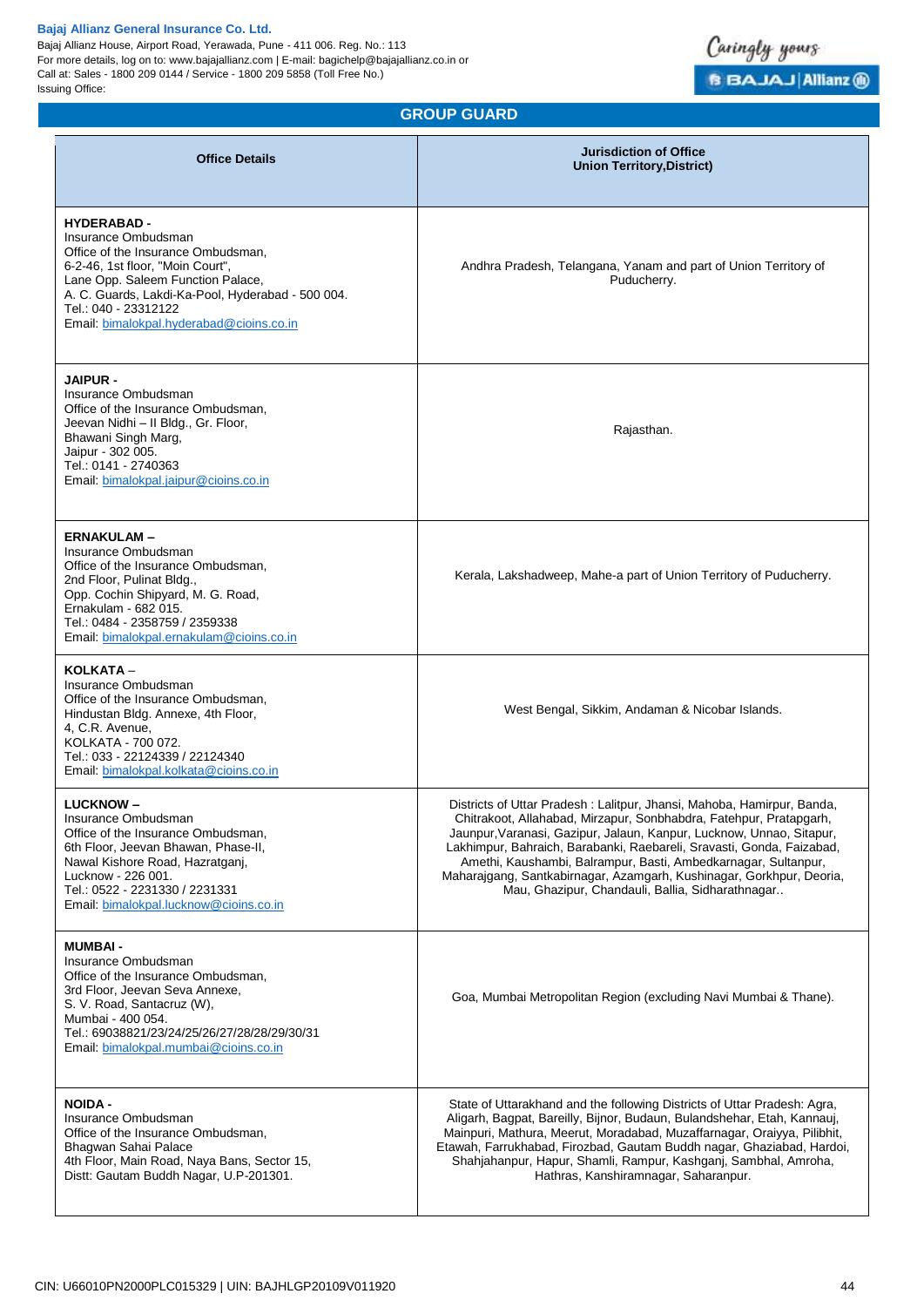## GROUP GUARD

| Office Details | Jurisdiction of Office<br>Union Territory,District) |
|---|---|
| **HYDERABAD -**<br>Insurance Ombudsman<br>Office of the Insurance Ombudsman,<br>6-2-46, 1st floor, "Moin Court",<br>Lane Opp. Saleem Function Palace,<br>A. C. Guards, Lakdi-Ka-Pool, Hyderabad - 500 004.<br>Tel.: 040 - 23312122<br>Email: bimalokpal.hyderabad@cioins.co.in | Andhra Pradesh, Telangana, Yanam and part of Union Territory of Puducherry. |
| **JAIPUR -**<br>Insurance Ombudsman<br>Office of the Insurance Ombudsman,<br>Jeevan Nidhi – II Bldg., Gr. Floor,<br>Bhawani Singh Marg,<br>Jaipur - 302 005.<br>Tel.: 0141 - 2740363<br>Email: bimalokpal.jaipur@cioins.co.in | Rajasthan. |
| **ERNAKULAM –**<br>Insurance Ombudsman<br>Office of the Insurance Ombudsman,<br>2nd Floor, Pulinat Bldg.,<br>Opp. Cochin Shipyard, M. G. Road,<br>Ernakulam - 682 015.<br>Tel.: 0484 - 2358759 / 2359338<br>Email: bimalokpal.ernakulam@cioins.co.in | Kerala, Lakshadweep, Mahe-a part of Union Territory of Puducherry. |
| **KOLKATA –**<br>Insurance Ombudsman<br>Office of the Insurance Ombudsman,<br>Hindustan Bldg. Annexe, 4th Floor,<br>4, C.R. Avenue,<br>KOLKATA - 700 072.<br>Tel.: 033 - 22124339 / 22124340<br>Email: bimalokpal.kolkata@cioins.co.in | West Bengal, Sikkim, Andaman & Nicobar Islands. |
| **LUCKNOW –**<br>Insurance Ombudsman<br>Office of the Insurance Ombudsman,<br>6th Floor, Jeevan Bhawan, Phase-II,<br>Nawal Kishore Road, Hazratganj,<br>Lucknow - 226 001.<br>Tel.: 0522 - 2231330 / 2231331<br>Email: bimalokpal.lucknow@cioins.co.in | Districts of Uttar Pradesh : Lalitpur, Jhansi, Mahoba, Hamirpur, Banda, Chitrakoot, Allahabad, Mirzapur, Sonbhabdra, Fatehpur, Pratapgarh, Jaunpur,Varanasi, Gazipur, Jalaun, Kanpur, Lucknow, Unnao, Sitapur, Lakhimpur, Bahraich, Barabanki, Raebareli, Sravasti, Gonda, Faizabad, Amethi, Kaushambi, Balrampur, Basti, Ambedkarnagar, Sultanpur, Maharajgang, Santkabirnagar, Azamgarh, Kushinagar, Gorkhpur, Deoria, Mau, Ghazipur, Chandauli, Ballia, Sidharathnagar.. |
| **MUMBAI -**<br>Insurance Ombudsman<br>Office of the Insurance Ombudsman,<br>3rd Floor, Jeevan Seva Annexe,<br>S. V. Road, Santacruz (W),<br>Mumbai - 400 054.<br>Tel.: 69038821/23/24/25/26/27/28/28/29/30/31<br>Email: bimalokpal.mumbai@cioins.co.in | Goa, Mumbai Metropolitan Region (excluding Navi Mumbai & Thane). |
| **NOIDA -**<br>Insurance Ombudsman<br>Office of the Insurance Ombudsman,<br>Bhagwan Sahai Palace<br>4th Floor, Main Road, Naya Bans, Sector 15,<br>Distt: Gautam Buddh Nagar, U.P-201301. | State of Uttarakhand and the following Districts of Uttar Pradesh: Agra, Aligarh, Bagpat, Bareilly, Bijnor, Budaun, Bulandshehar, Etah, Kannauj, Mainpuri, Mathura, Meerut, Moradabad, Muzaffarnagar, Oraiyya, Pilibhit, Etawah, Farrukhabad, Firozbad, Gautam Buddh nagar, Ghaziabad, Hardoi, Shahjahanpur, Hapur, Shamli, Rampur, Kashganj, Sambhal, Amroha, Hathras, Kanshiramnagar, Saharanpur. |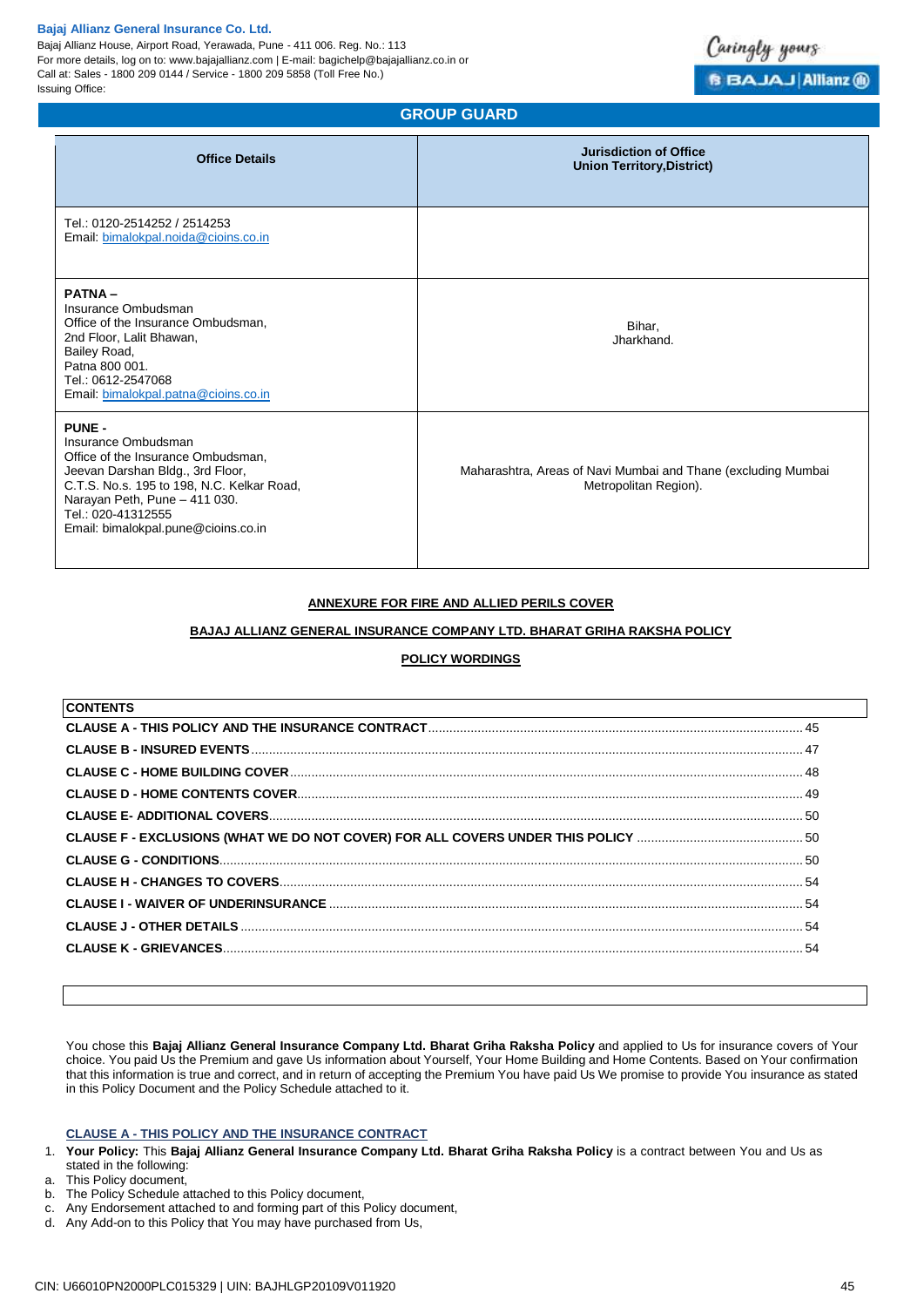## GROUP GUARD

| Office Details | Jurisdiction of Office Union Territory,District) |
|---|---|
| Tel.: 0120-2514252 / 2514253<br>Email: bimalokpal.noida@cioins.co.in | |
| **PATNA –**<br>Insurance Ombudsman<br>Office of the Insurance Ombudsman,<br>2nd Floor, Lalit Bhawan,<br>Bailey Road,<br>Patna 800 001.<br>Tel.: 0612-2547068<br>Email: bimalokpal.patna@cioins.co.in | Bihar,<br>Jharkhand. |
| **PUNE -**<br>Insurance Ombudsman<br>Office of the Insurance Ombudsman,<br>Jeevan Darshan Bldg., 3rd Floor,<br>C.T.S. No.s. 195 to 198, N.C. Kelkar Road,<br>Narayan Peth, Pune – 411 030.<br>Tel.: 020-41312555<br>Email: bimalokpal.pune@cioins.co.in | Maharashtra, Areas of Navi Mumbai and Thane (excluding Mumbai Metropolitan Region). |

**ANNEXURE FOR FIRE AND ALLIED PERILS COVER**

**BAJAJ ALLIANZ GENERAL INSURANCE COMPANY LTD. BHARAT GRIHA RAKSHA POLICY**

**POLICY WORDINGS**

| CONTENTS | |
|---|---|
| **CLAUSE A - THIS POLICY AND THE INSURANCE CONTRACT** | 45 |
| **CLAUSE B - INSURED EVENTS** | 47 |
| **CLAUSE C - HOME BUILDING COVER** | 48 |
| **CLAUSE D - HOME CONTENTS COVER** | 49 |
| **CLAUSE E- ADDITIONAL COVERS** | 50 |
| **CLAUSE F - EXCLUSIONS (WHAT WE DO NOT COVER) FOR ALL COVERS UNDER THIS POLICY** | 50 |
| **CLAUSE G - CONDITIONS** | 50 |
| **CLAUSE H - CHANGES TO COVERS** | 54 |
| **CLAUSE I - WAIVER OF UNDERINSURANCE** | 54 |
| **CLAUSE J - OTHER DETAILS** | 54 |
| **CLAUSE K - GRIEVANCES** | 54 |

You chose this **Bajaj Allianz General Insurance Company Ltd. Bharat Griha Raksha Policy** and applied to Us for insurance covers of Your choice. You paid Us the Premium and gave Us information about Yourself, Your Home Building and Home Contents. Based on Your confirmation that this information is true and correct, and in return of accepting the Premium You have paid Us We promise to provide You insurance as stated in this Policy Document and the Policy Schedule attached to it.

### CLAUSE A - THIS POLICY AND THE INSURANCE CONTRACT

1. **Your Policy:** This **Bajaj Allianz General Insurance Company Ltd. Bharat Griha Raksha Policy** is a contract between You and Us as stated in the following:
   a. This Policy document,
   b. The Policy Schedule attached to this Policy document,
   c. Any Endorsement attached to and forming part of this Policy document,
   d. Any Add-on to this Policy that You may have purchased from Us,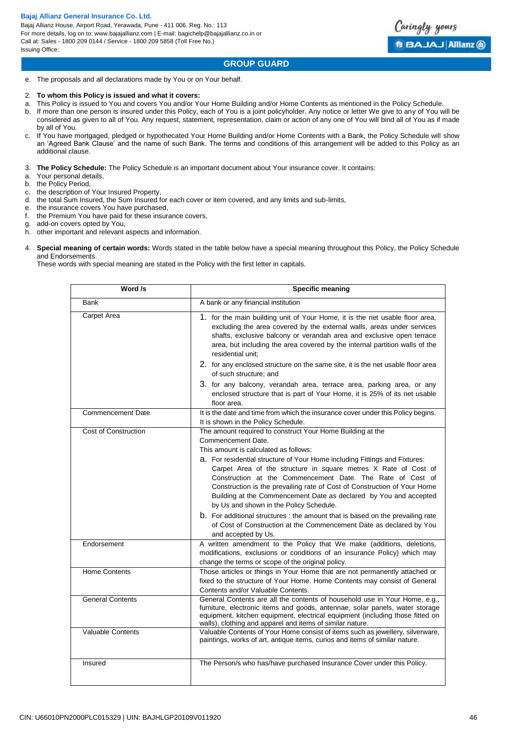e. The proposals and all declarations made by You or on Your behalf.

2. **To whom this Policy is issued and what it covers:**

a. This Policy is issued to You and covers You and/or Your Home Building and/or Home Contents as mentioned in the Policy Schedule.

b. If more than one person is insured under this Policy, each of You is a joint policyholder. Any notice or letter We give to any of You will be considered as given to all of You. Any request, statement, representation, claim or action of any one of You will bind all of You as if made by all of You.

c. If You have mortgaged, pledged or hypothecated Your Home Building and/or Home Contents with a Bank, the Policy Schedule will show an 'Agreed Bank Clause' and the name of such Bank. The terms and conditions of this arrangement will be added to this Policy as an additional clause.

3. **The Policy Schedule:** The Policy Schedule is an important document about Your insurance cover. It contains:

a. Your personal details,
b. the Policy Period,
c. the description of Your Insured Property,
d. the total Sum Insured, the Sum Insured for each cover or item covered, and any limits and sub-limits,
e. the insurance covers You have purchased,
f. the Premium You have paid for these insurance covers,
g. add-on covers opted by You,
h. other important and relevant aspects and information.

4. **Special meaning of certain words:** Words stated in the table below have a special meaning throughout this Policy, the Policy Schedule and Endorsements.

These words with special meaning are stated in the Policy with the first letter in capitals.

| Word /s | Specific meaning |
|---|---|
| Bank | A bank or any financial institution |
| Carpet Area | 1. for the main building unit of Your Home, it is the net usable floor area, excluding the area covered by the external walls, areas under services shafts, exclusive balcony or verandah area and exclusive open terrace area, but including the area covered by the internal partition walls of the residential unit;<br>2. for any enclosed structure on the same site, it is the net usable floor area of such structure; and<br>3. for any balcony, verandah area, terrace area, parking area, or any enclosed structure that is part of Your Home, it is 25% of its net usable floor area. |
| Commencement Date | It is the date and time from which the insurance cover under this Policy begins. It is shown in the Policy Schedule. |
| Cost of Construction | The amount required to construct Your Home Building at the Commencement Date.<br>This amount is calculated as follows:<br>a. For residential structure of Your Home including Fittings and Fixtures: Carpet Area of the structure in square metres X Rate of Cost of Construction at the Commencement Date. The Rate of Cost of Construction is the prevailing rate of Cost of Construction of Your Home Building at the Commencement Date as declared by You and accepted by Us and shown in the Policy Schedule.<br>b. For additional structures : the amount that is based on the prevailing rate of Cost of Construction at the Commencement Date as declared by You and accepted by Us. |
| Endorsement | A written amendment to the Policy that We make (additions, deletions, modifications, exclusions or conditions of an insurance Policy) which may change the terms or scope of the original policy. |
| Home Contents | Those articles or things in Your Home that are not permanently attached or fixed to the structure of Your Home. Home Contents may consist of General Contents and/or Valuable Contents. |
| General Contents | General Contents are all the contents of household use in Your Home, e.g., furniture, electronic items and goods, antennae, solar panels, water storage equipment, kitchen equipment, electrical equipment (including those fitted on walls), clothing and apparel and items of similar nature. |
| Valuable Contents | Valuable Contents of Your Home consist of items such as jewellery, silverware, paintings, works of art, antique items, curios and items of similar nature. |
| Insured | The Person/s who has/have purchased Insurance Cover under this Policy. |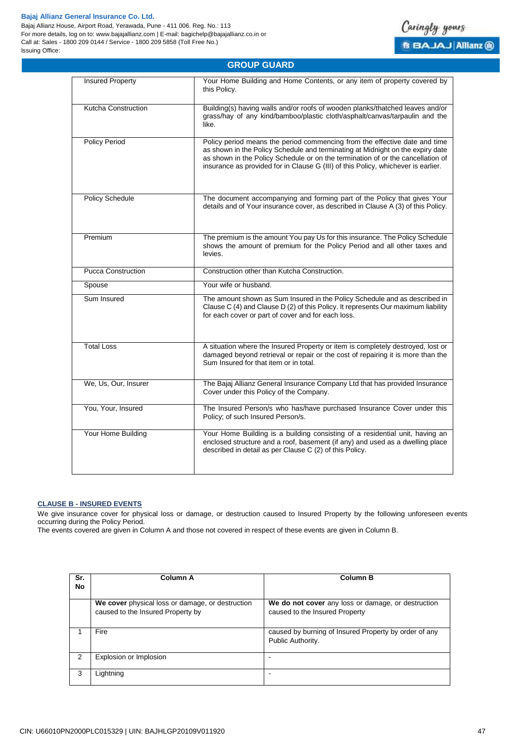## GROUP GUARD

| | |
|---|---|
| Insured Property | Your Home Building and Home Contents, or any item of property covered by this Policy. |
| Kutcha Construction | Building(s) having walls and/or roofs of wooden planks/thatched leaves and/or grass/hay of any kind/bamboo/plastic cloth/asphalt/canvas/tarpaulin and the like. |
| Policy Period | Policy period means the period commencing from the effective date and time as shown in the Policy Schedule and terminating at Midnight on the expiry date as shown in the Policy Schedule or on the termination of or the cancellation of insurance as provided for in Clause G (III) of this Policy, whichever is earlier. |
| Policy Schedule | The document accompanying and forming part of the Policy that gives Your details and of Your insurance cover, as described in Clause A (3) of this Policy. |
| Premium | The premium is the amount You pay Us for this insurance. The Policy Schedule shows the amount of premium for the Policy Period and all other taxes and levies. |
| Pucca Construction | Construction other than Kutcha Construction. |
| Spouse | Your wife or husband. |
| Sum Insured | The amount shown as Sum Insured in the Policy Schedule and as described in Clause C (4) and Clause D (2) of this Policy. It represents Our maximum liability for each cover or part of cover and for each loss. |
| Total Loss | A situation where the Insured Property or item is completely destroyed, lost or damaged beyond retrieval or repair or the cost of repairing it is more than the Sum Insured for that item or in total. |
| We, Us, Our, Insurer | The Bajaj Allianz General Insurance Company Ltd that has provided Insurance Cover under this Policy of the Company. |
| You, Your, Insured | The Insured Person/s who has/have purchased Insurance Cover under this Policy; of such Insured Person/s. |
| Your Home Building | Your Home Building is a building consisting of a residential unit, having an enclosed structure and a roof, basement (if any) and used as a dwelling place described in detail as per Clause C (2) of this Policy. |

### CLAUSE B - INSURED EVENTS

We give insurance cover for physical loss or damage, or destruction caused to Insured Property by the following unforeseen events occurring during the Policy Period.
The events covered are given in Column A and those not covered in respect of these events are given in Column B.

| Sr. No | Column A | Column B |
|---|---|---|
| | **We cover** physical loss or damage, or destruction caused to the Insured Property by | **We do not cover** any loss or damage, or destruction caused to the Insured Property |
| 1 | Fire | caused by burning of Insured Property by order of any Public Authority. |
| 2 | Explosion or Implosion | - |
| 3 | Lightning | - |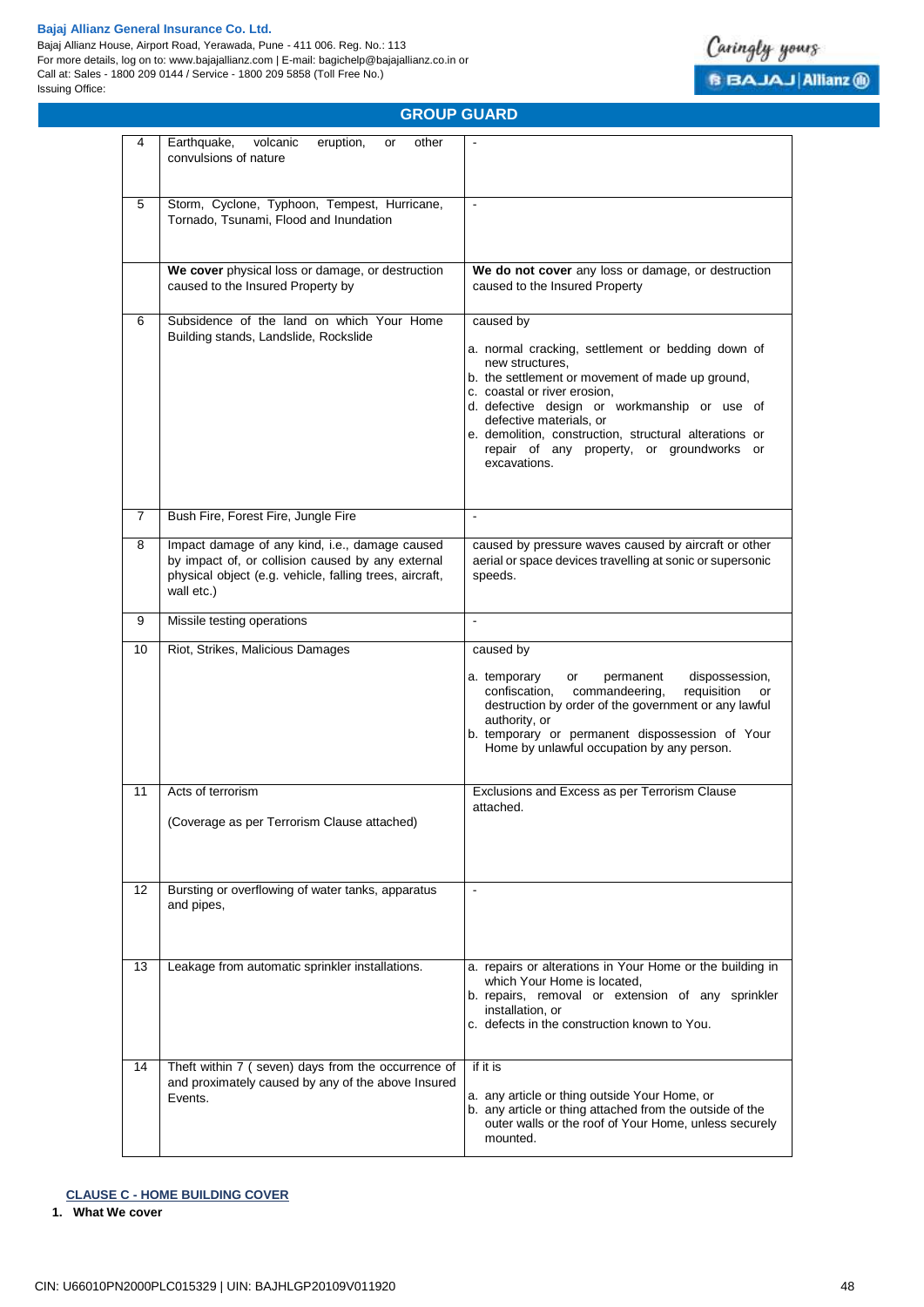## GROUP GUARD

| | | |
|---|---|---|
| 4 | Earthquake, volcanic eruption, or other convulsions of nature | - |
| 5 | Storm, Cyclone, Typhoon, Tempest, Hurricane, Tornado, Tsunami, Flood and Inundation | - |
| | **We cover** physical loss or damage, or destruction caused to the Insured Property by | **We do not cover** any loss or damage, or destruction caused to the Insured Property |
| 6 | Subsidence of the land on which Your Home Building stands, Landslide, Rockslide | caused by<br>a. normal cracking, settlement or bedding down of new structures,<br>b. the settlement or movement of made up ground,<br>c. coastal or river erosion,<br>d. defective design or workmanship or use of defective materials, or<br>e. demolition, construction, structural alterations or repair of any property, or groundworks or excavations. |
| 7 | Bush Fire, Forest Fire, Jungle Fire | - |
| 8 | Impact damage of any kind, i.e., damage caused by impact of, or collision caused by any external physical object (e.g. vehicle, falling trees, aircraft, wall etc.) | caused by pressure waves caused by aircraft or other aerial or space devices travelling at sonic or supersonic speeds. |
| 9 | Missile testing operations | - |
| 10 | Riot, Strikes, Malicious Damages | caused by<br>a. temporary or permanent dispossession, confiscation, commandeering, requisition or destruction by order of the government or any lawful authority, or<br>b. temporary or permanent dispossession of Your Home by unlawful occupation by any person. |
| 11 | Acts of terrorism<br>(Coverage as per Terrorism Clause attached) | Exclusions and Excess as per Terrorism Clause attached. |
| 12 | Bursting or overflowing of water tanks, apparatus and pipes, | - |
| 13 | Leakage from automatic sprinkler installations. | a. repairs or alterations in Your Home or the building in which Your Home is located,<br>b. repairs, removal or extension of any sprinkler installation, or<br>c. defects in the construction known to You. |
| 14 | Theft within 7 ( seven) days from the occurrence of and proximately caused by any of the above Insured Events. | if it is<br>a. any article or thing outside Your Home, or<br>b. any article or thing attached from the outside of the outer walls or the roof of Your Home, unless securely mounted. |

**CLAUSE C - HOME BUILDING COVER**

1. **What We cover**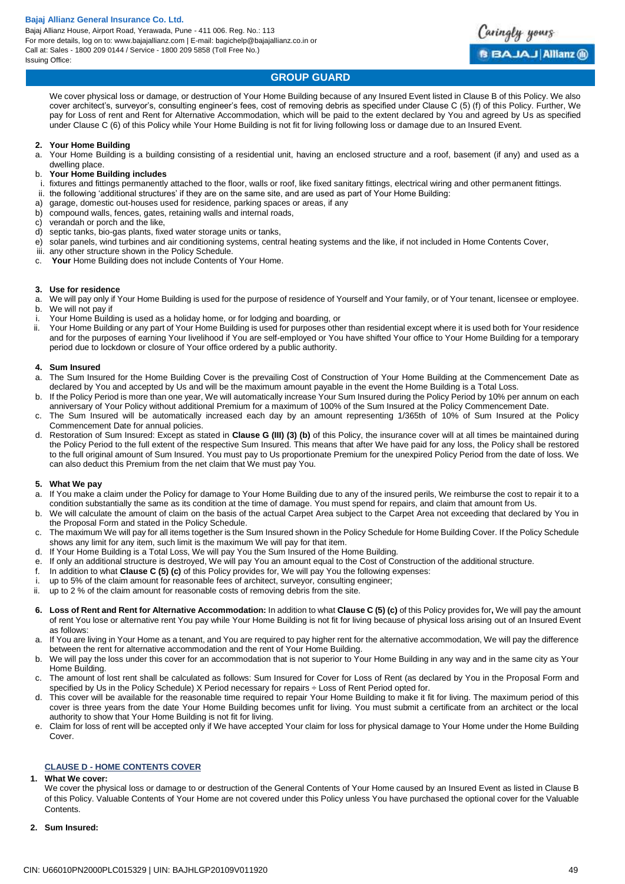We cover physical loss or damage, or destruction of Your Home Building because of any Insured Event listed in Clause B of this Policy. We also cover architect's, surveyor's, consulting engineer's fees, cost of removing debris as specified under Clause C (5) (f) of this Policy. Further, We pay for Loss of rent and Rent for Alternative Accommodation, which will be paid to the extent declared by You and agreed by Us as specified under Clause C (6) of this Policy while Your Home Building is not fit for living following loss or damage due to an Insured Event.

**2. Your Home Building**

a. Your Home Building is a building consisting of a residential unit, having an enclosed structure and a roof, basement (if any) and used as a dwelling place.

b. **Your Home Building includes**

i. fixtures and fittings permanently attached to the floor, walls or roof, like fixed sanitary fittings, electrical wiring and other permanent fittings.

ii. the following 'additional structures' if they are on the same site, and are used as part of Your Home Building:

a) garage, domestic out-houses used for residence, parking spaces or areas, if any

b) compound walls, fences, gates, retaining walls and internal roads,

c) verandah or porch and the like,

d) septic tanks, bio-gas plants, fixed water storage units or tanks,

e) solar panels, wind turbines and air conditioning systems, central heating systems and the like, if not included in Home Contents Cover,

iii. any other structure shown in the Policy Schedule.

c. **Your** Home Building does not include Contents of Your Home.

**3. Use for residence**

a. We will pay only if Your Home Building is used for the purpose of residence of Yourself and Your family, or of Your tenant, licensee or employee.

b. We will not pay if

i. Your Home Building is used as a holiday home, or for lodging and boarding, or

ii. Your Home Building or any part of Your Home Building is used for purposes other than residential except where it is used both for Your residence and for the purposes of earning Your livelihood if You are self-employed or You have shifted Your office to Your Home Building for a temporary period due to lockdown or closure of Your office ordered by a public authority.

**4. Sum Insured**

a. The Sum Insured for the Home Building Cover is the prevailing Cost of Construction of Your Home Building at the Commencement Date as declared by You and accepted by Us and will be the maximum amount payable in the event the Home Building is a Total Loss.

b. If the Policy Period is more than one year, We will automatically increase Your Sum Insured during the Policy Period by 10% per annum on each anniversary of Your Policy without additional Premium for a maximum of 100% of the Sum Insured at the Policy Commencement Date.

c. The Sum Insured will be automatically increased each day by an amount representing 1/365th of 10% of Sum Insured at the Policy Commencement Date for annual policies.

d. Restoration of Sum Insured: Except as stated in **Clause G (III) (3) (b)** of this Policy, the insurance cover will at all times be maintained during the Policy Period to the full extent of the respective Sum Insured. This means that after We have paid for any loss, the Policy shall be restored to the full original amount of Sum Insured. You must pay to Us proportionate Premium for the unexpired Policy Period from the date of loss. We can also deduct this Premium from the net claim that We must pay You.

**5. What We pay**

a. If You make a claim under the Policy for damage to Your Home Building due to any of the insured perils, We reimburse the cost to repair it to a condition substantially the same as its condition at the time of damage. You must spend for repairs, and claim that amount from Us.

b. We will calculate the amount of claim on the basis of the actual Carpet Area subject to the Carpet Area not exceeding that declared by You in the Proposal Form and stated in the Policy Schedule.

c. The maximum We will pay for all items together is the Sum Insured shown in the Policy Schedule for Home Building Cover. If the Policy Schedule shows any limit for any item, such limit is the maximum We will pay for that item.

d. If Your Home Building is a Total Loss, We will pay You the Sum Insured of the Home Building.

e. If only an additional structure is destroyed, We will pay You an amount equal to the Cost of Construction of the additional structure.

f. In addition to what **Clause C (5) (c)** of this Policy provides for, We will pay You the following expenses:

i. up to 5% of the claim amount for reasonable fees of architect, surveyor, consulting engineer;

ii. up to 2 % of the claim amount for reasonable costs of removing debris from the site.

**6. Loss of Rent and Rent for Alternative Accommodation:** In addition to what **Clause C (5) (c)** of this Policy provides for**,** We will pay the amount of rent You lose or alternative rent You pay while Your Home Building is not fit for living because of physical loss arising out of an Insured Event as follows:

a. If You are living in Your Home as a tenant, and You are required to pay higher rent for the alternative accommodation, We will pay the difference between the rent for alternative accommodation and the rent of Your Home Building.

b. We will pay the loss under this cover for an accommodation that is not superior to Your Home Building in any way and in the same city as Your Home Building.

c. The amount of lost rent shall be calculated as follows: Sum Insured for Cover for Loss of Rent (as declared by You in the Proposal Form and specified by Us in the Policy Schedule) X Period necessary for repairs ÷ Loss of Rent Period opted for.

d. This cover will be available for the reasonable time required to repair Your Home Building to make it fit for living. The maximum period of this cover is three years from the date Your Home Building becomes unfit for living. You must submit a certificate from an architect or the local authority to show that Your Home Building is not fit for living.

e. Claim for loss of rent will be accepted only if We have accepted Your claim for loss for physical damage to Your Home under the Home Building Cover.

## CLAUSE D - HOME CONTENTS COVER

**1. What We cover:**

We cover the physical loss or damage to or destruction of the General Contents of Your Home caused by an Insured Event as listed in Clause B of this Policy. Valuable Contents of Your Home are not covered under this Policy unless You have purchased the optional cover for the Valuable Contents.

**2. Sum Insured:**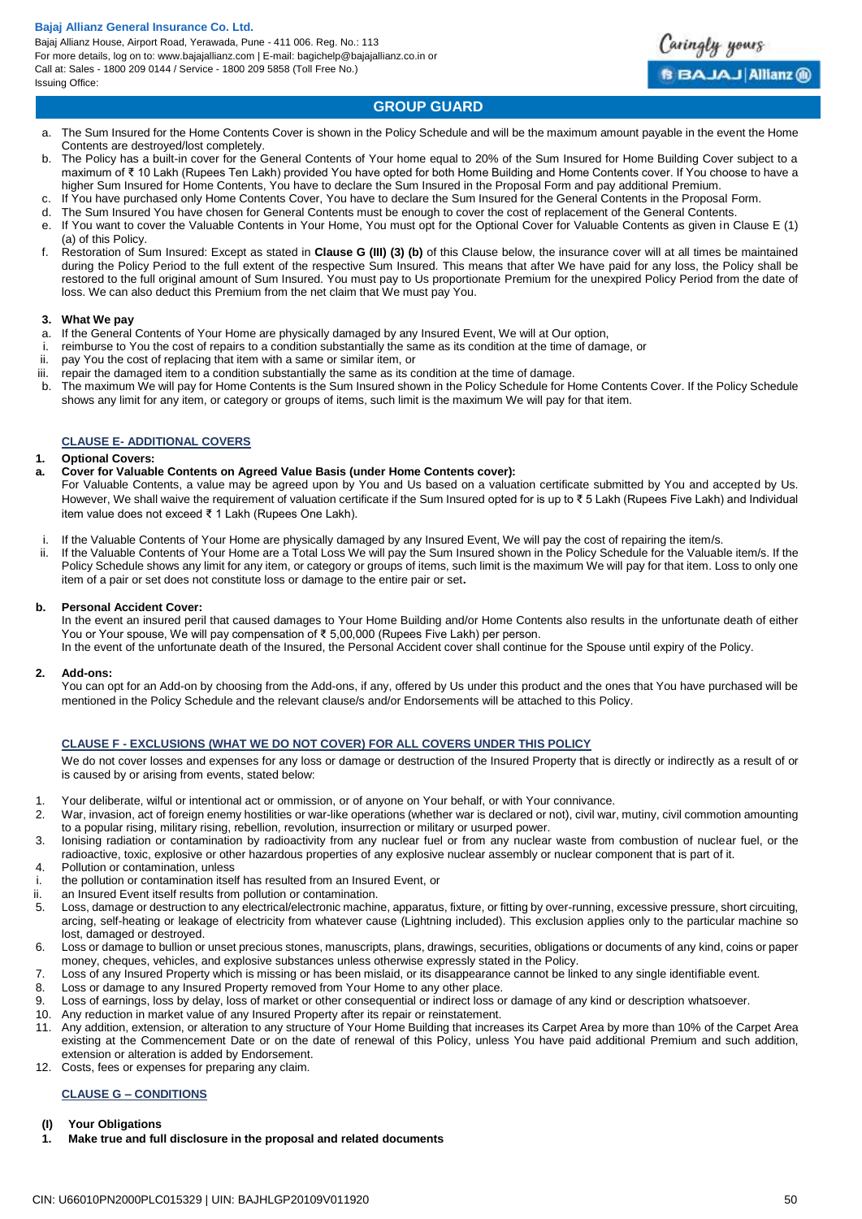a. The Sum Insured for the Home Contents Cover is shown in the Policy Schedule and will be the maximum amount payable in the event the Home Contents are destroyed/lost completely.
b. The Policy has a built-in cover for the General Contents of Your home equal to 20% of the Sum Insured for Home Building Cover subject to a maximum of ₹ 10 Lakh (Rupees Ten Lakh) provided You have opted for both Home Building and Home Contents cover. If You choose to have a higher Sum Insured for Home Contents, You have to declare the Sum Insured in the Proposal Form and pay additional Premium.
c. If You have purchased only Home Contents Cover, You have to declare the Sum Insured for the General Contents in the Proposal Form.
d. The Sum Insured You have chosen for General Contents must be enough to cover the cost of replacement of the General Contents.
e. If You want to cover the Valuable Contents in Your Home, You must opt for the Optional Cover for Valuable Contents as given in Clause E (1) (a) of this Policy.
f. Restoration of Sum Insured: Except as stated in **Clause G (III) (3) (b)** of this Clause below, the insurance cover will at all times be maintained during the Policy Period to the full extent of the respective Sum Insured. This means that after We have paid for any loss, the Policy shall be restored to the full original amount of Sum Insured. You must pay to Us proportionate Premium for the unexpired Policy Period from the date of loss. We can also deduct this Premium from the net claim that We must pay You.

**3. What We pay**

a. If the General Contents of Your Home are physically damaged by any Insured Event, We will at Our option,
i. reimburse to You the cost of repairs to a condition substantially the same as its condition at the time of damage, or
ii. pay You the cost of replacing that item with a same or similar item, or
iii. repair the damaged item to a condition substantially the same as its condition at the time of damage.
b. The maximum We will pay for Home Contents is the Sum Insured shown in the Policy Schedule for Home Contents Cover. If the Policy Schedule shows any limit for any item, or category or groups of items, such limit is the maximum We will pay for that item.

## CLAUSE E- ADDITIONAL COVERS

**1. Optional Covers:**

**a. Cover for Valuable Contents on Agreed Value Basis (under Home Contents cover):**

For Valuable Contents, a value may be agreed upon by You and Us based on a valuation certificate submitted by You and accepted by Us. However, We shall waive the requirement of valuation certificate if the Sum Insured opted for is up to ₹ 5 Lakh (Rupees Five Lakh) and Individual item value does not exceed ₹ 1 Lakh (Rupees One Lakh).

i. If the Valuable Contents of Your Home are physically damaged by any Insured Event, We will pay the cost of repairing the item/s.
ii. If the Valuable Contents of Your Home are a Total Loss We will pay the Sum Insured shown in the Policy Schedule for the Valuable item/s. If the Policy Schedule shows any limit for any item, or category or groups of items, such limit is the maximum We will pay for that item. Loss to only one item of a pair or set does not constitute loss or damage to the entire pair or set**.**

**b. Personal Accident Cover:**

In the event an insured peril that caused damages to Your Home Building and/or Home Contents also results in the unfortunate death of either You or Your spouse, We will pay compensation of ₹ 5,00,000 (Rupees Five Lakh) per person.

In the event of the unfortunate death of the Insured, the Personal Accident cover shall continue for the Spouse until expiry of the Policy.

**2. Add-ons:**

You can opt for an Add-on by choosing from the Add-ons, if any, offered by Us under this product and the ones that You have purchased will be mentioned in the Policy Schedule and the relevant clause/s and/or Endorsements will be attached to this Policy.

## CLAUSE F - EXCLUSIONS (WHAT WE DO NOT COVER) FOR ALL COVERS UNDER THIS POLICY

We do not cover losses and expenses for any loss or damage or destruction of the Insured Property that is directly or indirectly as a result of or is caused by or arising from events, stated below:

1. Your deliberate, wilful or intentional act or ommission, or of anyone on Your behalf, or with Your connivance.
2. War, invasion, act of foreign enemy hostilities or war-like operations (whether war is declared or not), civil war, mutiny, civil commotion amounting to a popular rising, military rising, rebellion, revolution, insurrection or military or usurped power.
3. Ionising radiation or contamination by radioactivity from any nuclear fuel or from any nuclear waste from combustion of nuclear fuel, or the radioactive, toxic, explosive or other hazardous properties of any explosive nuclear assembly or nuclear component that is part of it.
4. Pollution or contamination, unless
   i. the pollution or contamination itself has resulted from an Insured Event, or
   ii. an Insured Event itself results from pollution or contamination.
5. Loss, damage or destruction to any electrical/electronic machine, apparatus, fixture, or fitting by over-running, excessive pressure, short circuiting, arcing, self-heating or leakage of electricity from whatever cause (Lightning included). This exclusion applies only to the particular machine so lost, damaged or destroyed.
6. Loss or damage to bullion or unset precious stones, manuscripts, plans, drawings, securities, obligations or documents of any kind, coins or paper money, cheques, vehicles, and explosive substances unless otherwise expressly stated in the Policy.
7. Loss of any Insured Property which is missing or has been mislaid, or its disappearance cannot be linked to any single identifiable event.
8. Loss or damage to any Insured Property removed from Your Home to any other place.
9. Loss of earnings, loss by delay, loss of market or other consequential or indirect loss or damage of any kind or description whatsoever.
10. Any reduction in market value of any Insured Property after its repair or reinstatement.
11. Any addition, extension, or alteration to any structure of Your Home Building that increases its Carpet Area by more than 10% of the Carpet Area existing at the Commencement Date or on the date of renewal of this Policy, unless You have paid additional Premium and such addition, extension or alteration is added by Endorsement.
12. Costs, fees or expenses for preparing any claim.

## CLAUSE G – CONDITIONS

**(I) Your Obligations**

**1. Make true and full disclosure in the proposal and related documents**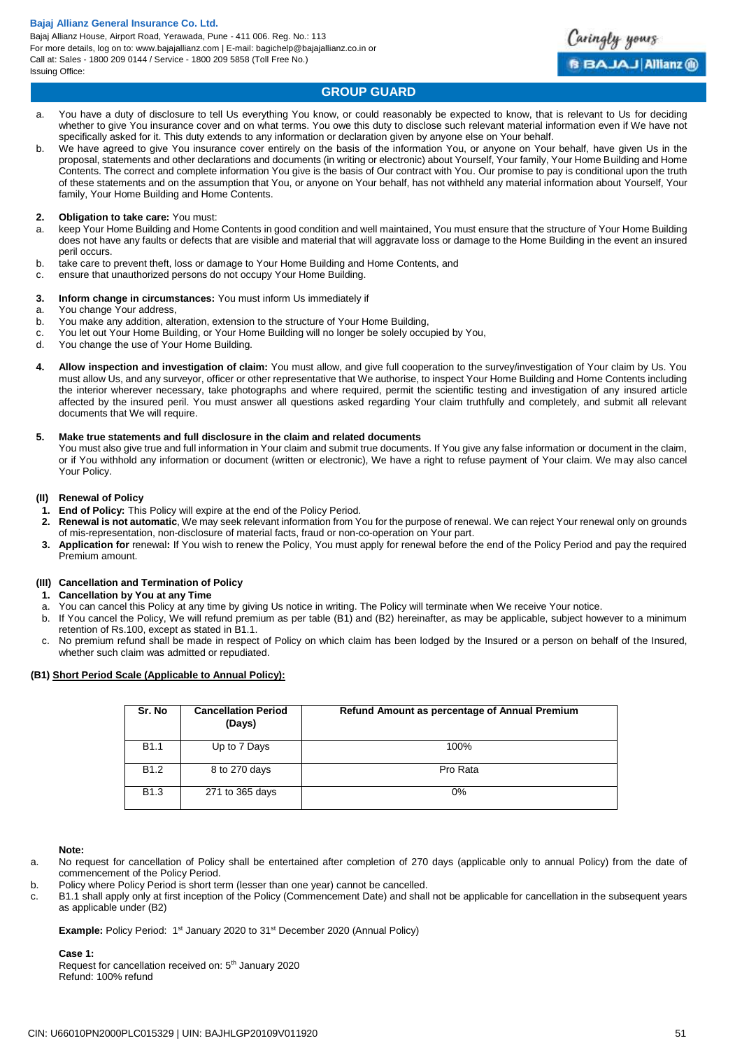## GROUP GUARD

a. You have a duty of disclosure to tell Us everything You know, or could reasonably be expected to know, that is relevant to Us for deciding whether to give You insurance cover and on what terms. You owe this duty to disclose such relevant material information even if We have not specifically asked for it. This duty extends to any information or declaration given by anyone else on Your behalf.

b. We have agreed to give You insurance cover entirely on the basis of the information You, or anyone on Your behalf, have given Us in the proposal, statements and other declarations and documents (in writing or electronic) about Yourself, Your family, Your Home Building and Home Contents. The correct and complete information You give is the basis of Our contract with You. Our promise to pay is conditional upon the truth of these statements and on the assumption that You, or anyone on Your behalf, has not withheld any material information about Yourself, Your family, Your Home Building and Home Contents.

**2. Obligation to take care:** You must:

a. keep Your Home Building and Home Contents in good condition and well maintained, You must ensure that the structure of Your Home Building does not have any faults or defects that are visible and material that will aggravate loss or damage to the Home Building in the event an insured peril occurs.
b. take care to prevent theft, loss or damage to Your Home Building and Home Contents, and
c. ensure that unauthorized persons do not occupy Your Home Building.

**3. Inform change in circumstances:** You must inform Us immediately if

a. You change Your address,
b. You make any addition, alteration, extension to the structure of Your Home Building,
c. You let out Your Home Building, or Your Home Building will no longer be solely occupied by You,
d. You change the use of Your Home Building.

**4. Allow inspection and investigation of claim:** You must allow, and give full cooperation to the survey/investigation of Your claim by Us. You must allow Us, and any surveyor, officer or other representative that We authorise, to inspect Your Home Building and Home Contents including the interior wherever necessary, take photographs and where required, permit the scientific testing and investigation of any insured article affected by the insured peril. You must answer all questions asked regarding Your claim truthfully and completely, and submit all relevant documents that We will require.

**5. Make true statements and full disclosure in the claim and related documents**

You must also give true and full information in Your claim and submit true documents. If You give any false information or document in the claim, or if You withhold any information or document (written or electronic), We have a right to refuse payment of Your claim. We may also cancel Your Policy.

### (II) Renewal of Policy

1. **End of Policy:** This Policy will expire at the end of the Policy Period.
2. **Renewal is not automatic**, We may seek relevant information from You for the purpose of renewal. We can reject Your renewal only on grounds of mis-representation, non-disclosure of material facts, fraud or non-co-operation on Your part.
3. **Application for** renewal**:** If You wish to renew the Policy, You must apply for renewal before the end of the Policy Period and pay the required Premium amount.

### (III) Cancellation and Termination of Policy

**1. Cancellation by You at any Time**

a. You can cancel this Policy at any time by giving Us notice in writing. The Policy will terminate when We receive Your notice.
b. If You cancel the Policy, We will refund premium as per table (B1) and (B2) hereinafter, as may be applicable, subject however to a minimum retention of Rs.100, except as stated in B1.1.
c. No premium refund shall be made in respect of Policy on which claim has been lodged by the Insured or a person on behalf of the Insured, whether such claim was admitted or repudiated.

**(B1) Short Period Scale (Applicable to Annual Policy):**

| Sr. No | Cancellation Period (Days) | Refund Amount as percentage of Annual Premium |
|---|---|---|
| B1.1 | Up to 7 Days | 100% |
| B1.2 | 8 to 270 days | Pro Rata |
| B1.3 | 271 to 365 days | 0% |

**Note:**

a. No request for cancellation of Policy shall be entertained after completion of 270 days (applicable only to annual Policy) from the date of commencement of the Policy Period.
b. Policy where Policy Period is short term (lesser than one year) cannot be cancelled.
c. B1.1 shall apply only at first inception of the Policy (Commencement Date) and shall not be applicable for cancellation in the subsequent years as applicable under (B2)

**Example:** Policy Period: 1st January 2020 to 31st December 2020 (Annual Policy)

**Case 1:**
Request for cancellation received on: 5th January 2020
Refund: 100% refund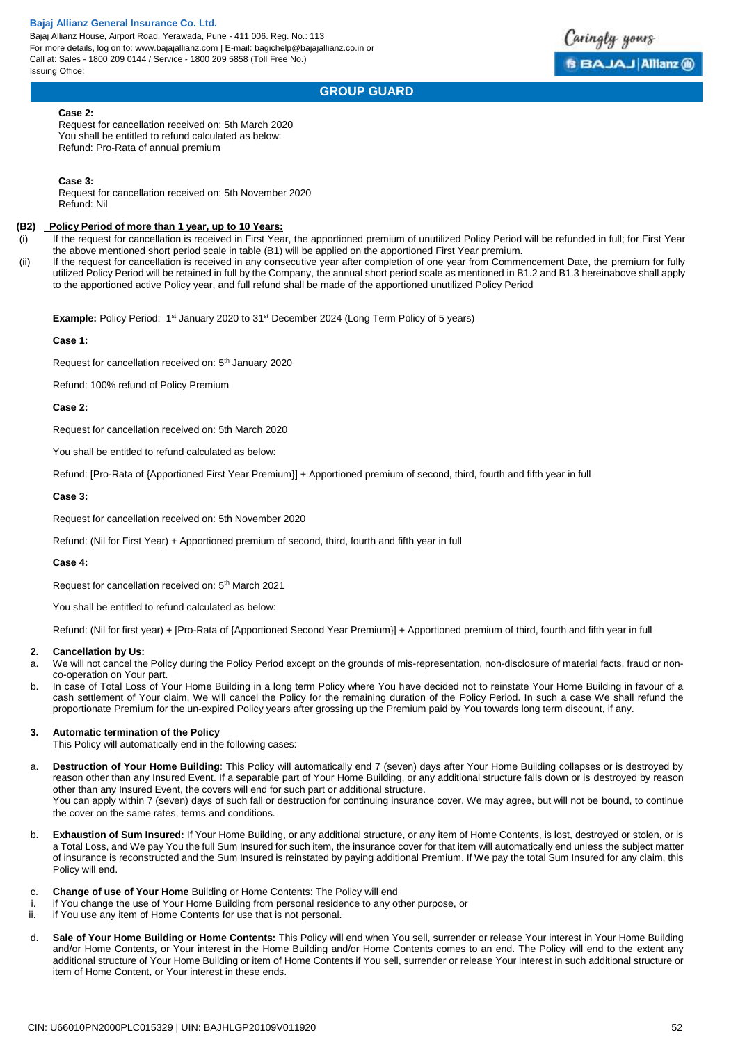**Case 2:**
Request for cancellation received on: 5th March 2020
You shall be entitled to refund calculated as below:
Refund: Pro-Rata of annual premium

**Case 3:**
Request for cancellation received on: 5th November 2020
Refund: Nil

**(B2) Policy Period of more than 1 year, up to 10 Years:**

(i) If the request for cancellation is received in First Year, the apportioned premium of unutilized Policy Period will be refunded in full; for First Year the above mentioned short period scale in table (B1) will be applied on the apportioned First Year premium.

(ii) If the request for cancellation is received in any consecutive year after completion of one year from Commencement Date, the premium for fully utilized Policy Period will be retained in full by the Company, the annual short period scale as mentioned in B1.2 and B1.3 hereinabove shall apply to the apportioned active Policy year, and full refund shall be made of the apportioned unutilized Policy Period

**Example:** Policy Period: 1st January 2020 to 31st December 2024 (Long Term Policy of 5 years)

**Case 1:**

Request for cancellation received on: 5th January 2020

Refund: 100% refund of Policy Premium

**Case 2:**

Request for cancellation received on: 5th March 2020

You shall be entitled to refund calculated as below:

Refund: [Pro-Rata of {Apportioned First Year Premium}] + Apportioned premium of second, third, fourth and fifth year in full

**Case 3:**

Request for cancellation received on: 5th November 2020

Refund: (Nil for First Year) + Apportioned premium of second, third, fourth and fifth year in full

**Case 4:**

Request for cancellation received on: 5th March 2021

You shall be entitled to refund calculated as below:

Refund: (Nil for first year) + [Pro-Rata of {Apportioned Second Year Premium}] + Apportioned premium of third, fourth and fifth year in full

**2. Cancellation by Us:**

a. We will not cancel the Policy during the Policy Period except on the grounds of mis-representation, non-disclosure of material facts, fraud or non-co-operation on Your part.

b. In case of Total Loss of Your Home Building in a long term Policy where You have decided not to reinstate Your Home Building in favour of a cash settlement of Your claim, We will cancel the Policy for the remaining duration of the Policy Period. In such a case We shall refund the proportionate Premium for the un-expired Policy years after grossing up the Premium paid by You towards long term discount, if any.

**3. Automatic termination of the Policy**

This Policy will automatically end in the following cases:

a. **Destruction of Your Home Building**: This Policy will automatically end 7 (seven) days after Your Home Building collapses or is destroyed by reason other than any Insured Event. If a separable part of Your Home Building, or any additional structure falls down or is destroyed by reason other than any Insured Event, the covers will end for such part or additional structure.
You can apply within 7 (seven) days of such fall or destruction for continuing insurance cover. We may agree, but will not be bound, to continue the cover on the same rates, terms and conditions.

b. **Exhaustion of Sum Insured:** If Your Home Building, or any additional structure, or any item of Home Contents, is lost, destroyed or stolen, or is a Total Loss, and We pay You the full Sum Insured for such item, the insurance cover for that item will automatically end unless the subject matter of insurance is reconstructed and the Sum Insured is reinstated by paying additional Premium. If We pay the total Sum Insured for any claim, this Policy will end.

c. **Change of use of Your Home** Building or Home Contents: The Policy will end

i. if You change the use of Your Home Building from personal residence to any other purpose, or

ii. if You use any item of Home Contents for use that is not personal.

d. **Sale of Your Home Building or Home Contents:** This Policy will end when You sell, surrender or release Your interest in Your Home Building and/or Home Contents, or Your interest in the Home Building and/or Home Contents comes to an end. The Policy will end to the extent any additional structure of Your Home Building or item of Home Contents if You sell, surrender or release Your interest in such additional structure or item of Home Content, or Your interest in these ends.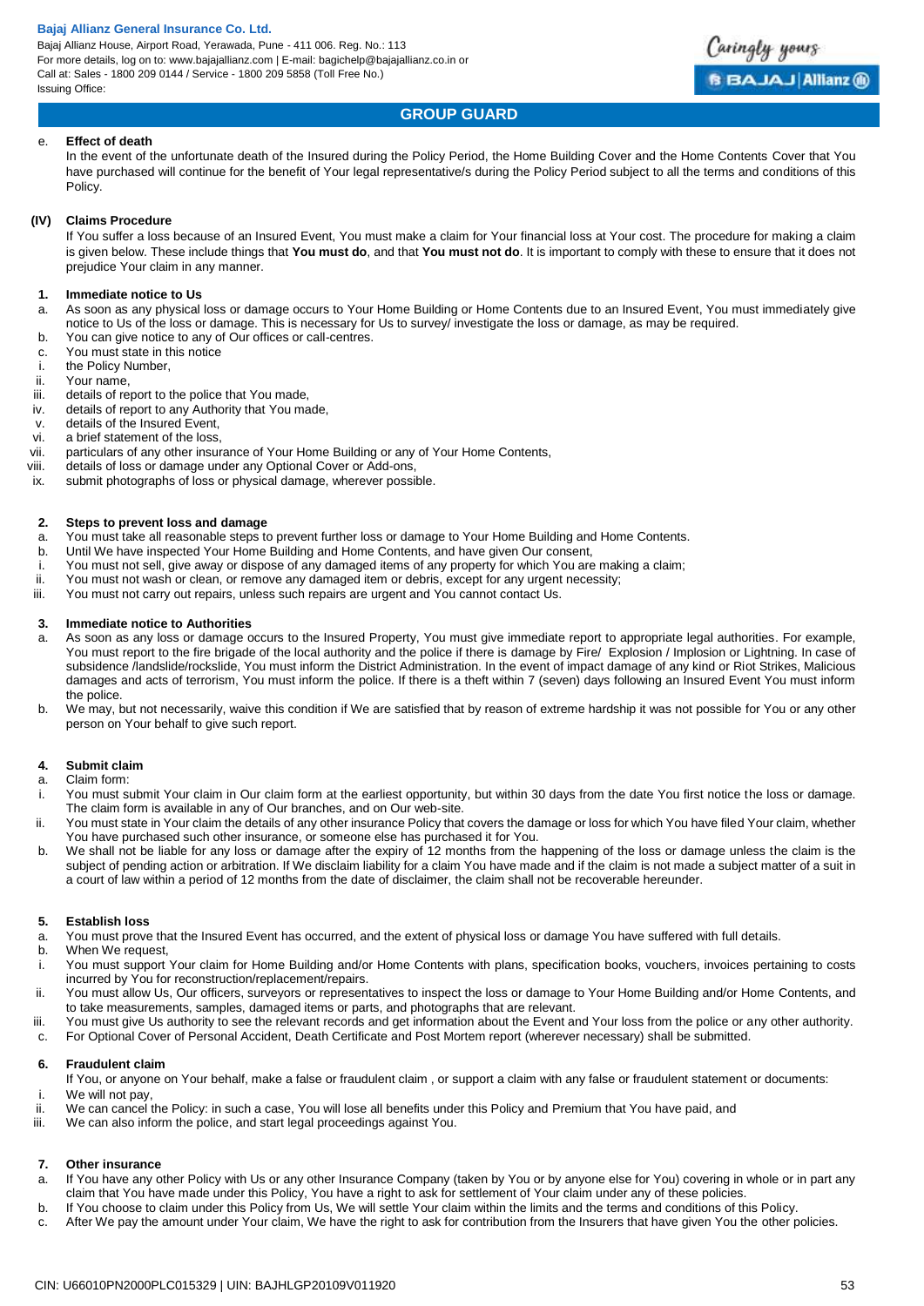e. **Effect of death**

In the event of the unfortunate death of the Insured during the Policy Period, the Home Building Cover and the Home Contents Cover that You have purchased will continue for the benefit of Your legal representative/s during the Policy Period subject to all the terms and conditions of this Policy.

**(IV) Claims Procedure**

If You suffer a loss because of an Insured Event, You must make a claim for Your financial loss at Your cost. The procedure for making a claim is given below. These include things that **You must do**, and that **You must not do**. It is important to comply with these to ensure that it does not prejudice Your claim in any manner.

**1. Immediate notice to Us**

a. As soon as any physical loss or damage occurs to Your Home Building or Home Contents due to an Insured Event, You must immediately give notice to Us of the loss or damage. This is necessary for Us to survey/ investigate the loss or damage, as may be required.

b. You can give notice to any of Our offices or call-centres.

c. You must state in this notice

i. the Policy Number,

ii. Your name,

iii. details of report to the police that You made,

iv. details of report to any Authority that You made,

v. details of the Insured Event,

vi. a brief statement of the loss,

vii. particulars of any other insurance of Your Home Building or any of Your Home Contents,

viii. details of loss or damage under any Optional Cover or Add-ons,

ix. submit photographs of loss or physical damage, wherever possible.

**2. Steps to prevent loss and damage**

a. You must take all reasonable steps to prevent further loss or damage to Your Home Building and Home Contents.

b. Until We have inspected Your Home Building and Home Contents, and have given Our consent,

i. You must not sell, give away or dispose of any damaged items of any property for which You are making a claim;

ii. You must not wash or clean, or remove any damaged item or debris, except for any urgent necessity;

iii. You must not carry out repairs, unless such repairs are urgent and You cannot contact Us.

**3. Immediate notice to Authorities**

a. As soon as any loss or damage occurs to the Insured Property, You must give immediate report to appropriate legal authorities. For example, You must report to the fire brigade of the local authority and the police if there is damage by Fire/ Explosion / Implosion or Lightning. In case of subsidence /landslide/rockslide, You must inform the District Administration. In the event of impact damage of any kind or Riot Strikes, Malicious damages and acts of terrorism, You must inform the police. If there is a theft within 7 (seven) days following an Insured Event You must inform the police.

b. We may, but not necessarily, waive this condition if We are satisfied that by reason of extreme hardship it was not possible for You or any other person on Your behalf to give such report.

**4. Submit claim**

a. Claim form:

i. You must submit Your claim in Our claim form at the earliest opportunity, but within 30 days from the date You first notice the loss or damage. The claim form is available in any of Our branches, and on Our web-site.

ii. You must state in Your claim the details of any other insurance Policy that covers the damage or loss for which You have filed Your claim, whether You have purchased such other insurance, or someone else has purchased it for You.

b. We shall not be liable for any loss or damage after the expiry of 12 months from the happening of the loss or damage unless the claim is the subject of pending action or arbitration. If We disclaim liability for a claim You have made and if the claim is not made a subject matter of a suit in a court of law within a period of 12 months from the date of disclaimer, the claim shall not be recoverable hereunder.

**5. Establish loss**

a. You must prove that the Insured Event has occurred, and the extent of physical loss or damage You have suffered with full details.

b. When We request,

i. You must support Your claim for Home Building and/or Home Contents with plans, specification books, vouchers, invoices pertaining to costs incurred by You for reconstruction/replacement/repairs.

ii. You must allow Us, Our officers, surveyors or representatives to inspect the loss or damage to Your Home Building and/or Home Contents, and to take measurements, samples, damaged items or parts, and photographs that are relevant.

iii. You must give Us authority to see the relevant records and get information about the Event and Your loss from the police or any other authority.

c. For Optional Cover of Personal Accident, Death Certificate and Post Mortem report (wherever necessary) shall be submitted.

**6. Fraudulent claim**

If You, or anyone on Your behalf, make a false or fraudulent claim , or support a claim with any false or fraudulent statement or documents:

i. We will not pay,

ii. We can cancel the Policy: in such a case, You will lose all benefits under this Policy and Premium that You have paid, and

iii. We can also inform the police, and start legal proceedings against You.

**7. Other insurance**

a. If You have any other Policy with Us or any other Insurance Company (taken by You or by anyone else for You) covering in whole or in part any claim that You have made under this Policy, You have a right to ask for settlement of Your claim under any of these policies.

b. If You choose to claim under this Policy from Us, We will settle Your claim within the limits and the terms and conditions of this Policy.

c. After We pay the amount under Your claim, We have the right to ask for contribution from the Insurers that have given You the other policies.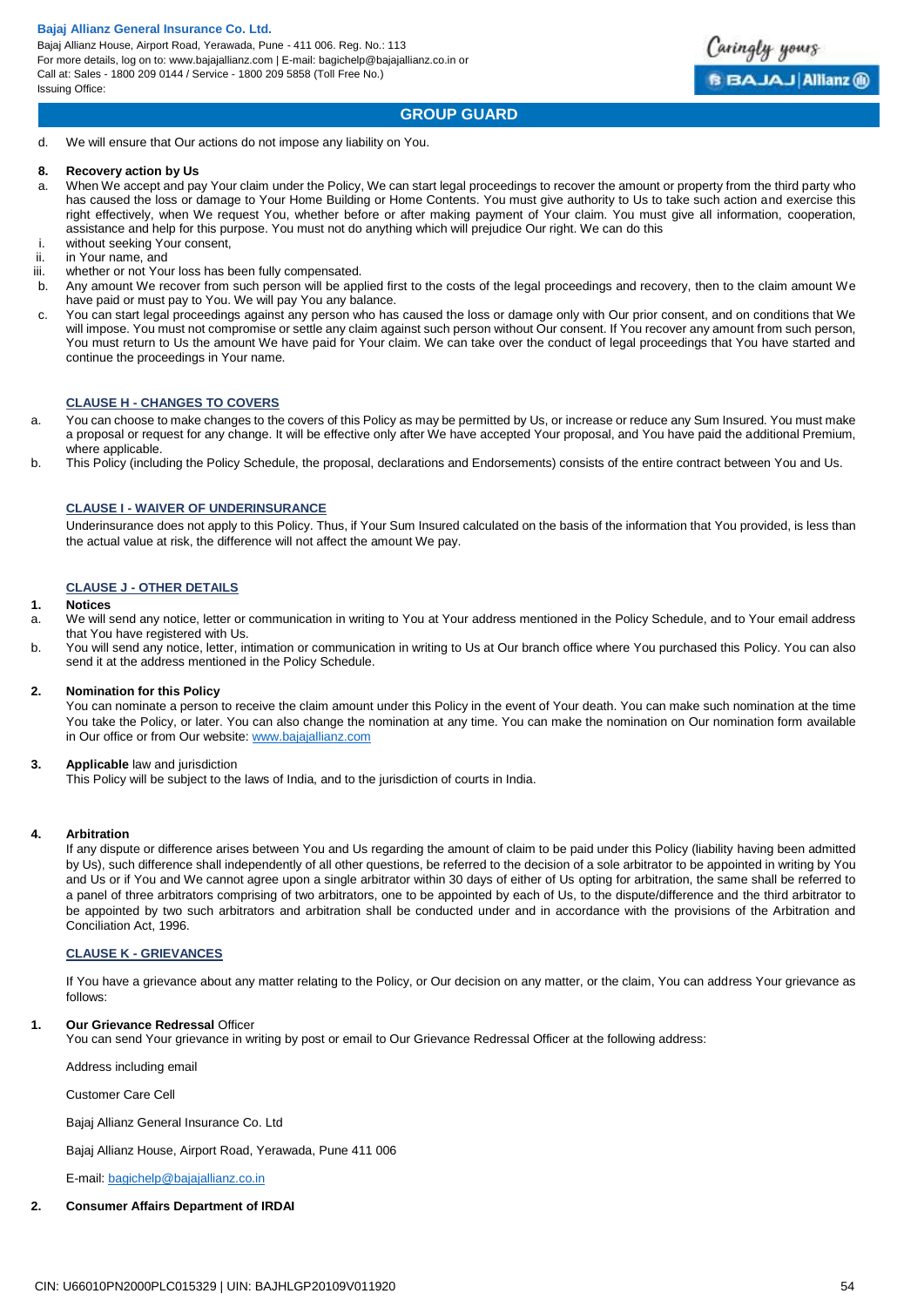d. We will ensure that Our actions do not impose any liability on You.

**8. Recovery action by Us**

a. When We accept and pay Your claim under the Policy, We can start legal proceedings to recover the amount or property from the third party who has caused the loss or damage to Your Home Building or Home Contents. You must give authority to Us to take such action and exercise this right effectively, when We request You, whether before or after making payment of Your claim. You must give all information, cooperation, assistance and help for this purpose. You must not do anything which will prejudice Our right. We can do this

i. without seeking Your consent,
ii. in Your name, and
iii. whether or not Your loss has been fully compensated.

b. Any amount We recover from such person will be applied first to the costs of the legal proceedings and recovery, then to the claim amount We have paid or must pay to You. We will pay You any balance.

c. You can start legal proceedings against any person who has caused the loss or damage only with Our prior consent, and on conditions that We will impose. You must not compromise or settle any claim against such person without Our consent. If You recover any amount from such person, You must return to Us the amount We have paid for Your claim. We can take over the conduct of legal proceedings that You have started and continue the proceedings in Your name.

## CLAUSE H - CHANGES TO COVERS

a. You can choose to make changes to the covers of this Policy as may be permitted by Us, or increase or reduce any Sum Insured. You must make a proposal or request for any change. It will be effective only after We have accepted Your proposal, and You have paid the additional Premium, where applicable.

b. This Policy (including the Policy Schedule, the proposal, declarations and Endorsements) consists of the entire contract between You and Us.

## CLAUSE I - WAIVER OF UNDERINSURANCE

Underinsurance does not apply to this Policy. Thus, if Your Sum Insured calculated on the basis of the information that You provided, is less than the actual value at risk, the difference will not affect the amount We pay.

## CLAUSE J - OTHER DETAILS

**1. Notices**

a. We will send any notice, letter or communication in writing to You at Your address mentioned in the Policy Schedule, and to Your email address that You have registered with Us.

b. You will send any notice, letter, intimation or communication in writing to Us at Our branch office where You purchased this Policy. You can also send it at the address mentioned in the Policy Schedule.

**2. Nomination for this Policy**

You can nominate a person to receive the claim amount under this Policy in the event of Your death. You can make such nomination at the time You take the Policy, or later. You can also change the nomination at any time. You can make the nomination on Our nomination form available in Our office or from Our website: www.bajajallianz.com

**3. Applicable** law and jurisdiction

This Policy will be subject to the laws of India, and to the jurisdiction of courts in India.

**4. Arbitration**

If any dispute or difference arises between You and Us regarding the amount of claim to be paid under this Policy (liability having been admitted by Us), such difference shall independently of all other questions, be referred to the decision of a sole arbitrator to be appointed in writing by You and Us or if You and We cannot agree upon a single arbitrator within 30 days of either of Us opting for arbitration, the same shall be referred to a panel of three arbitrators comprising of two arbitrators, one to be appointed by each of Us, to the dispute/difference and the third arbitrator to be appointed by two such arbitrators and arbitration shall be conducted under and in accordance with the provisions of the Arbitration and Conciliation Act, 1996.

## CLAUSE K - GRIEVANCES

If You have a grievance about any matter relating to the Policy, or Our decision on any matter, or the claim, You can address Your grievance as follows:

**1. Our Grievance Redressal** Officer

You can send Your grievance in writing by post or email to Our Grievance Redressal Officer at the following address:

Address including email

Customer Care Cell

Bajaj Allianz General Insurance Co. Ltd

Bajaj Allianz House, Airport Road, Yerawada, Pune 411 006

E-mail: bagichelp@bajajallianz.co.in

**2. Consumer Affairs Department of IRDAI**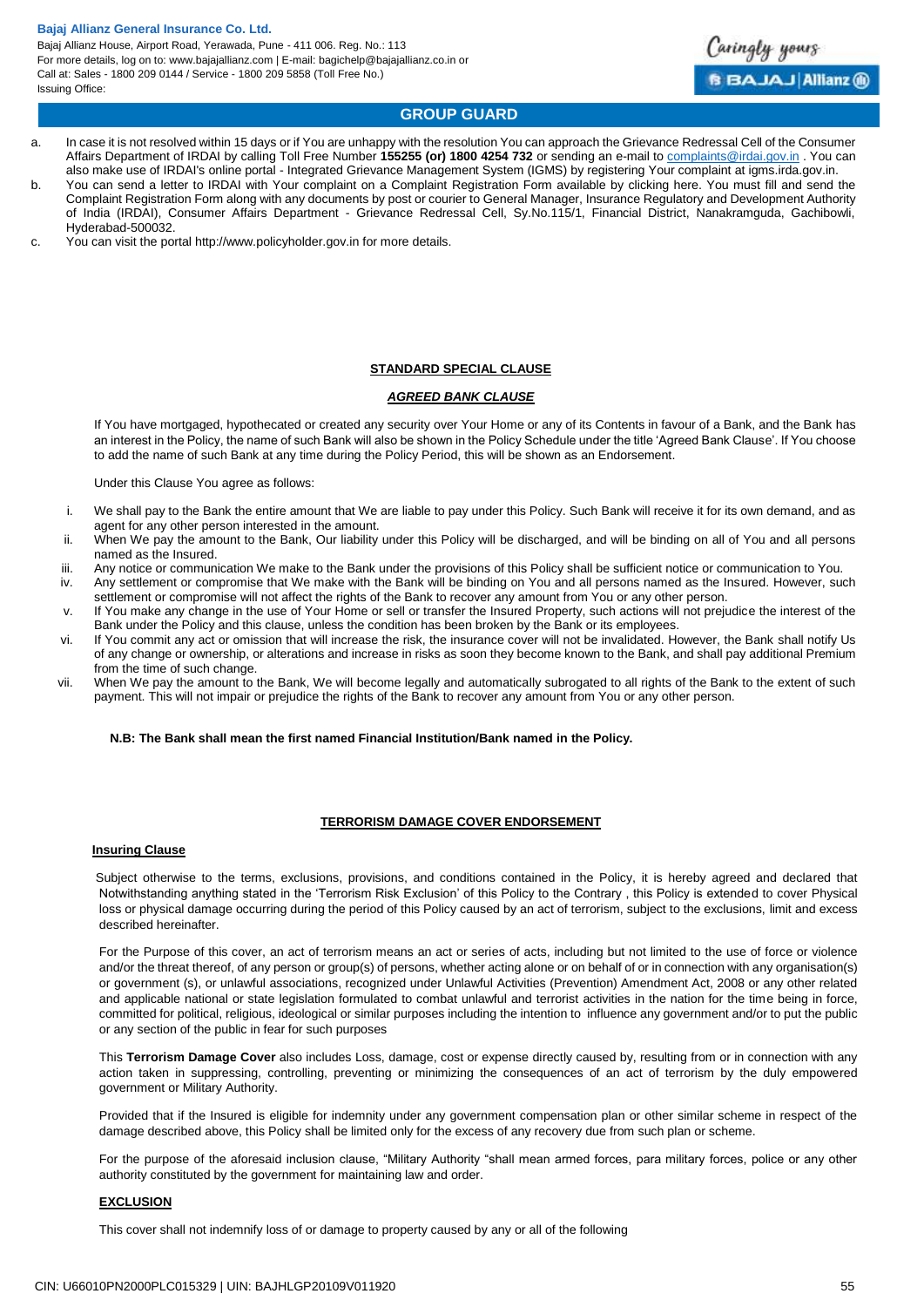a. In case it is not resolved within 15 days or if You are unhappy with the resolution You can approach the Grievance Redressal Cell of the Consumer Affairs Department of IRDAI by calling Toll Free Number **155255 (or) 1800 4254 732** or sending an e-mail to complaints@irdai.gov.in . You can also make use of IRDAI's online portal - Integrated Grievance Management System (IGMS) by registering Your complaint at igms.irda.gov.in.

b. You can send a letter to IRDAI with Your complaint on a Complaint Registration Form available by clicking here. You must fill and send the Complaint Registration Form along with any documents by post or courier to General Manager, Insurance Regulatory and Development Authority of India (IRDAI), Consumer Affairs Department - Grievance Redressal Cell, Sy.No.115/1, Financial District, Nanakramguda, Gachibowli, Hyderabad-500032.

c. You can visit the portal http://www.policyholder.gov.in for more details.

## STANDARD SPECIAL CLAUSE

### *AGREED BANK CLAUSE*

If You have mortgaged, hypothecated or created any security over Your Home or any of its Contents in favour of a Bank, and the Bank has an interest in the Policy, the name of such Bank will also be shown in the Policy Schedule under the title 'Agreed Bank Clause'. If You choose to add the name of such Bank at any time during the Policy Period, this will be shown as an Endorsement.

Under this Clause You agree as follows:

i. We shall pay to the Bank the entire amount that We are liable to pay under this Policy. Such Bank will receive it for its own demand, and as agent for any other person interested in the amount.
ii. When We pay the amount to the Bank, Our liability under this Policy will be discharged, and will be binding on all of You and all persons named as the Insured.
iii. Any notice or communication We make to the Bank under the provisions of this Policy shall be sufficient notice or communication to You.
iv. Any settlement or compromise that We make with the Bank will be binding on You and all persons named as the Insured. However, such settlement or compromise will not affect the rights of the Bank to recover any amount from You or any other person.
v. If You make any change in the use of Your Home or sell or transfer the Insured Property, such actions will not prejudice the interest of the Bank under the Policy and this clause, unless the condition has been broken by the Bank or its employees.
vi. If You commit any act or omission that will increase the risk, the insurance cover will not be invalidated. However, the Bank shall notify Us of any change or ownership, or alterations and increase in risks as soon they become known to the Bank, and shall pay additional Premium from the time of such change.
vii. When We pay the amount to the Bank, We will become legally and automatically subrogated to all rights of the Bank to the extent of such payment. This will not impair or prejudice the rights of the Bank to recover any amount from You or any other person.

**N.B: The Bank shall mean the first named Financial Institution/Bank named in the Policy.**

## TERRORISM DAMAGE COVER ENDORSEMENT

**Insuring Clause**

Subject otherwise to the terms, exclusions, provisions, and conditions contained in the Policy, it is hereby agreed and declared that Notwithstanding anything stated in the 'Terrorism Risk Exclusion' of this Policy to the Contrary , this Policy is extended to cover Physical loss or physical damage occurring during the period of this Policy caused by an act of terrorism, subject to the exclusions, limit and excess described hereinafter.

For the Purpose of this cover, an act of terrorism means an act or series of acts, including but not limited to the use of force or violence and/or the threat thereof, of any person or group(s) of persons, whether acting alone or on behalf of or in connection with any organisation(s) or government (s), or unlawful associations, recognized under Unlawful Activities (Prevention) Amendment Act, 2008 or any other related and applicable national or state legislation formulated to combat unlawful and terrorist activities in the nation for the time being in force, committed for political, religious, ideological or similar purposes including the intention to influence any government and/or to put the public or any section of the public in fear for such purposes

This **Terrorism Damage Cover** also includes Loss, damage, cost or expense directly caused by, resulting from or in connection with any action taken in suppressing, controlling, preventing or minimizing the consequences of an act of terrorism by the duly empowered government or Military Authority.

Provided that if the Insured is eligible for indemnity under any government compensation plan or other similar scheme in respect of the damage described above, this Policy shall be limited only for the excess of any recovery due from such plan or scheme.

For the purpose of the aforesaid inclusion clause, "Military Authority "shall mean armed forces, para military forces, police or any other authority constituted by the government for maintaining law and order.

**EXCLUSION**

This cover shall not indemnify loss of or damage to property caused by any or all of the following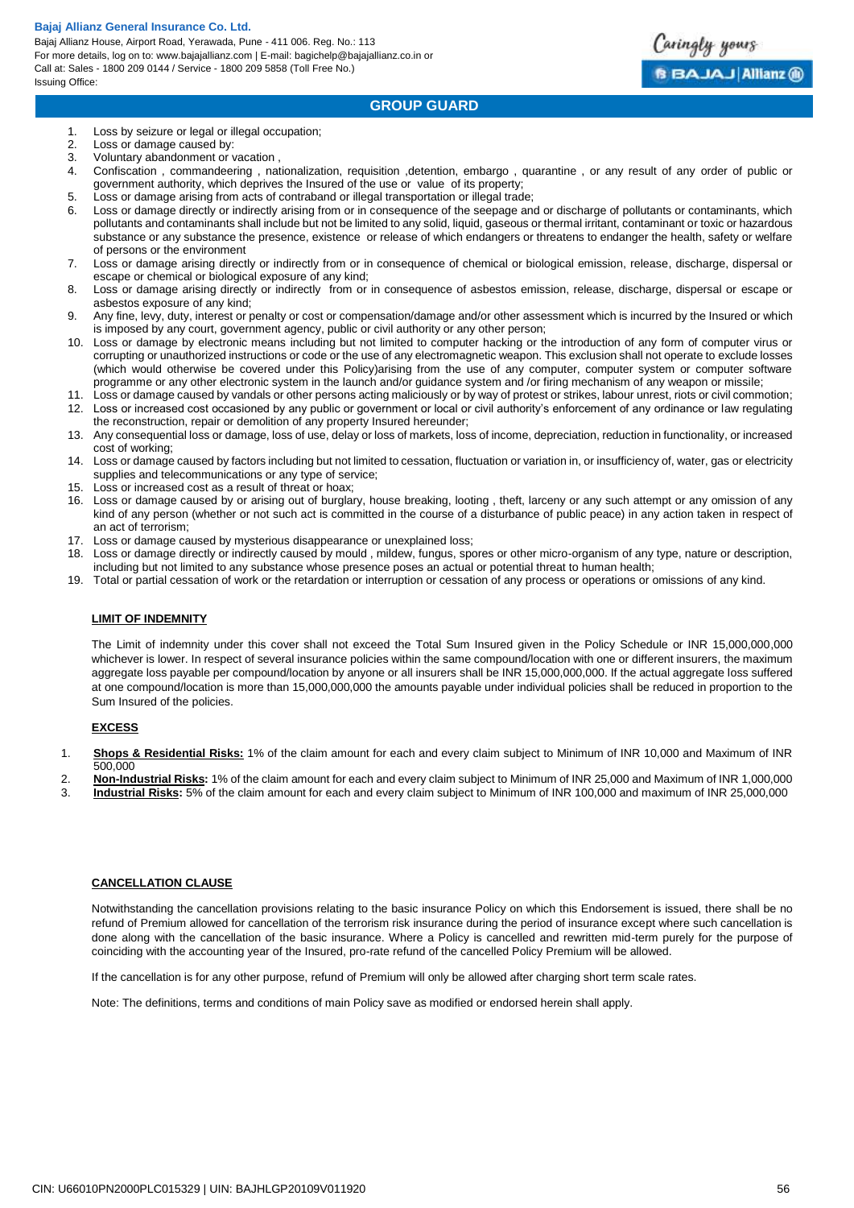## GROUP GUARD

1. Loss by seizure or legal or illegal occupation;
2. Loss or damage caused by:
3. Voluntary abandonment or vacation ,
4. Confiscation , commandeering , nationalization, requisition ,detention, embargo , quarantine , or any result of any order of public or government authority, which deprives the Insured of the use or value of its property;
5. Loss or damage arising from acts of contraband or illegal transportation or illegal trade;
6. Loss or damage directly or indirectly arising from or in consequence of the seepage and or discharge of pollutants or contaminants, which pollutants and contaminants shall include but not be limited to any solid, liquid, gaseous or thermal irritant, contaminant or toxic or hazardous substance or any substance the presence, existence or release of which endangers or threatens to endanger the health, safety or welfare of persons or the environment
7. Loss or damage arising directly or indirectly from or in consequence of chemical or biological emission, release, discharge, dispersal or escape or chemical or biological exposure of any kind;
8. Loss or damage arising directly or indirectly from or in consequence of asbestos emission, release, discharge, dispersal or escape or asbestos exposure of any kind;
9. Any fine, levy, duty, interest or penalty or cost or compensation/damage and/or other assessment which is incurred by the Insured or which is imposed by any court, government agency, public or civil authority or any other person;
10. Loss or damage by electronic means including but not limited to computer hacking or the introduction of any form of computer virus or corrupting or unauthorized instructions or code or the use of any electromagnetic weapon. This exclusion shall not operate to exclude losses (which would otherwise be covered under this Policy)arising from the use of any computer, computer system or computer software programme or any other electronic system in the launch and/or guidance system and /or firing mechanism of any weapon or missile;
11. Loss or damage caused by vandals or other persons acting maliciously or by way of protest or strikes, labour unrest, riots or civil commotion;
12. Loss or increased cost occasioned by any public or government or local or civil authority's enforcement of any ordinance or law regulating the reconstruction, repair or demolition of any property Insured hereunder;
13. Any consequential loss or damage, loss of use, delay or loss of markets, loss of income, depreciation, reduction in functionality, or increased cost of working;
14. Loss or damage caused by factors including but not limited to cessation, fluctuation or variation in, or insufficiency of, water, gas or electricity supplies and telecommunications or any type of service;
15. Loss or increased cost as a result of threat or hoax;
16. Loss or damage caused by or arising out of burglary, house breaking, looting , theft, larceny or any such attempt or any omission of any kind of any person (whether or not such act is committed in the course of a disturbance of public peace) in any action taken in respect of an act of terrorism;
17. Loss or damage caused by mysterious disappearance or unexplained loss;
18. Loss or damage directly or indirectly caused by mould , mildew, fungus, spores or other micro-organism of any type, nature or description, including but not limited to any substance whose presence poses an actual or potential threat to human health;
19. Total or partial cessation of work or the retardation or interruption or cessation of any process or operations or omissions of any kind.

**LIMIT OF INDEMNITY**

The Limit of indemnity under this cover shall not exceed the Total Sum Insured given in the Policy Schedule or INR 15,000,000,000 whichever is lower. In respect of several insurance policies within the same compound/location with one or different insurers, the maximum aggregate loss payable per compound/location by anyone or all insurers shall be INR 15,000,000,000. If the actual aggregate loss suffered at one compound/location is more than 15,000,000,000 the amounts payable under individual policies shall be reduced in proportion to the Sum Insured of the policies.

**EXCESS**

1. **Shops & Residential Risks:** 1% of the claim amount for each and every claim subject to Minimum of INR 10,000 and Maximum of INR 500,000
2. **Non-Industrial Risks:** 1% of the claim amount for each and every claim subject to Minimum of INR 25,000 and Maximum of INR 1,000,000
3. **Industrial Risks:** 5% of the claim amount for each and every claim subject to Minimum of INR 100,000 and maximum of INR 25,000,000

**CANCELLATION CLAUSE**

Notwithstanding the cancellation provisions relating to the basic insurance Policy on which this Endorsement is issued, there shall be no refund of Premium allowed for cancellation of the terrorism risk insurance during the period of insurance except where such cancellation is done along with the cancellation of the basic insurance. Where a Policy is cancelled and rewritten mid-term purely for the purpose of coinciding with the accounting year of the Insured, pro-rate refund of the cancelled Policy Premium will be allowed.

If the cancellation is for any other purpose, refund of Premium will only be allowed after charging short term scale rates.

Note: The definitions, terms and conditions of main Policy save as modified or endorsed herein shall apply.